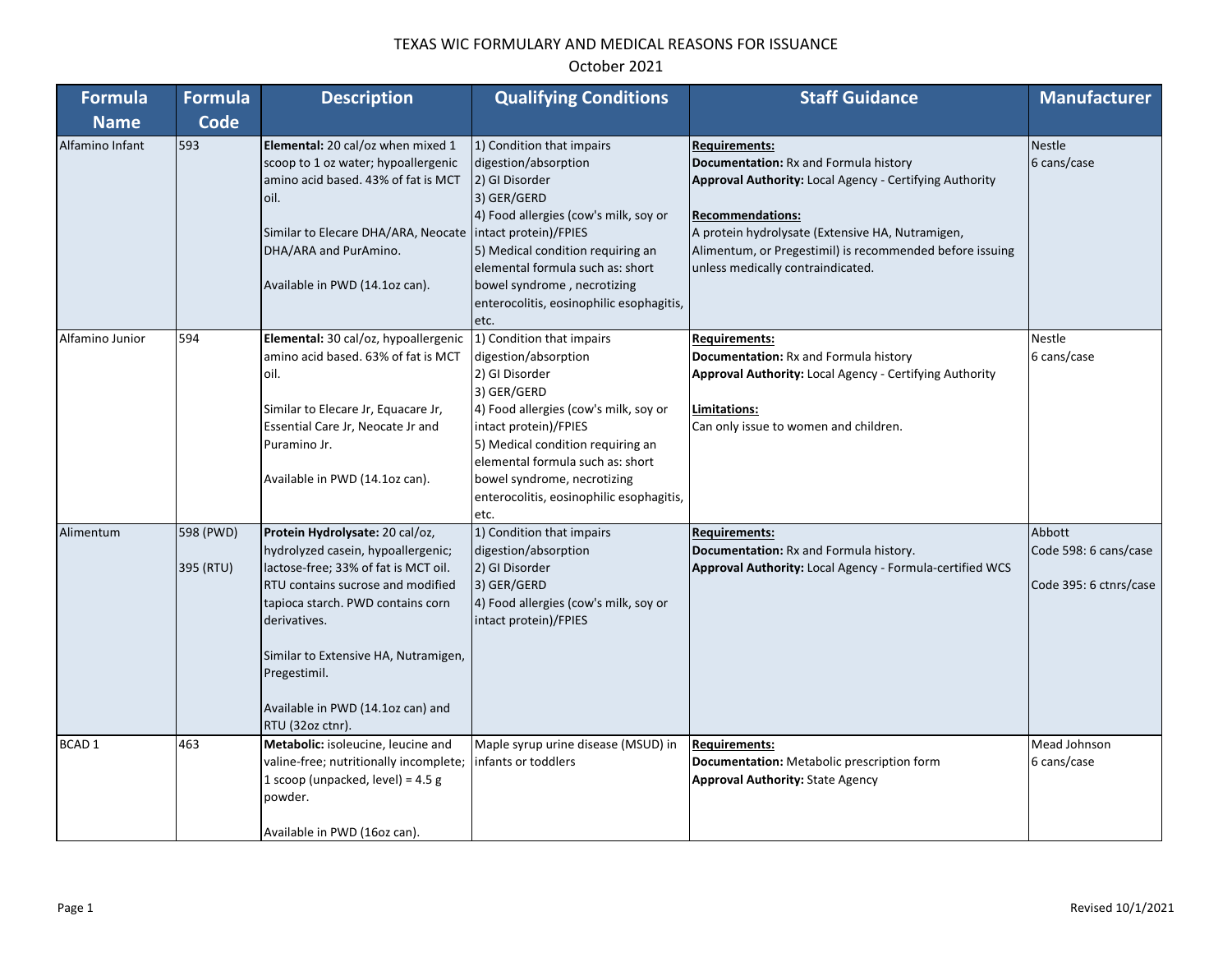# TEXAS WIC FORMULARY AND MEDICAL REASONS FOR ISSUANCE

October 2021

| Formula Name | Formula Code | Description | Qualifying Conditions | Staff Guidance | Manufacturer |
|---|---|---|---|---|---|
| Alfamino Infant | 593 | **Elemental:** 20 cal/oz when mixed 1 scoop to 1 oz water; hypoallergenic amino acid based. 43% of fat is MCT oil.<br><br>Similar to Elecare DHA/ARA, Neocate DHA/ARA and PurAmino.<br><br>Available in PWD (14.1oz can). | 1) Condition that impairs digestion/absorption<br>2) GI Disorder<br>3) GER/GERD<br>4) Food allergies (cow's milk, soy or intact protein)/FPIES<br>5) Medical condition requiring an elemental formula such as: short bowel syndrome , necrotizing enterocolitis, eosinophilic esophagitis, etc. | **Requirements:**<br>**Documentation:** Rx and Formula history<br>**Approval Authority:** Local Agency - Certifying Authority<br><br>**Recommendations:**<br>A protein hydrolysate (Extensive HA, Nutramigen, Alimentum, or Pregestimil) is recommended before issuing unless medically contraindicated. | Nestle<br>6 cans/case |
| Alfamino Junior | 594 | **Elemental:** 30 cal/oz, hypoallergenic amino acid based. 63% of fat is MCT oil.<br><br>Similar to Elecare Jr, Equacare Jr, Essential Care Jr, Neocate Jr and Puramino Jr.<br><br>Available in PWD (14.1oz can). | 1) Condition that impairs digestion/absorption<br>2) GI Disorder<br>3) GER/GERD<br>4) Food allergies (cow's milk, soy or intact protein)/FPIES<br>5) Medical condition requiring an elemental formula such as: short bowel syndrome, necrotizing enterocolitis, eosinophilic esophagitis, etc. | **Requirements:**<br>**Documentation:** Rx and Formula history<br>**Approval Authority:** Local Agency - Certifying Authority<br><br>**Limitations:**<br>Can only issue to women and children. | Nestle<br>6 cans/case |
| Alimentum | 598 (PWD)<br><br>395 (RTU) | **Protein Hydrolysate:** 20 cal/oz, hydrolyzed casein, hypoallergenic; lactose-free; 33% of fat is MCT oil. RTU contains sucrose and modified tapioca starch. PWD contains corn derivatives.<br><br>Similar to Extensive HA, Nutramigen, Pregestimil.<br><br>Available in PWD (14.1oz can) and RTU (32oz ctnr). | 1) Condition that impairs digestion/absorption<br>2) GI Disorder<br>3) GER/GERD<br>4) Food allergies (cow's milk, soy or intact protein)/FPIES | **Requirements:**<br>**Documentation:** Rx and Formula history.<br>**Approval Authority:** Local Agency - Formula-certified WCS | Abbott<br>Code 598: 6 cans/case<br><br>Code 395: 6 ctnrs/case |
| BCAD 1 | 463 | **Metabolic:** isoleucine, leucine and valine-free; nutritionally incomplete; 1 scoop (unpacked, level) = 4.5 g powder.<br><br>Available in PWD (16oz can). | Maple syrup urine disease (MSUD) in infants or toddlers | **Requirements:**<br>**Documentation:** Metabolic prescription form<br>**Approval Authority:** State Agency | Mead Johnson<br>6 cans/case |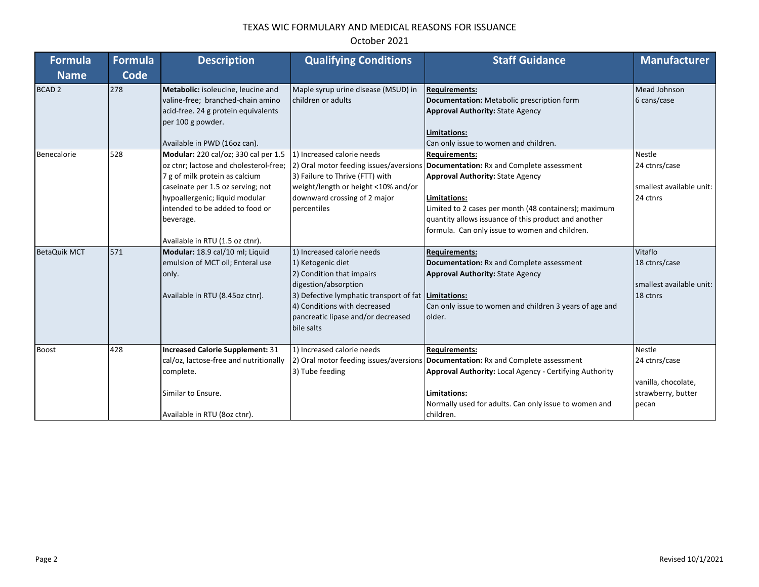# TEXAS WIC FORMULARY AND MEDICAL REASONS FOR ISSUANCE

October 2021

| Formula Name | Formula Code | Description | Qualifying Conditions | Staff Guidance | Manufacturer |
|---|---|---|---|---|---|
| BCAD 2 | 278 | **Metabolic:** isoleucine, leucine and valine-free; branched-chain amino acid-free. 24 g protein equivalents per 100 g powder.<br><br>Available in PWD (16oz can). | Maple syrup urine disease (MSUD) in children or adults | **Requirements:**<br>**Documentation:** Metabolic prescription form<br>**Approval Authority:** State Agency<br><br>**Limitations:**<br>Can only issue to women and children. | Mead Johnson<br>6 cans/case |
| Benecalorie | 528 | **Modular:** 220 cal/oz; 330 cal per 1.5 oz ctnr; lactose and cholesterol-free; 7 g of milk protein as calcium caseinate per 1.5 oz serving; not hypoallergenic; liquid modular intended to be added to food or beverage.<br><br>Available in RTU (1.5 oz ctnr). | 1) Increased calorie needs<br>2) Oral motor feeding issues/aversions<br>3) Failure to Thrive (FTT) with weight/length or height <10% and/or downward crossing of 2 major percentiles | **Requirements:**<br>**Documentation:** Rx and Complete assessment<br>**Approval Authority:** State Agency<br><br>**Limitations:**<br>Limited to 2 cases per month (48 containers); maximum quantity allows issuance of this product and another formula. Can only issue to women and children. | Nestle<br>24 ctnrs/case<br><br>smallest available unit: 24 ctnrs |
| BetaQuik MCT | 571 | **Modular:** 18.9 cal/10 ml; Liquid emulsion of MCT oil; Enteral use only.<br><br>Available in RTU (8.45oz ctnr). | 1) Increased calorie needs<br>1) Ketogenic diet<br>2) Condition that impairs digestion/absorption<br>3) Defective lymphatic transport of fat<br>4) Conditions with decreased pancreatic lipase and/or decreased bile salts | **Requirements:**<br>**Documentation:** Rx and Complete assessment<br>**Approval Authority:** State Agency<br><br>**Limitations:**<br>Can only issue to women and children 3 years of age and older. | Vitaflo<br>18 ctnrs/case<br><br>smallest available unit: 18 ctnrs |
| Boost | 428 | **Increased Calorie Supplement:** 31 cal/oz, lactose-free and nutritionally complete.<br><br>Similar to Ensure.<br><br>Available in RTU (8oz ctnr). | 1) Increased calorie needs<br>2) Oral motor feeding issues/aversions<br>3) Tube feeding | **Requirements:**<br>**Documentation:** Rx and Complete assessment<br>**Approval Authority:** Local Agency - Certifying Authority<br><br>**Limitations:**<br>Normally used for adults. Can only issue to women and children. | Nestle<br>24 ctnrs/case<br><br>vanilla, chocolate, strawberry, butter pecan |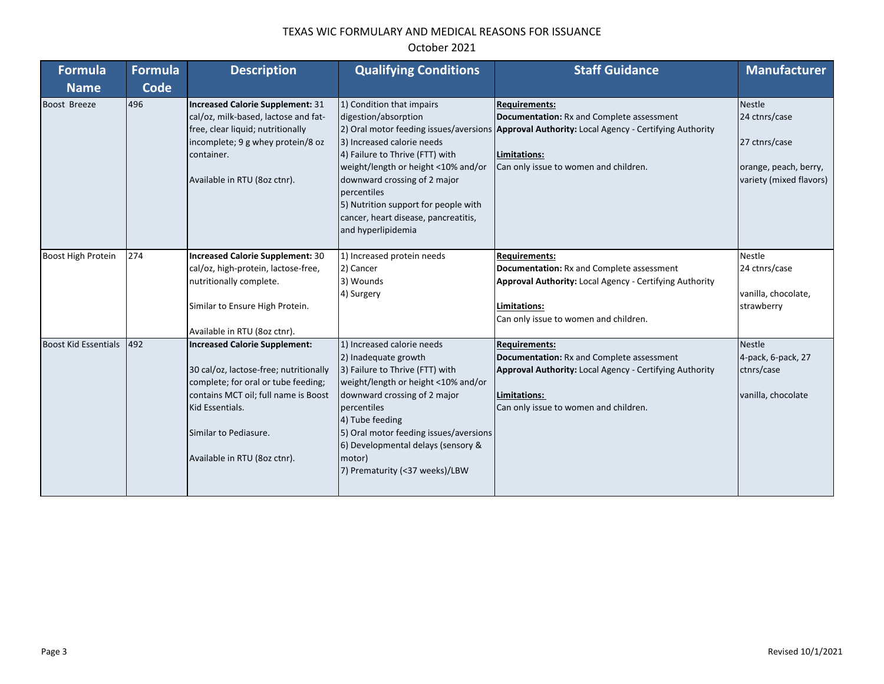# TEXAS WIC FORMULARY AND MEDICAL REASONS FOR ISSUANCE

October 2021

| Formula Name | Formula Code | Description | Qualifying Conditions | Staff Guidance | Manufacturer |
|---|---|---|---|---|---|
| Boost Breeze | 496 | **Increased Calorie Supplement:** 31 cal/oz, milk-based, lactose and fat-free, clear liquid; nutritionally incomplete; 9 g whey protein/8 oz container.<br><br>Available in RTU (8oz ctnr). | 1) Condition that impairs digestion/absorption<br>2) Oral motor feeding issues/aversions<br>3) Increased calorie needs<br>4) Failure to Thrive (FTT) with weight/length or height <10% and/or downward crossing of 2 major percentiles<br>5) Nutrition support for people with cancer, heart disease, pancreatitis, and hyperlipidemia | **Requirements:**<br>**Documentation:** Rx and Complete assessment<br>**Approval Authority:** Local Agency - Certifying Authority<br><br>**Limitations:**<br>Can only issue to women and children. | Nestle<br>24 ctnrs/case<br><br>27 ctnrs/case<br><br>orange, peach, berry, variety (mixed flavors) |
| Boost High Protein | 274 | **Increased Calorie Supplement:** 30 cal/oz, high-protein, lactose-free, nutritionally complete.<br><br>Similar to Ensure High Protein.<br><br>Available in RTU (8oz ctnr). | 1) Increased protein needs<br>2) Cancer<br>3) Wounds<br>4) Surgery | **Requirements:**<br>**Documentation:** Rx and Complete assessment<br>**Approval Authority:** Local Agency - Certifying Authority<br><br>**Limitations:**<br>Can only issue to women and children. | Nestle<br>24 ctnrs/case<br><br>vanilla, chocolate, strawberry |
| Boost Kid Essentials | 492 | **Increased Calorie Supplement:**<br><br>30 cal/oz, lactose-free; nutritionally complete; for oral or tube feeding; contains MCT oil; full name is Boost Kid Essentials.<br><br>Similar to Pediasure.<br><br>Available in RTU (8oz ctnr). | 1) Increased calorie needs<br>2) Inadequate growth<br>3) Failure to Thrive (FTT) with weight/length or height <10% and/or downward crossing of 2 major percentiles<br>4) Tube feeding<br>5) Oral motor feeding issues/aversions<br>6) Developmental delays (sensory & motor)<br>7) Prematurity (<37 weeks)/LBW | **Requirements:**<br>**Documentation:** Rx and Complete assessment<br>**Approval Authority:** Local Agency - Certifying Authority<br><br>**Limitations:**<br>Can only issue to women and children. | Nestle<br>4-pack, 6-pack, 27 ctnrs/case<br><br>vanilla, chocolate |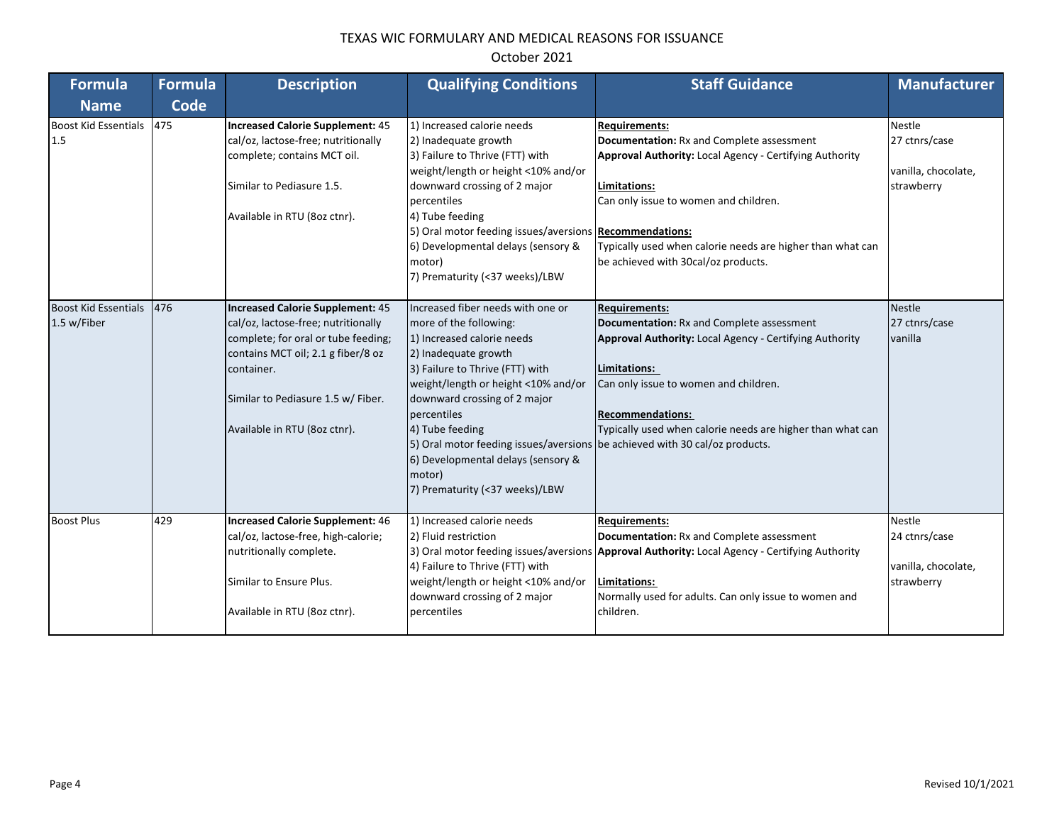# TEXAS WIC FORMULARY AND MEDICAL REASONS FOR ISSUANCE

October 2021

| Formula Name | Formula Code | Description | Qualifying Conditions | Staff Guidance | Manufacturer |
|---|---|---|---|---|---|
| Boost Kid Essentials 1.5 | 475 | **Increased Calorie Supplement:** 45 cal/oz, lactose-free; nutritionally complete; contains MCT oil.<br><br>Similar to Pediasure 1.5.<br><br>Available in RTU (8oz ctnr). | 1) Increased calorie needs<br>2) Inadequate growth<br>3) Failure to Thrive (FTT) with weight/length or height <10% and/or downward crossing of 2 major percentiles<br>4) Tube feeding<br>5) Oral motor feeding issues/aversions<br>6) Developmental delays (sensory & motor)<br>7) Prematurity (<37 weeks)/LBW | **Requirements:**<br>**Documentation:** Rx and Complete assessment<br>**Approval Authority:** Local Agency - Certifying Authority<br><br>**Limitations:**<br>Can only issue to women and children.<br><br>**Recommendations:**<br>Typically used when calorie needs are higher than what can be achieved with 30cal/oz products. | Nestle<br>27 ctnrs/case<br><br>vanilla, chocolate, strawberry |
| Boost Kid Essentials 1.5 w/Fiber | 476 | **Increased Calorie Supplement:** 45 cal/oz, lactose-free; nutritionally complete; for oral or tube feeding; contains MCT oil; 2.1 g fiber/8 oz container.<br><br>Similar to Pediasure 1.5 w/ Fiber.<br><br>Available in RTU (8oz ctnr). | Increased fiber needs with one or more of the following:<br>1) Increased calorie needs<br>2) Inadequate growth<br>3) Failure to Thrive (FTT) with weight/length or height <10% and/or downward crossing of 2 major percentiles<br>4) Tube feeding<br>5) Oral motor feeding issues/aversions<br>6) Developmental delays (sensory & motor)<br>7) Prematurity (<37 weeks)/LBW | **Requirements:**<br>**Documentation:** Rx and Complete assessment<br>**Approval Authority:** Local Agency - Certifying Authority<br><br>**Limitations:**<br>Can only issue to women and children.<br><br>**Recommendations:**<br>Typically used when calorie needs are higher than what can be achieved with 30 cal/oz products. | Nestle<br>27 ctnrs/case<br>vanilla |
| Boost Plus | 429 | **Increased Calorie Supplement:** 46 cal/oz, lactose-free, high-calorie; nutritionally complete.<br><br>Similar to Ensure Plus.<br><br>Available in RTU (8oz ctnr). | 1) Increased calorie needs<br>2) Fluid restriction<br>3) Oral motor feeding issues/aversions<br>4) Failure to Thrive (FTT) with weight/length or height <10% and/or downward crossing of 2 major percentiles | **Requirements:**<br>**Documentation:** Rx and Complete assessment<br>**Approval Authority:** Local Agency - Certifying Authority<br><br>**Limitations:**<br>Normally used for adults. Can only issue to women and children. | Nestle<br>24 ctnrs/case<br><br>vanilla, chocolate, strawberry |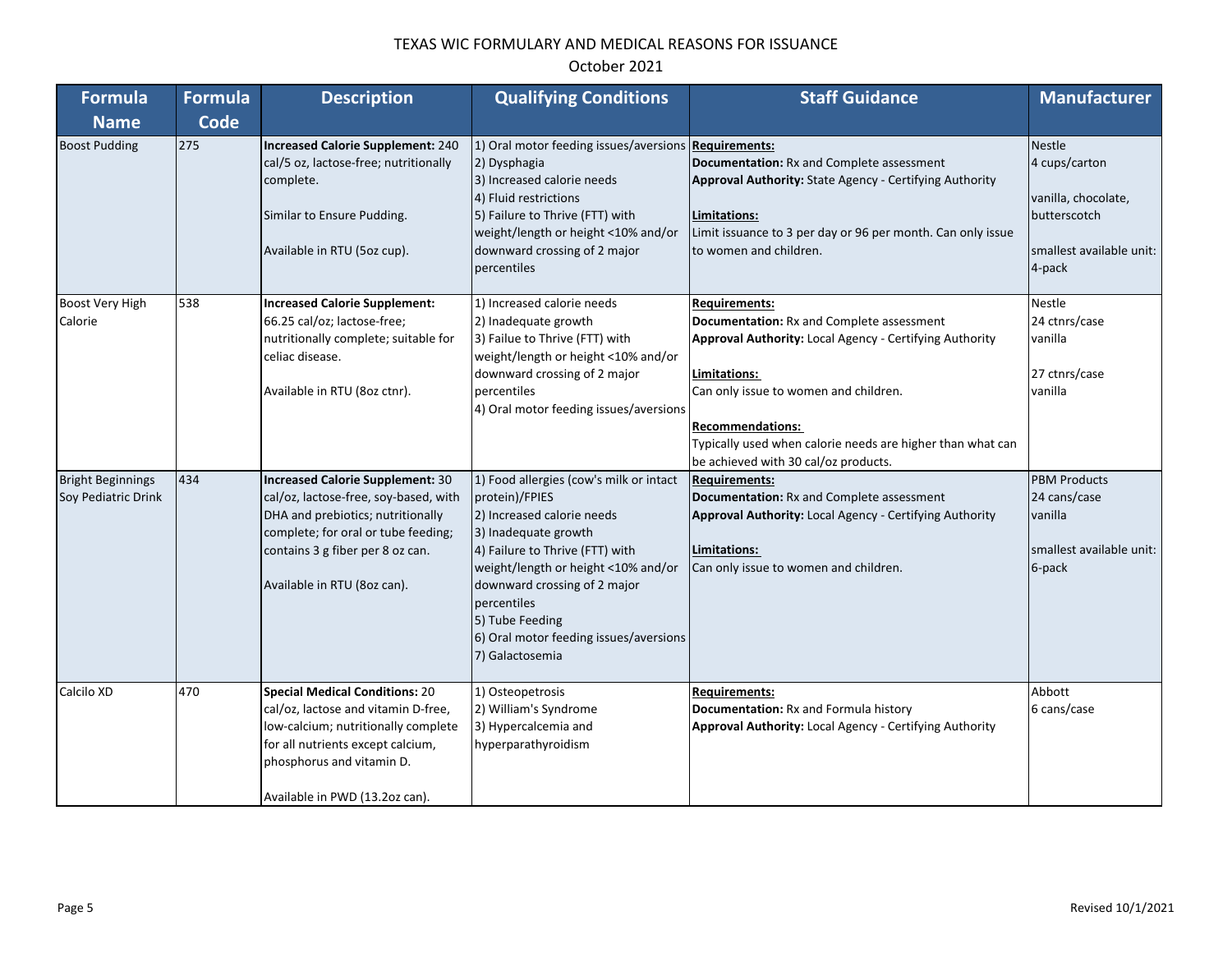# TEXAS WIC FORMULARY AND MEDICAL REASONS FOR ISSUANCE

October 2021

| Formula Name | Formula Code | Description | Qualifying Conditions | Staff Guidance | Manufacturer |
|---|---|---|---|---|---|
| Boost Pudding | 275 | **Increased Calorie Supplement:** 240 cal/5 oz, lactose-free; nutritionally complete.<br><br>Similar to Ensure Pudding.<br><br>Available in RTU (5oz cup). | 1) Oral motor feeding issues/aversions<br>2) Dysphagia<br>3) Increased calorie needs<br>4) Fluid restrictions<br>5) Failure to Thrive (FTT) with weight/length or height <10% and/or downward crossing of 2 major percentiles | **Requirements:**<br>**Documentation:** Rx and Complete assessment<br>**Approval Authority:** State Agency - Certifying Authority<br><br>**Limitations:**<br>Limit issuance to 3 per day or 96 per month. Can only issue to women and children. | Nestle<br>4 cups/carton<br><br>vanilla, chocolate, butterscotch<br><br>smallest available unit: 4-pack |
| Boost Very High Calorie | 538 | **Increased Calorie Supplement:** 66.25 cal/oz; lactose-free; nutritionally complete; suitable for celiac disease.<br><br>Available in RTU (8oz ctnr). | 1) Increased calorie needs<br>2) Inadequate growth<br>3) Failue to Thrive (FTT) with weight/length or height <10% and/or downward crossing of 2 major percentiles<br>4) Oral motor feeding issues/aversions | **Requirements:**<br>**Documentation:** Rx and Complete assessment<br>**Approval Authority:** Local Agency - Certifying Authority<br><br>**Limitations:**<br>Can only issue to women and children.<br><br>**Recommendations:**<br>Typically used when calorie needs are higher than what can be achieved with 30 cal/oz products. | Nestle<br>24 ctnrs/case<br>vanilla<br><br>27 ctnrs/case<br>vanilla |
| Bright Beginnings Soy Pediatric Drink | 434 | **Increased Calorie Supplement:** 30 cal/oz, lactose-free, soy-based, with DHA and prebiotics; nutritionally complete; for oral or tube feeding; contains 3 g fiber per 8 oz can.<br><br>Available in RTU (8oz can). | 1) Food allergies (cow's milk or intact protein)/FPIES<br>2) Increased calorie needs<br>3) Inadequate growth<br>4) Failure to Thrive (FTT) with weight/length or height <10% and/or downward crossing of 2 major percentiles<br>5) Tube Feeding<br>6) Oral motor feeding issues/aversions<br>7) Galactosemia | **Requirements:**<br>**Documentation:** Rx and Complete assessment<br>**Approval Authority:** Local Agency - Certifying Authority<br><br>**Limitations:**<br>Can only issue to women and children. | PBM Products<br>24 cans/case<br>vanilla<br><br>smallest available unit: 6-pack |
| Calcilo XD | 470 | **Special Medical Conditions:** 20 cal/oz, lactose and vitamin D-free, low-calcium; nutritionally complete for all nutrients except calcium, phosphorus and vitamin D.<br><br>Available in PWD (13.2oz can). | 1) Osteopetrosis<br>2) William's Syndrome<br>3) Hypercalcemia and hyperparathyroidism | **Requirements:**<br>**Documentation:** Rx and Formula history<br>**Approval Authority:** Local Agency - Certifying Authority | Abbott<br>6 cans/case |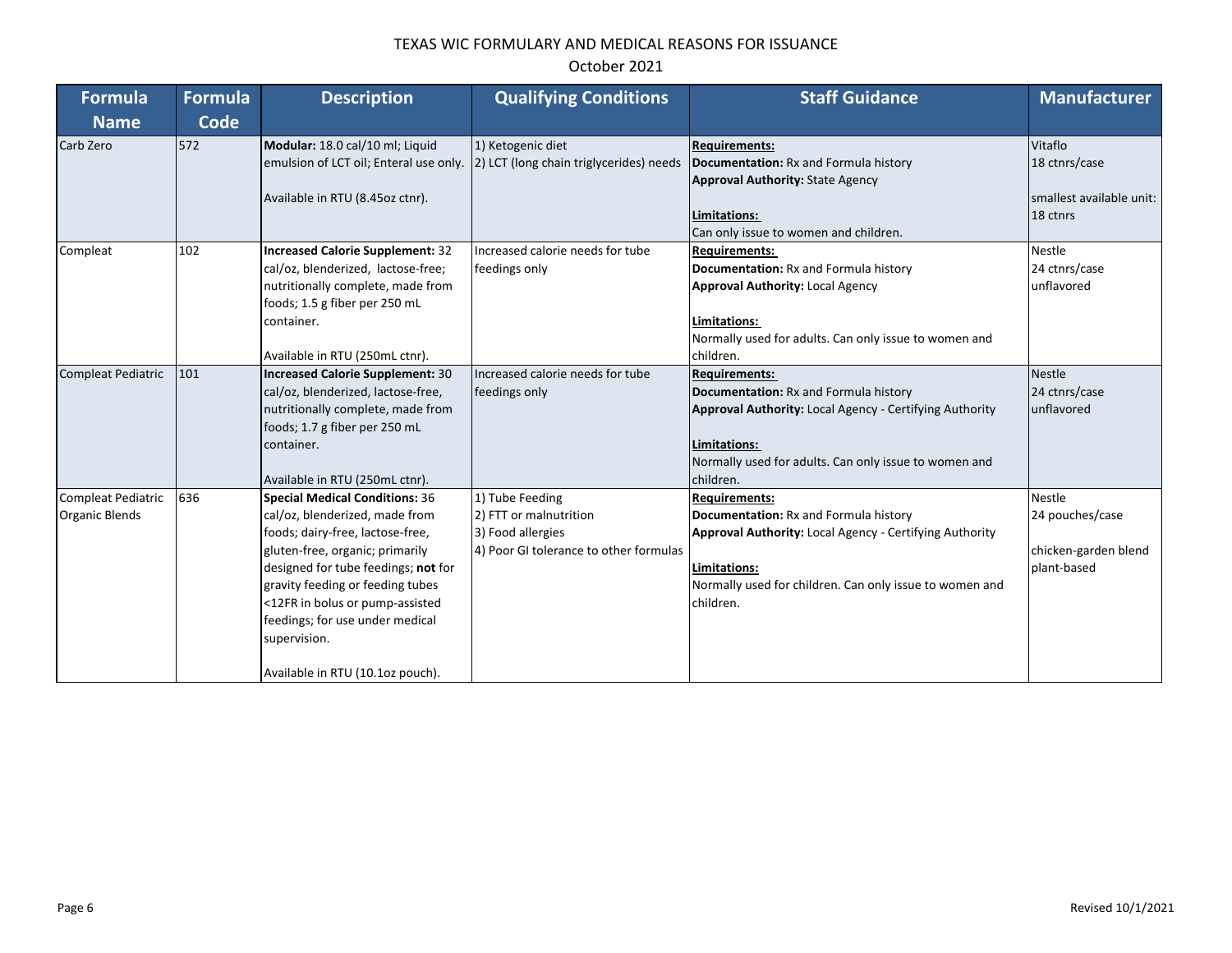TEXAS WIC FORMULARY AND MEDICAL REASONS FOR ISSUANCE

October 2021

| Formula Name | Formula Code | Description | Qualifying Conditions | Staff Guidance | Manufacturer |
|---|---|---|---|---|---|
| Carb Zero | 572 | **Modular:** 18.0 cal/10 ml; Liquid emulsion of LCT oil; Enteral use only.<br><br>Available in RTU (8.45oz ctnr). | 1) Ketogenic diet<br>2) LCT (long chain triglycerides) needs | **Requirements:**<br>**Documentation:** Rx and Formula history<br>**Approval Authority:** State Agency<br><br>**Limitations:**<br>Can only issue to women and children. | Vitaflo<br>18 ctnrs/case<br><br>smallest available unit: 18 ctnrs |
| Compleat | 102 | **Increased Calorie Supplement:** 32 cal/oz, blenderized, lactose-free; nutritionally complete, made from foods; 1.5 g fiber per 250 mL container.<br><br>Available in RTU (250mL ctnr). | Increased calorie needs for tube feedings only | **Requirements:**<br>**Documentation:** Rx and Formula history<br>**Approval Authority:** Local Agency<br><br>**Limitations:**<br>Normally used for adults. Can only issue to women and children. | Nestle<br>24 ctnrs/case<br>unflavored |
| Compleat Pediatric | 101 | **Increased Calorie Supplement:** 30 cal/oz, blenderized, lactose-free, nutritionally complete, made from foods; 1.7 g fiber per 250 mL container.<br><br>Available in RTU (250mL ctnr). | Increased calorie needs for tube feedings only | **Requirements:**<br>**Documentation:** Rx and Formula history<br>**Approval Authority:** Local Agency - Certifying Authority<br><br>**Limitations:**<br>Normally used for adults. Can only issue to women and children. | Nestle<br>24 ctnrs/case<br>unflavored |
| Compleat Pediatric Organic Blends | 636 | **Special Medical Conditions:** 36 cal/oz, blenderized, made from foods; dairy-free, lactose-free, gluten-free, organic; primarily designed for tube feedings; **not** for gravity feeding or feeding tubes <12FR in bolus or pump-assisted feedings; for use under medical supervision.<br><br>Available in RTU (10.1oz pouch). | 1) Tube Feeding<br>2) FTT or malnutrition<br>3) Food allergies<br>4) Poor GI tolerance to other formulas | **Requirements:**<br>**Documentation:** Rx and Formula history<br>**Approval Authority:** Local Agency - Certifying Authority<br><br>**Limitations:**<br>Normally used for children. Can only issue to women and children. | Nestle<br>24 pouches/case<br><br>chicken-garden blend<br>plant-based |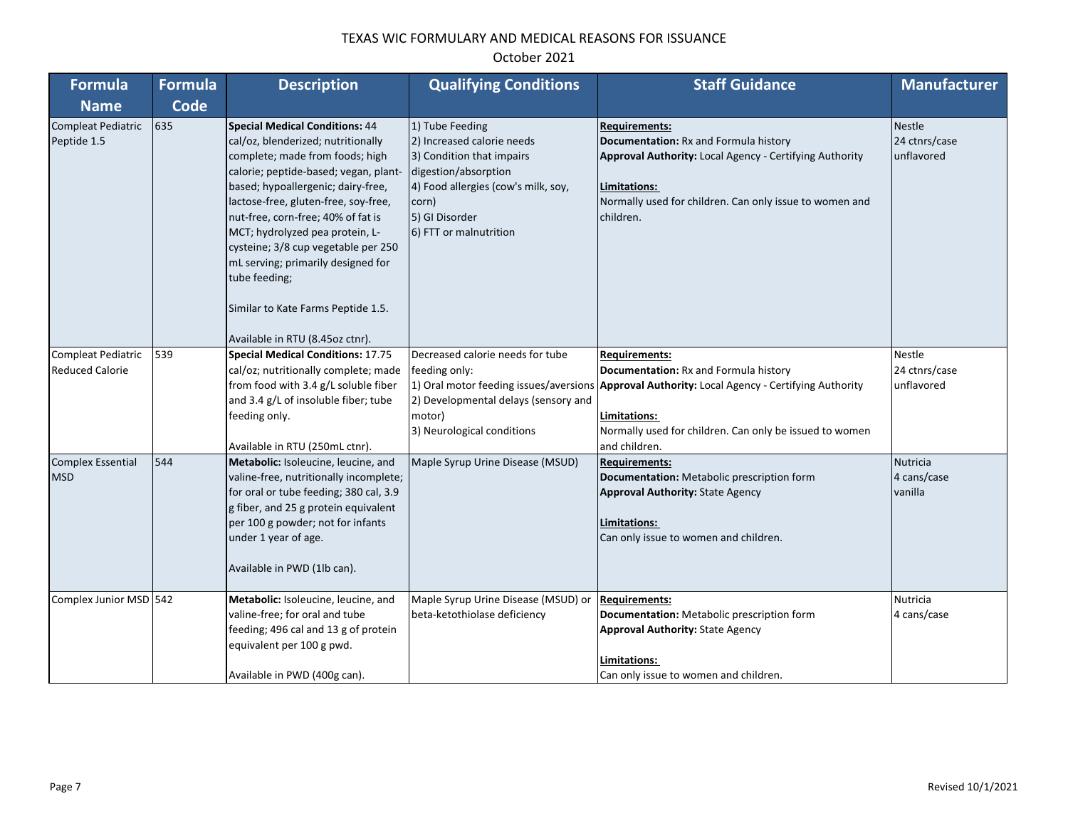TEXAS WIC FORMULARY AND MEDICAL REASONS FOR ISSUANCE

October 2021

| Formula Name | Formula Code | Description | Qualifying Conditions | Staff Guidance | Manufacturer |
|---|---|---|---|---|---|
| Compleat Pediatric Peptide 1.5 | 635 | **Special Medical Conditions:** 44 cal/oz, blenderized; nutritionally complete; made from foods; high calorie; peptide-based; vegan, plant-based; hypoallergenic; dairy-free, lactose-free, gluten-free, soy-free, nut-free, corn-free; 40% of fat is MCT; hydrolyzed pea protein, L-cysteine; 3/8 cup vegetable per 250 mL serving; primarily designed for tube feeding;<br><br>Similar to Kate Farms Peptide 1.5.<br><br>Available in RTU (8.45oz ctnr). | 1) Tube Feeding<br>2) Increased calorie needs<br>3) Condition that impairs digestion/absorption<br>4) Food allergies (cow's milk, soy, corn)<br>5) GI Disorder<br>6) FTT or malnutrition | **Requirements:**<br>**Documentation:** Rx and Formula history<br>**Approval Authority:** Local Agency - Certifying Authority<br><br>**Limitations:**<br>Normally used for children. Can only issue to women and children. | Nestle<br>24 ctnrs/case<br>unflavored |
| Compleat Pediatric Reduced Calorie | 539 | **Special Medical Conditions:** 17.75 cal/oz; nutritionally complete; made from food with 3.4 g/L soluble fiber and 3.4 g/L of insoluble fiber; tube feeding only.<br><br>Available in RTU (250mL ctnr). | Decreased calorie needs for tube feeding only:<br>1) Oral motor feeding issues/aversions<br>2) Developmental delays (sensory and motor)<br>3) Neurological conditions | **Requirements:**<br>**Documentation:** Rx and Formula history<br>**Approval Authority:** Local Agency - Certifying Authority<br><br>**Limitations:**<br>Normally used for children. Can only be issued to women and children. | Nestle<br>24 ctnrs/case<br>unflavored |
| Complex Essential MSD | 544 | **Metabolic:** Isoleucine, leucine, and valine-free, nutritionally incomplete; for oral or tube feeding; 380 cal, 3.9 g fiber, and 25 g protein equivalent per 100 g powder; not for infants under 1 year of age.<br><br>Available in PWD (1lb can). | Maple Syrup Urine Disease (MSUD) | **Requirements:**<br>**Documentation:** Metabolic prescription form<br>**Approval Authority:** State Agency<br><br>**Limitations:**<br>Can only issue to women and children. | Nutricia<br>4 cans/case<br>vanilla |
| Complex Junior MSD | 542 | **Metabolic:** Isoleucine, leucine, and valine-free; for oral and tube feeding; 496 cal and 13 g of protein equivalent per 100 g pwd.<br><br>Available in PWD (400g can). | Maple Syrup Urine Disease (MSUD) or beta-ketothiolase deficiency | **Requirements:**<br>**Documentation:** Metabolic prescription form<br>**Approval Authority:** State Agency<br><br>**Limitations:**<br>Can only issue to women and children. | Nutricia<br>4 cans/case |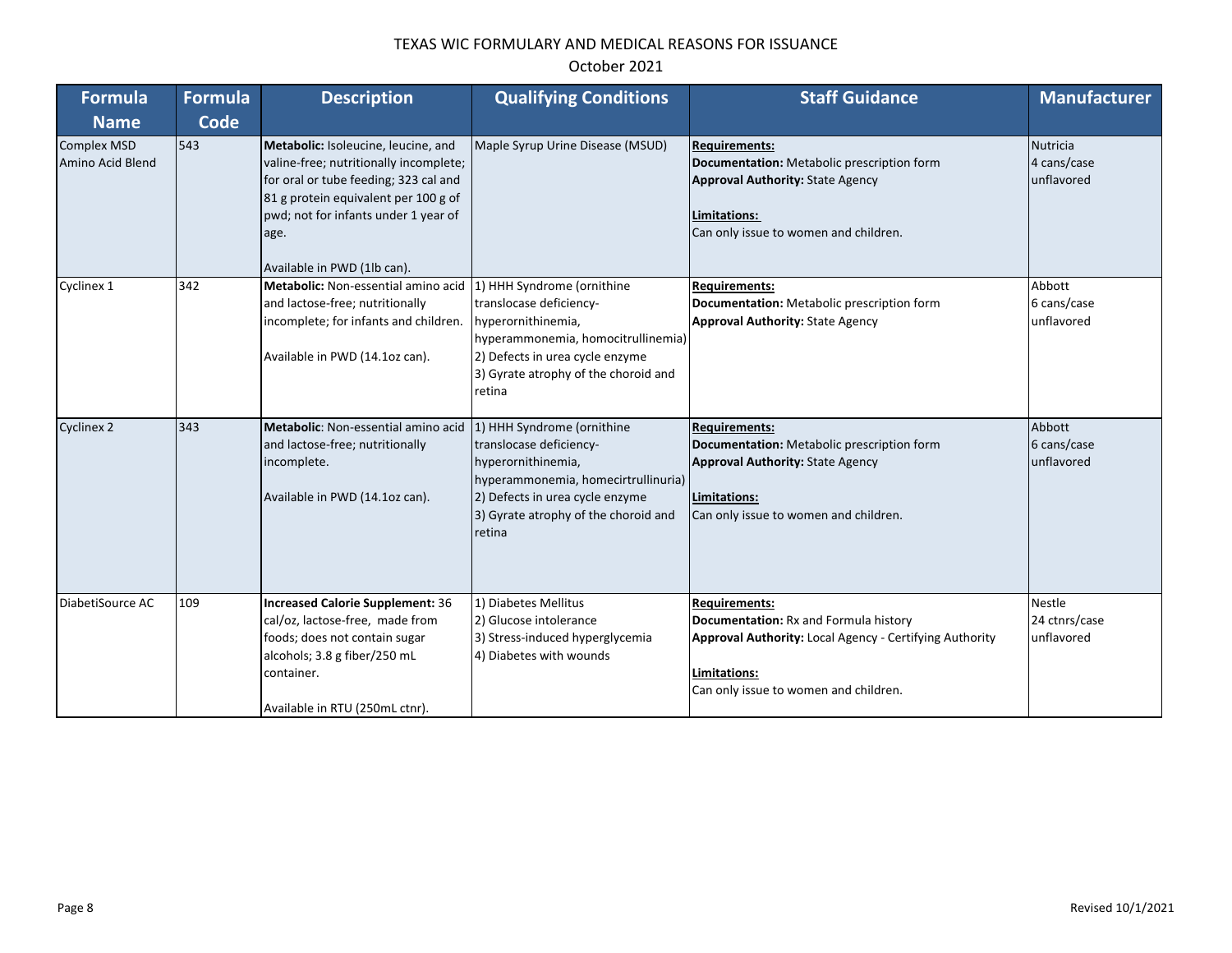TEXAS WIC FORMULARY AND MEDICAL REASONS FOR ISSUANCE

October 2021

| Formula Name | Formula Code | Description | Qualifying Conditions | Staff Guidance | Manufacturer |
|---|---|---|---|---|---|
| Complex MSD Amino Acid Blend | 543 | **Metabolic:** Isoleucine, leucine, and valine-free; nutritionally incomplete; for oral or tube feeding; 323 cal and 81 g protein equivalent per 100 g of pwd; not for infants under 1 year of age.<br><br>Available in PWD (1lb can). | Maple Syrup Urine Disease (MSUD) | **Requirements:**<br>**Documentation:** Metabolic prescription form<br>**Approval Authority:** State Agency<br><br>**Limitations:**<br>Can only issue to women and children. | Nutricia<br>4 cans/case<br>unflavored |
| Cyclinex 1 | 342 | **Metabolic:** Non-essential amino acid and lactose-free; nutritionally incomplete; for infants and children.<br><br>Available in PWD (14.1oz can). | 1) HHH Syndrome (ornithine translocase deficiency- hyperornithinemia, hyperammonemia, homocitrullinemia)<br>2) Defects in urea cycle enzyme<br>3) Gyrate atrophy of the choroid and retina | **Requirements:**<br>**Documentation:** Metabolic prescription form<br>**Approval Authority:** State Agency | Abbott<br>6 cans/case<br>unflavored |
| Cyclinex 2 | 343 | **Metabolic**: Non-essential amino acid and lactose-free; nutritionally incomplete.<br><br>Available in PWD (14.1oz can). | 1) HHH Syndrome (ornithine translocase deficiency- hyperornithinemia, hyperammonemia, homecirtrullinuria)<br>2) Defects in urea cycle enzyme<br>3) Gyrate atrophy of the choroid and retina | **Requirements:**<br>**Documentation:** Metabolic prescription form<br>**Approval Authority:** State Agency<br><br>**Limitations:**<br>Can only issue to women and children. | Abbott<br>6 cans/case<br>unflavored |
| DiabetiSource AC | 109 | **Increased Calorie Supplement:** 36 cal/oz, lactose-free, made from foods; does not contain sugar alcohols; 3.8 g fiber/250 mL container.<br><br>Available in RTU (250mL ctnr). | 1) Diabetes Mellitus<br>2) Glucose intolerance<br>3) Stress-induced hyperglycemia<br>4) Diabetes with wounds | **Requirements:**<br>**Documentation:** Rx and Formula history<br>**Approval Authority:** Local Agency - Certifying Authority<br><br>**Limitations:**<br>Can only issue to women and children. | Nestle<br>24 ctnrs/case<br>unflavored |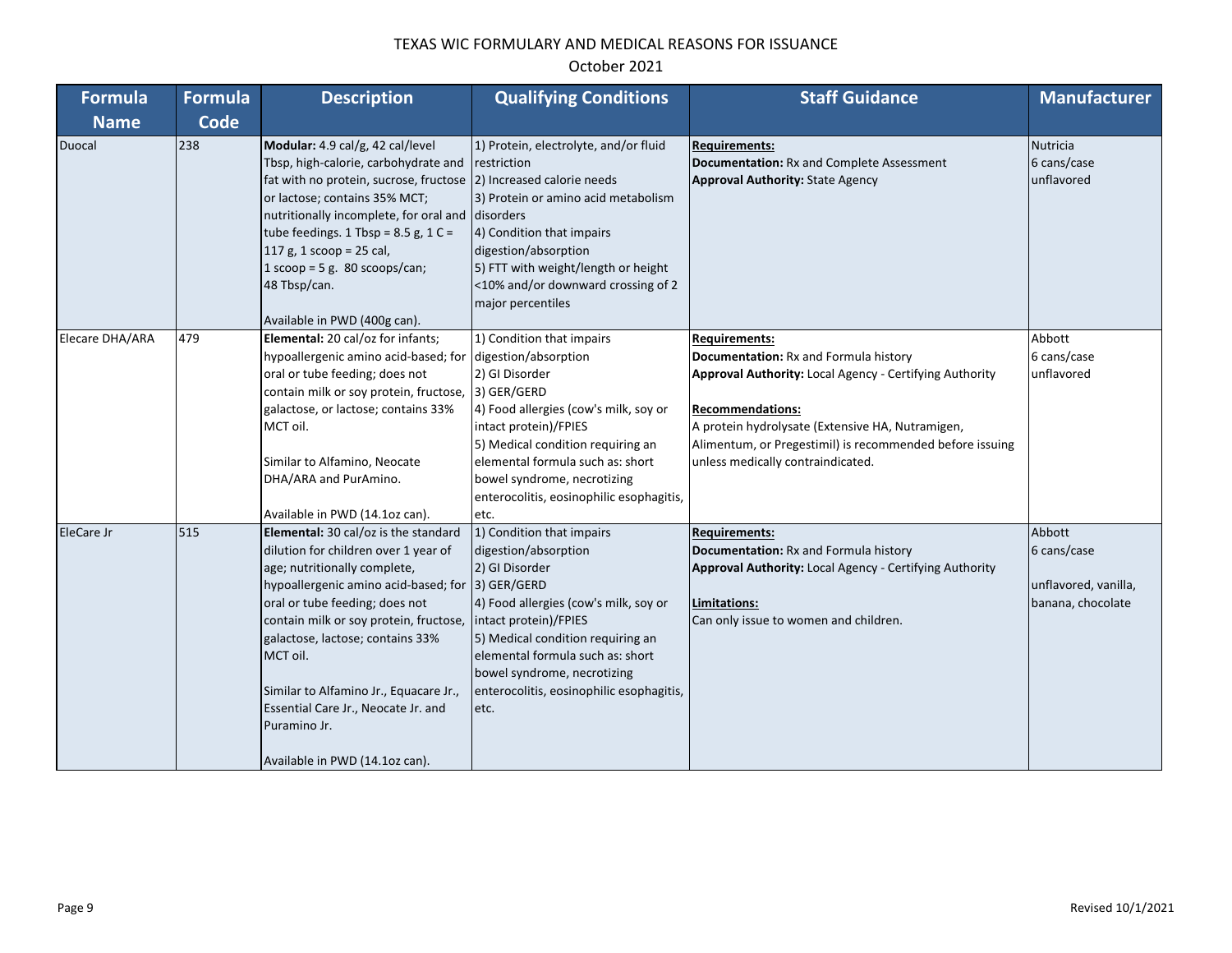TEXAS WIC FORMULARY AND MEDICAL REASONS FOR ISSUANCE
October 2021

| Formula Name | Formula Code | Description | Qualifying Conditions | Staff Guidance | Manufacturer |
|---|---|---|---|---|---|
| Duocal | 238 | **Modular:** 4.9 cal/g, 42 cal/level Tbsp, high-calorie, carbohydrate and fat with no protein, sucrose, fructose or lactose; contains 35% MCT; nutritionally incomplete, for oral and tube feedings. 1 Tbsp = 8.5 g, 1 C = 117 g, 1 scoop = 25 cal, 1 scoop = 5 g. 80 scoops/can; 48 Tbsp/can.<br><br>Available in PWD (400g can). | 1) Protein, electrolyte, and/or fluid restriction<br>2) Increased calorie needs<br>3) Protein or amino acid metabolism disorders<br>4) Condition that impairs digestion/absorption<br>5) FTT with weight/length or height <10% and/or downward crossing of 2 major percentiles | **Requirements:**<br>**Documentation:** Rx and Complete Assessment<br>**Approval Authority:** State Agency | Nutricia<br>6 cans/case<br>unflavored |
| Elecare DHA/ARA | 479 | **Elemental:** 20 cal/oz for infants; hypoallergenic amino acid-based; for oral or tube feeding; does not contain milk or soy protein, fructose, galactose, or lactose; contains 33% MCT oil.<br><br>Similar to Alfamino, Neocate DHA/ARA and PurAmino.<br><br>Available in PWD (14.1oz can). | 1) Condition that impairs digestion/absorption<br>2) GI Disorder<br>3) GER/GERD<br>4) Food allergies (cow's milk, soy or intact protein)/FPIES<br>5) Medical condition requiring an elemental formula such as: short bowel syndrome, necrotizing enterocolitis, eosinophilic esophagitis, etc. | **Requirements:**<br>**Documentation:** Rx and Formula history<br>**Approval Authority:** Local Agency - Certifying Authority<br><br>**Recommendations:**<br>A protein hydrolysate (Extensive HA, Nutramigen, Alimentum, or Pregestimil) is recommended before issuing unless medically contraindicated. | Abbott<br>6 cans/case<br>unflavored |
| EleCare Jr | 515 | **Elemental:** 30 cal/oz is the standard dilution for children over 1 year of age; nutritionally complete, hypoallergenic amino acid-based; for oral or tube feeding; does not contain milk or soy protein, fructose, galactose, lactose; contains 33% MCT oil.<br><br>Similar to Alfamino Jr., Equacare Jr., Essential Care Jr., Neocate Jr. and Puramino Jr.<br><br>Available in PWD (14.1oz can). | 1) Condition that impairs digestion/absorption<br>2) GI Disorder<br>3) GER/GERD<br>4) Food allergies (cow's milk, soy or intact protein)/FPIES<br>5) Medical condition requiring an elemental formula such as: short bowel syndrome, necrotizing enterocolitis, eosinophilic esophagitis, etc. | **Requirements:**<br>**Documentation:** Rx and Formula history<br>**Approval Authority:** Local Agency - Certifying Authority<br><br>**Limitations:**<br>Can only issue to women and children. | Abbott<br>6 cans/case<br><br>unflavored, vanilla, banana, chocolate |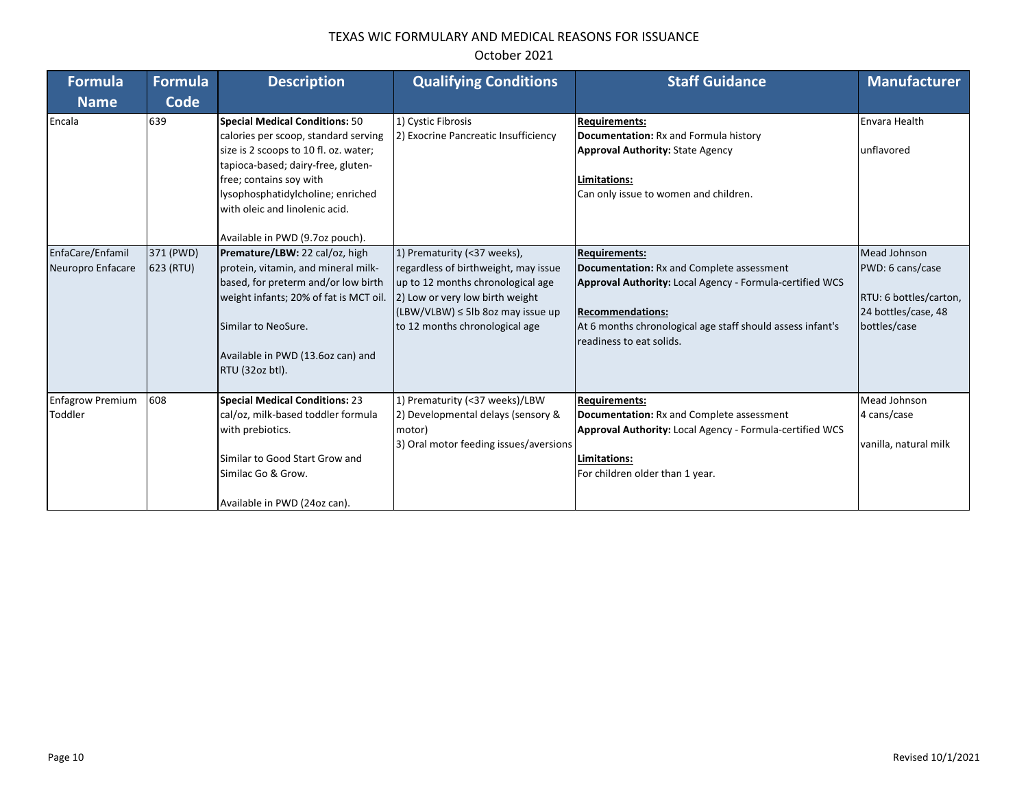# TEXAS WIC FORMULARY AND MEDICAL REASONS FOR ISSUANCE

October 2021

| Formula Name | Formula Code | Description | Qualifying Conditions | Staff Guidance | Manufacturer |
|---|---|---|---|---|---|
| Encala | 639 | **Special Medical Conditions:** 50 calories per scoop, standard serving size is 2 scoops to 10 fl. oz. water; tapioca-based; dairy-free, gluten-free; contains soy with lysophosphatidylcholine; enriched with oleic and linolenic acid.<br><br>Available in PWD (9.7oz pouch). | 1) Cystic Fibrosis<br>2) Exocrine Pancreatic Insufficiency | **Requirements:**<br>**Documentation:** Rx and Formula history<br>**Approval Authority:** State Agency<br><br>**Limitations:**<br>Can only issue to women and children. | Envara Health<br><br>unflavored |
| EnfaCare/Enfamil Neuropro Enfacare | 371 (PWD)<br>623 (RTU) | **Premature/LBW:** 22 cal/oz, high protein, vitamin, and mineral milk-based, for preterm and/or low birth weight infants; 20% of fat is MCT oil.<br><br>Similar to NeoSure.<br><br>Available in PWD (13.6oz can) and RTU (32oz btl). | 1) Prematurity (<37 weeks), regardless of birthweight, may issue up to 12 months chronological age<br>2) Low or very low birth weight (LBW/VLBW) ≤ 5lb 8oz may issue up to 12 months chronological age | **Requirements:**<br>**Documentation:** Rx and Complete assessment<br>**Approval Authority:** Local Agency - Formula-certified WCS<br><br>**Recommendations:**<br>At 6 months chronological age staff should assess infant's readiness to eat solids. | Mead Johnson<br>PWD: 6 cans/case<br><br>RTU: 6 bottles/carton, 24 bottles/case, 48 bottles/case |
| Enfagrow Premium Toddler | 608 | **Special Medical Conditions:** 23 cal/oz, milk-based toddler formula with prebiotics.<br><br>Similar to Good Start Grow and Similac Go & Grow.<br><br>Available in PWD (24oz can). | 1) Prematurity (<37 weeks)/LBW<br>2) Developmental delays (sensory & motor)<br>3) Oral motor feeding issues/aversions | **Requirements:**<br>**Documentation:** Rx and Complete assessment<br>**Approval Authority:** Local Agency - Formula-certified WCS<br><br>**Limitations:**<br>For children older than 1 year. | Mead Johnson<br>4 cans/case<br><br>vanilla, natural milk |

Revised 10/1/2021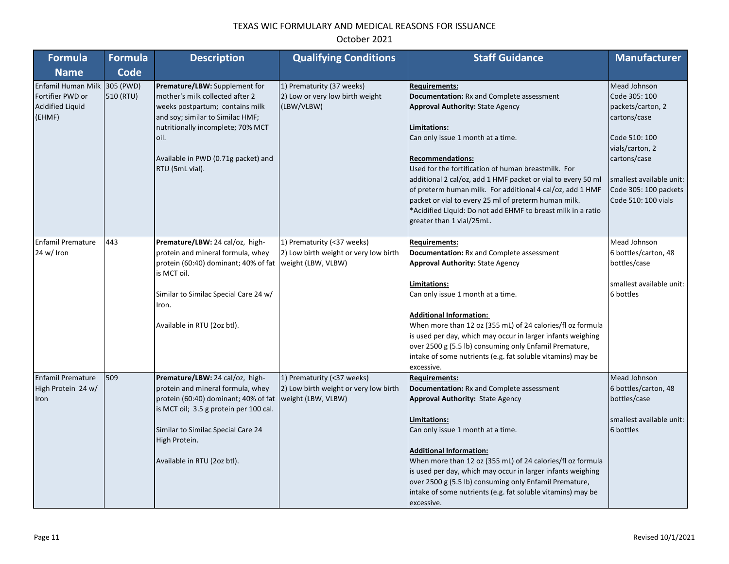# TEXAS WIC FORMULARY AND MEDICAL REASONS FOR ISSUANCE

October 2021

| Formula Name | Formula Code | Description | Qualifying Conditions | Staff Guidance | Manufacturer |
|---|---|---|---|---|---|
| Enfamil Human Milk Fortifier PWD or Acidified Liquid (EHMF) | 305 (PWD)<br>510 (RTU) | **Premature/LBW:** Supplement for mother's milk collected after 2 weeks postpartum; contains milk and soy; similar to Similac HMF; nutritionally incomplete; 70% MCT oil.<br><br>Available in PWD (0.71g packet) and RTU (5mL vial). | 1) Prematurity (37 weeks)<br>2) Low or very low birth weight (LBW/VLBW) | **Requirements:**<br>**Documentation:** Rx and Complete assessment<br>**Approval Authority:** State Agency<br><br>**Limitations:**<br>Can only issue 1 month at a time.<br><br>**Recommendations:**<br>Used for the fortification of human breastmilk. For additional 2 cal/oz, add 1 HMF packet or vial to every 50 ml of preterm human milk. For additional 4 cal/oz, add 1 HMF packet or vial to every 25 ml of preterm human milk.<br>*Acidified Liquid: Do not add EHMF to breast milk in a ratio greater than 1 vial/25mL. | Mead Johnson<br>Code 305: 100 packets/carton, 2 cartons/case<br><br>Code 510: 100 vials/carton, 2 cartons/case<br><br>smallest available unit:<br>Code 305: 100 packets<br>Code 510: 100 vials |
| Enfamil Premature 24 w/ Iron | 443 | **Premature/LBW:** 24 cal/oz, high-protein and mineral formula, whey protein (60:40) dominant; 40% of fat is MCT oil.<br><br>Similar to Similac Special Care 24 w/ Iron.<br><br>Available in RTU (2oz btl). | 1) Prematurity (<37 weeks)<br>2) Low birth weight or very low birth weight (LBW, VLBW) | **Requirements:**<br>**Documentation:** Rx and Complete assessment<br>**Approval Authority:** State Agency<br><br>**Limitations:**<br>Can only issue 1 month at a time.<br><br>**Additional Information:**<br>When more than 12 oz (355 mL) of 24 calories/fl oz formula is used per day, which may occur in larger infants weighing over 2500 g (5.5 lb) consuming only Enfamil Premature, intake of some nutrients (e.g. fat soluble vitamins) may be excessive. | Mead Johnson<br>6 bottles/carton, 48 bottles/case<br><br>smallest available unit: 6 bottles |
| Enfamil Premature High Protein 24 w/ Iron | 509 | **Premature/LBW:** 24 cal/oz, high-protein and mineral formula, whey protein (60:40) dominant; 40% of fat is MCT oil; 3.5 g protein per 100 cal.<br><br>Similar to Similac Special Care 24 High Protein.<br><br>Available in RTU (2oz btl). | 1) Prematurity (<37 weeks)<br>2) Low birth weight or very low birth weight (LBW, VLBW) | **Requirements:**<br>**Documentation:** Rx and Complete assessment<br>**Approval Authority:** State Agency<br><br>**Limitations:**<br>Can only issue 1 month at a time.<br><br>**Additional Information:**<br>When more than 12 oz (355 mL) of 24 calories/fl oz formula is used per day, which may occur in larger infants weighing over 2500 g (5.5 lb) consuming only Enfamil Premature, intake of some nutrients (e.g. fat soluble vitamins) may be excessive. | Mead Johnson<br>6 bottles/carton, 48 bottles/case<br><br>smallest available unit: 6 bottles |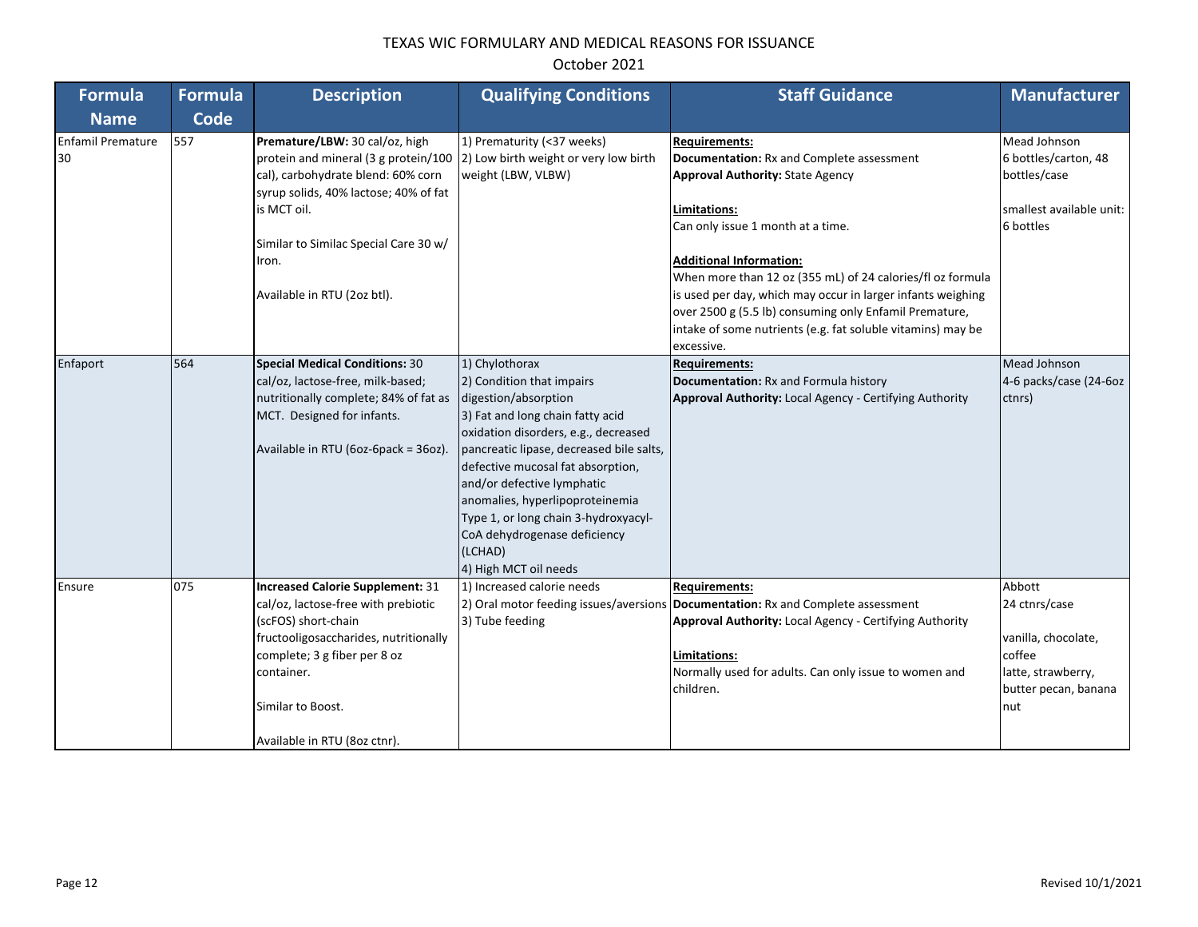# TEXAS WIC FORMULARY AND MEDICAL REASONS FOR ISSUANCE

October 2021

| Formula Name | Formula Code | Description | Qualifying Conditions | Staff Guidance | Manufacturer |
|---|---|---|---|---|---|
| Enfamil Premature 30 | 557 | **Premature/LBW:** 30 cal/oz, high protein and mineral (3 g protein/100 cal), carbohydrate blend: 60% corn syrup solids, 40% lactose; 40% of fat is MCT oil.<br><br>Similar to Similac Special Care 30 w/ Iron.<br><br>Available in RTU (2oz btl). | 1) Prematurity (<37 weeks)<br>2) Low birth weight or very low birth weight (LBW, VLBW) | **Requirements:**<br>**Documentation:** Rx and Complete assessment<br>**Approval Authority:** State Agency<br><br>**Limitations:**<br>Can only issue 1 month at a time.<br><br>**Additional Information:**<br>When more than 12 oz (355 mL) of 24 calories/fl oz formula is used per day, which may occur in larger infants weighing over 2500 g (5.5 lb) consuming only Enfamil Premature, intake of some nutrients (e.g. fat soluble vitamins) may be excessive. | Mead Johnson<br>6 bottles/carton, 48 bottles/case<br><br>smallest available unit: 6 bottles |
| Enfaport | 564 | **Special Medical Conditions:** 30 cal/oz, lactose-free, milk-based; nutritionally complete; 84% of fat as MCT. Designed for infants.<br><br>Available in RTU (6oz-6pack = 36oz). | 1) Chylothorax<br>2) Condition that impairs digestion/absorption<br>3) Fat and long chain fatty acid oxidation disorders, e.g., decreased pancreatic lipase, decreased bile salts, defective mucosal fat absorption, and/or defective lymphatic anomalies, hyperlipoproteinemia Type 1, or long chain 3-hydroxyacyl-CoA dehydrogenase deficiency (LCHAD)<br>4) High MCT oil needs | **Requirements:**<br>**Documentation:** Rx and Formula history<br>**Approval Authority:** Local Agency - Certifying Authority | Mead Johnson<br>4-6 packs/case (24-6oz ctnrs) |
| Ensure | 075 | **Increased Calorie Supplement:** 31 cal/oz, lactose-free with prebiotic (scFOS) short-chain fructooligosaccharides, nutritionally complete; 3 g fiber per 8 oz container.<br><br>Similar to Boost.<br><br>Available in RTU (8oz ctnr). | 1) Increased calorie needs<br>2) Oral motor feeding issues/aversions<br>3) Tube feeding | **Requirements:**<br>**Documentation:** Rx and Complete assessment<br>**Approval Authority:** Local Agency - Certifying Authority<br><br>**Limitations:**<br>Normally used for adults. Can only issue to women and children. | Abbott<br>24 ctnrs/case<br><br>vanilla, chocolate, coffee latte, strawberry, butter pecan, banana nut |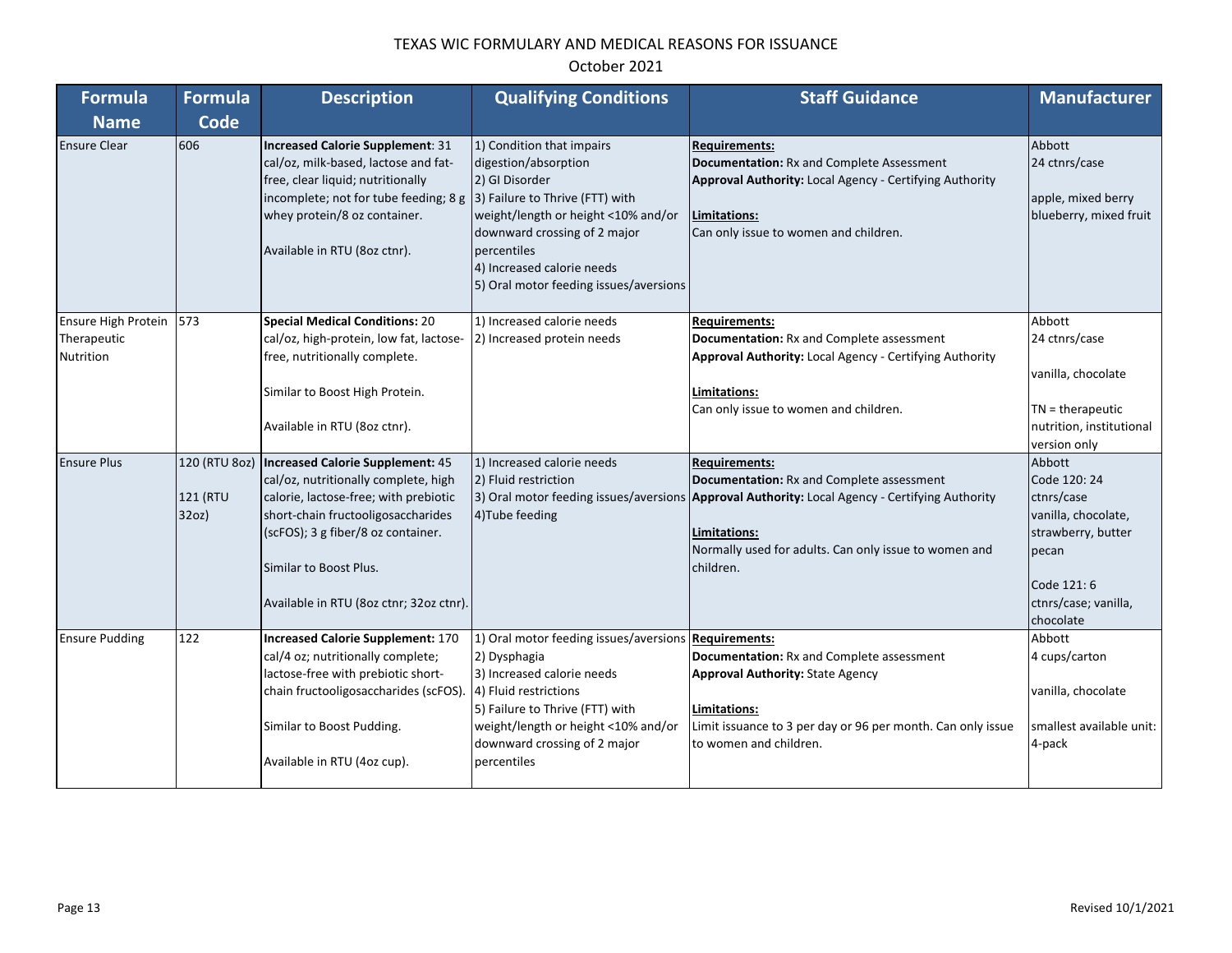# TEXAS WIC FORMULARY AND MEDICAL REASONS FOR ISSUANCE

October 2021

| Formula Name | Formula Code | Description | Qualifying Conditions | Staff Guidance | Manufacturer |
|---|---|---|---|---|---|
| Ensure Clear | 606 | **Increased Calorie Supplement**: 31 cal/oz, milk-based, lactose and fat-free, clear liquid; nutritionally incomplete; not for tube feeding; 8 g whey protein/8 oz container.<br><br>Available in RTU (8oz ctnr). | 1) Condition that impairs digestion/absorption<br>2) GI Disorder<br>3) Failure to Thrive (FTT) with weight/length or height <10% and/or downward crossing of 2 major percentiles<br>4) Increased calorie needs<br>5) Oral motor feeding issues/aversions | **Requirements:**<br>**Documentation:** Rx and Complete Assessment<br>**Approval Authority:** Local Agency - Certifying Authority<br><br>**Limitations:**<br>Can only issue to women and children. | Abbott<br>24 ctnrs/case<br><br>apple, mixed berry blueberry, mixed fruit |
| Ensure High Protein Therapeutic Nutrition | 573 | **Special Medical Conditions:** 20 cal/oz, high-protein, low fat, lactose-free, nutritionally complete.<br><br>Similar to Boost High Protein.<br><br>Available in RTU (8oz ctnr). | 1) Increased calorie needs<br>2) Increased protein needs | **Requirements:**<br>**Documentation:** Rx and Complete assessment<br>**Approval Authority:** Local Agency - Certifying Authority<br><br>**Limitations:**<br>Can only issue to women and children. | Abbott<br>24 ctnrs/case<br><br>vanilla, chocolate<br><br>TN = therapeutic nutrition, institutional version only |
| Ensure Plus | 120 (RTU 8oz)<br><br>121 (RTU 32oz) | **Increased Calorie Supplement:** 45 cal/oz, nutritionally complete, high calorie, lactose-free; with prebiotic short-chain fructooligosaccharides (scFOS); 3 g fiber/8 oz container.<br><br>Similar to Boost Plus.<br><br>Available in RTU (8oz ctnr; 32oz ctnr). | 1) Increased calorie needs<br>2) Fluid restriction<br>3) Oral motor feeding issues/aversions<br>4)Tube feeding | **Requirements:**<br>**Documentation:** Rx and Complete assessment<br>**Approval Authority:** Local Agency - Certifying Authority<br><br>**Limitations:**<br>Normally used for adults. Can only issue to women and children. | Abbott<br>Code 120: 24 ctnrs/case<br>vanilla, chocolate, strawberry, butter pecan<br><br>Code 121: 6 ctnrs/case; vanilla, chocolate |
| Ensure Pudding | 122 | **Increased Calorie Supplement:** 170 cal/4 oz; nutritionally complete; lactose-free with prebiotic short-chain fructooligosaccharides (scFOS).<br><br>Similar to Boost Pudding.<br><br>Available in RTU (4oz cup). | 1) Oral motor feeding issues/aversions<br>2) Dysphagia<br>3) Increased calorie needs<br>4) Fluid restrictions<br>5) Failure to Thrive (FTT) with weight/length or height <10% and/or downward crossing of 2 major percentiles | **Requirements:**<br>**Documentation:** Rx and Complete assessment<br>**Approval Authority:** State Agency<br><br>**Limitations:**<br>Limit issuance to 3 per day or 96 per month. Can only issue to women and children. | Abbott<br>4 cups/carton<br><br>vanilla, chocolate<br><br>smallest available unit: 4-pack |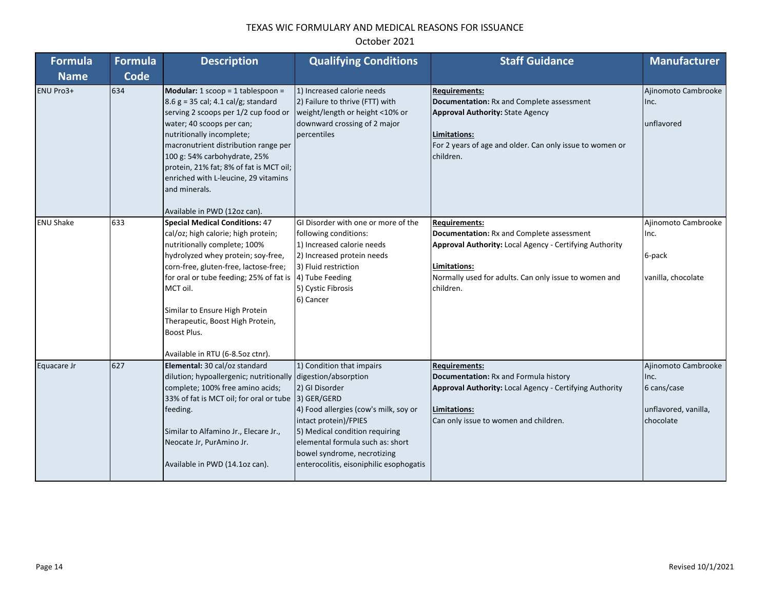# TEXAS WIC FORMULARY AND MEDICAL REASONS FOR ISSUANCE

October 2021

| Formula Name | Formula Code | Description | Qualifying Conditions | Staff Guidance | Manufacturer |
|---|---|---|---|---|---|
| ENU Pro3+ | 634 | **Modular:** 1 scoop = 1 tablespoon = 8.6 g = 35 cal; 4.1 cal/g; standard serving 2 scoops per 1/2 cup food or water; 40 scoops per can; nutritionally incomplete; macronutrient distribution range per 100 g: 54% carbohydrate, 25% protein, 21% fat; 8% of fat is MCT oil; enriched with L-leucine, 29 vitamins and minerals.<br><br>Available in PWD (12oz can). | 1) Increased calorie needs<br>2) Failure to thrive (FTT) with weight/length or height <10% or downward crossing of 2 major percentiles | **Requirements:**<br>**Documentation:** Rx and Complete assessment<br>**Approval Authority:** State Agency<br><br>**Limitations:**<br>For 2 years of age and older. Can only issue to women or children. | Ajinomoto Cambrooke Inc.<br><br>unflavored |
| ENU Shake | 633 | **Special Medical Conditions:** 47 cal/oz; high calorie; high protein; nutritionally complete; 100% hydrolyzed whey protein; soy-free, corn-free, gluten-free, lactose-free; for oral or tube feeding; 25% of fat is MCT oil.<br><br>Similar to Ensure High Protein Therapeutic, Boost High Protein, Boost Plus.<br><br>Available in RTU (6-8.5oz ctnr). | GI Disorder with one or more of the following conditions:<br>1) Increased calorie needs<br>2) Increased protein needs<br>3) Fluid restriction<br>4) Tube Feeding<br>5) Cystic Fibrosis<br>6) Cancer | **Requirements:**<br>**Documentation:** Rx and Complete assessment<br>**Approval Authority:** Local Agency - Certifying Authority<br><br>**Limitations:**<br>Normally used for adults. Can only issue to women and children. | Ajinomoto Cambrooke Inc.<br><br>6-pack<br><br>vanilla, chocolate |
| Equacare Jr | 627 | **Elemental:** 30 cal/oz standard dilution; hypoallergenic; nutritionally complete; 100% free amino acids; 33% of fat is MCT oil; for oral or tube feeding.<br><br>Similar to Alfamino Jr., Elecare Jr., Neocate Jr, PurAmino Jr.<br><br>Available in PWD (14.1oz can). | 1) Condition that impairs digestion/absorption<br>2) GI Disorder<br>3) GER/GERD<br>4) Food allergies (cow's milk, soy or intact protein)/FPIES<br>5) Medical condition requiring elemental formula such as: short bowel syndrome, necrotizing enterocolitis, eisoniphilic esophogatis | **Requirements:**<br>**Documentation:** Rx and Formula history<br>**Approval Authority:** Local Agency - Certifying Authority<br><br>**Limitations:**<br>Can only issue to women and children. | Ajinomoto Cambrooke Inc.<br>6 cans/case<br><br>unflavored, vanilla, chocolate |

Revised 10/1/2021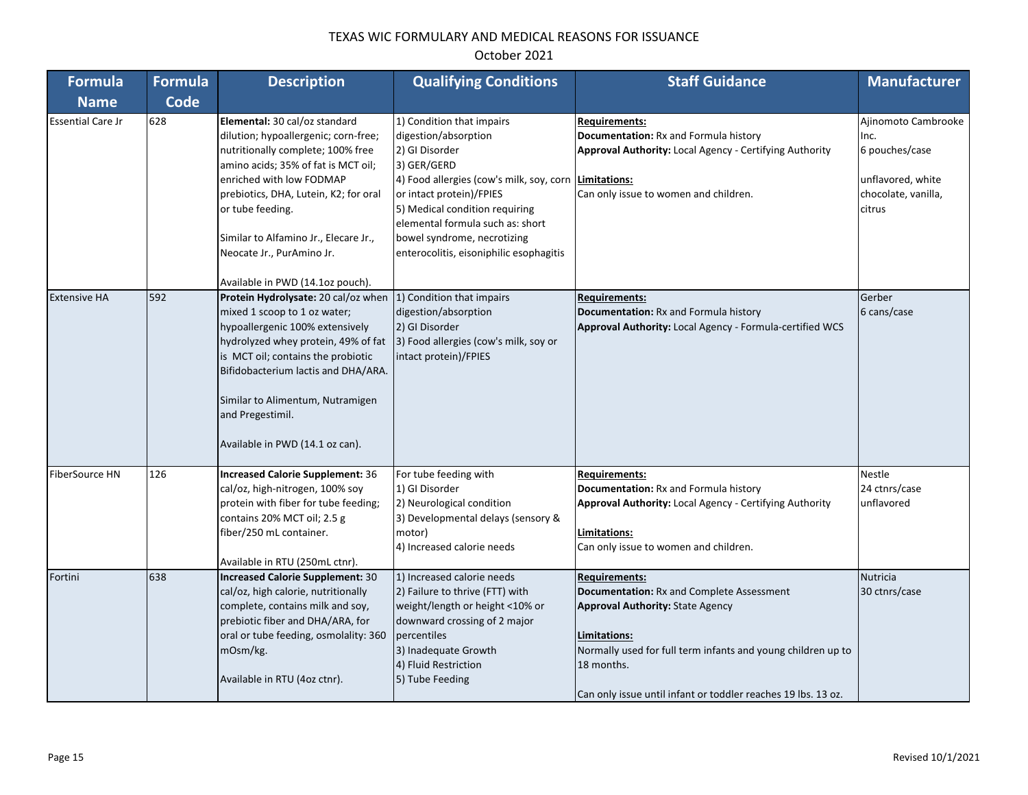# TEXAS WIC FORMULARY AND MEDICAL REASONS FOR ISSUANCE

October 2021

| Formula Name | Formula Code | Description | Qualifying Conditions | Staff Guidance | Manufacturer |
|---|---|---|---|---|---|
| Essential Care Jr | 628 | **Elemental:** 30 cal/oz standard dilution; hypoallergenic; corn-free; nutritionally complete; 100% free amino acids; 35% of fat is MCT oil; enriched with low FODMAP prebiotics, DHA, Lutein, K2; for oral or tube feeding.<br><br>Similar to Alfamino Jr., Elecare Jr., Neocate Jr., PurAmino Jr.<br><br>Available in PWD (14.1oz pouch). | 1) Condition that impairs digestion/absorption<br>2) GI Disorder<br>3) GER/GERD<br>4) Food allergies (cow's milk, soy, corn or intact protein)/FPIES<br>5) Medical condition requiring elemental formula such as: short bowel syndrome, necrotizing enterocolitis, eisoniphilic esophagitis | **Requirements:**<br>**Documentation:** Rx and Formula history<br>**Approval Authority:** Local Agency - Certifying Authority<br><br>**Limitations:**<br>Can only issue to women and children. | Ajinomoto Cambrooke Inc.<br>6 pouches/case<br><br>unflavored, white chocolate, vanilla, citrus |
| Extensive HA | 592 | **Protein Hydrolysate:** 20 cal/oz when mixed 1 scoop to 1 oz water; hypoallergenic 100% extensively hydrolyzed whey protein, 49% of fat is MCT oil; contains the probiotic Bifidobacterium lactis and DHA/ARA.<br><br>Similar to Alimentum, Nutramigen and Pregestimil.<br><br>Available in PWD (14.1 oz can). | 1) Condition that impairs digestion/absorption<br>2) GI Disorder<br>3) Food allergies (cow's milk, soy or intact protein)/FPIES | **Requirements:**<br>**Documentation:** Rx and Formula history<br>**Approval Authority:** Local Agency - Formula-certified WCS | Gerber<br>6 cans/case |
| FiberSource HN | 126 | **Increased Calorie Supplement:** 36 cal/oz, high-nitrogen, 100% soy protein with fiber for tube feeding; contains 20% MCT oil; 2.5 g fiber/250 mL container.<br><br>Available in RTU (250mL ctnr). | For tube feeding with<br>1) GI Disorder<br>2) Neurological condition<br>3) Developmental delays (sensory & motor)<br>4) Increased calorie needs | **Requirements:**<br>**Documentation:** Rx and Formula history<br>**Approval Authority:** Local Agency - Certifying Authority<br><br>**Limitations:**<br>Can only issue to women and children. | Nestle<br>24 ctnrs/case<br>unflavored |
| Fortini | 638 | **Increased Calorie Supplement:** 30 cal/oz, high calorie, nutritionally complete, contains milk and soy, prebiotic fiber and DHA/ARA, for oral or tube feeding, osmolality: 360 mOsm/kg.<br><br>Available in RTU (4oz ctnr). | 1) Increased calorie needs<br>2) Failure to thrive (FTT) with weight/length or height <10% or downward crossing of 2 major percentiles<br>3) Inadequate Growth<br>4) Fluid Restriction<br>5) Tube Feeding | **Requirements:**<br>**Documentation:** Rx and Complete Assessment<br>**Approval Authority:** State Agency<br><br>**Limitations:**<br>Normally used for full term infants and young children up to 18 months.<br><br>Can only issue until infant or toddler reaches 19 lbs. 13 oz. | Nutricia<br>30 ctnrs/case |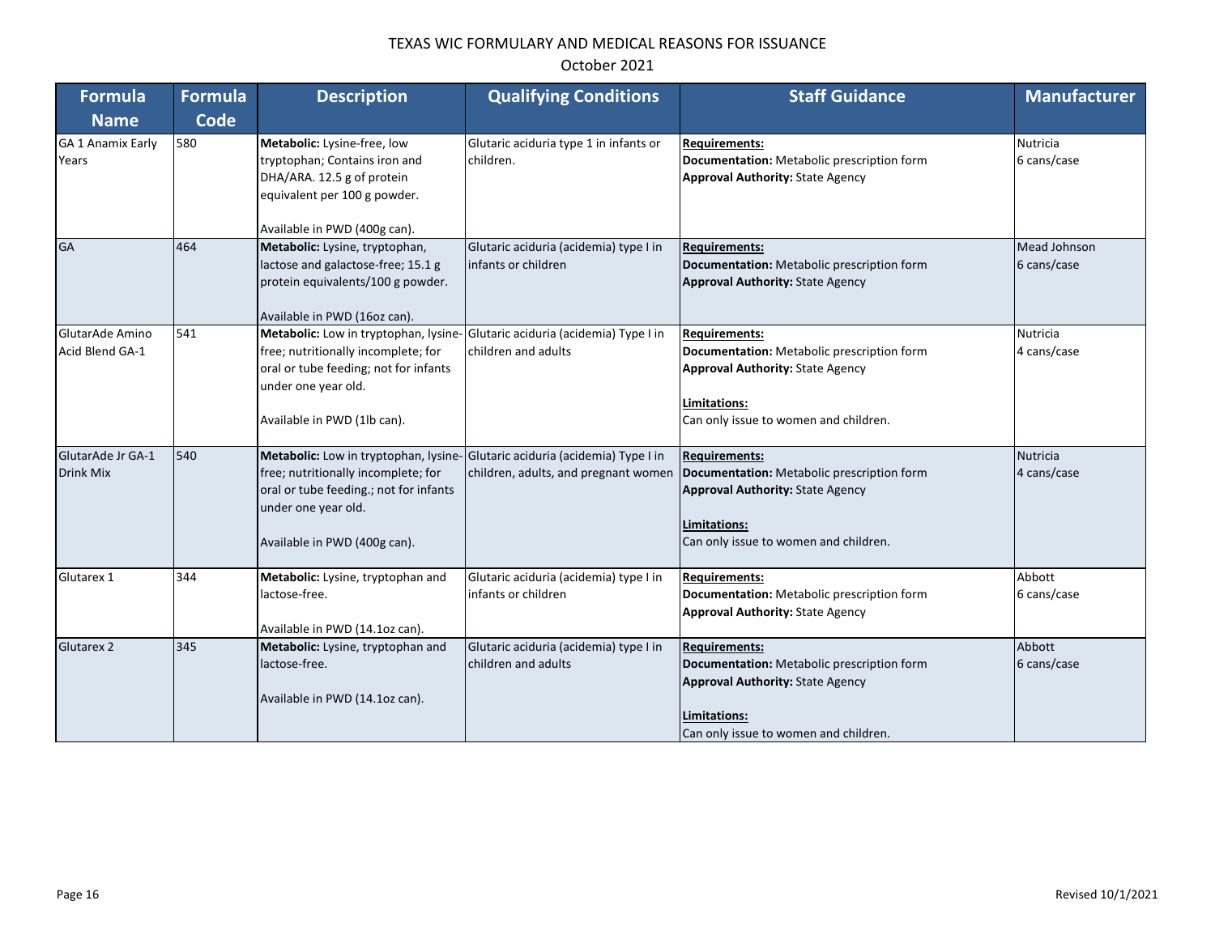# TEXAS WIC FORMULARY AND MEDICAL REASONS FOR ISSUANCE

October 2021

| Formula Name | Formula Code | Description | Qualifying Conditions | Staff Guidance | Manufacturer |
|---|---|---|---|---|---|
| GA 1 Anamix Early Years | 580 | **Metabolic:** Lysine-free, low tryptophan; Contains iron and DHA/ARA. 12.5 g of protein equivalent per 100 g powder.<br><br>Available in PWD (400g can). | Glutaric aciduria type 1 in infants or children. | **Requirements:**<br>**Documentation:** Metabolic prescription form<br>**Approval Authority:** State Agency | Nutricia<br>6 cans/case |
| GA | 464 | **Metabolic:** Lysine, tryptophan, lactose and galactose-free; 15.1 g protein equivalents/100 g powder.<br><br>Available in PWD (16oz can). | Glutaric aciduria (acidemia) type I in infants or children | **Requirements:**<br>**Documentation:** Metabolic prescription form<br>**Approval Authority:** State Agency | Mead Johnson<br>6 cans/case |
| GlutarAde Amino Acid Blend GA-1 | 541 | **Metabolic:** Low in tryptophan, lysine-free; nutritionally incomplete; for oral or tube feeding; not for infants under one year old.<br><br>Available in PWD (1lb can). | Glutaric aciduria (acidemia) Type I in children and adults | **Requirements:**<br>**Documentation:** Metabolic prescription form<br>**Approval Authority:** State Agency<br><br>**Limitations:**<br>Can only issue to women and children. | Nutricia<br>4 cans/case |
| GlutarAde Jr GA-1 Drink Mix | 540 | **Metabolic:** Low in tryptophan, lysine-free; nutritionally incomplete; for oral or tube feeding.; not for infants under one year old.<br><br>Available in PWD (400g can). | Glutaric aciduria (acidemia) Type I in children, adults, and pregnant women | **Requirements:**<br>**Documentation:** Metabolic prescription form<br>**Approval Authority:** State Agency<br><br>**Limitations:**<br>Can only issue to women and children. | Nutricia<br>4 cans/case |
| Glutarex 1 | 344 | **Metabolic:** Lysine, tryptophan and lactose-free.<br><br>Available in PWD (14.1oz can). | Glutaric aciduria (acidemia) type I in infants or children | **Requirements:**<br>**Documentation:** Metabolic prescription form<br>**Approval Authority:** State Agency | Abbott<br>6 cans/case |
| Glutarex 2 | 345 | **Metabolic:** Lysine, tryptophan and lactose-free.<br><br>Available in PWD (14.1oz can). | Glutaric aciduria (acidemia) type I in children and adults | **Requirements:**<br>**Documentation:** Metabolic prescription form<br>**Approval Authority:** State Agency<br><br>**Limitations:**<br>Can only issue to women and children. | Abbott<br>6 cans/case |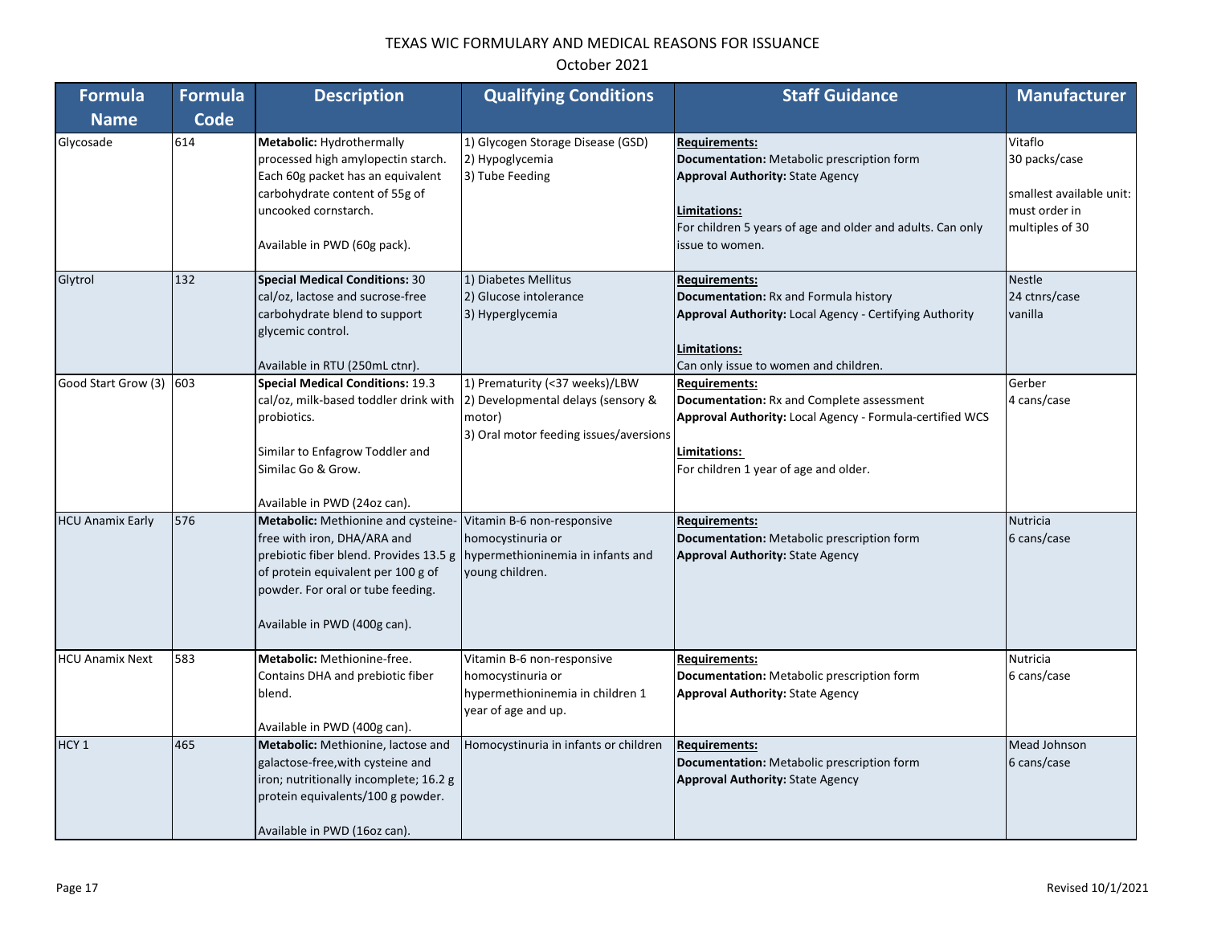# TEXAS WIC FORMULARY AND MEDICAL REASONS FOR ISSUANCE

October 2021

| Formula Name | Formula Code | Description | Qualifying Conditions | Staff Guidance | Manufacturer |
|---|---|---|---|---|---|
| Glycosade | 614 | **Metabolic:** Hydrothermally processed high amylopectin starch. Each 60g packet has an equivalent carbohydrate content of 55g of uncooked cornstarch.<br><br>Available in PWD (60g pack). | 1) Glycogen Storage Disease (GSD)<br>2) Hypoglycemia<br>3) Tube Feeding | **Requirements:**<br>**Documentation:** Metabolic prescription form<br>**Approval Authority:** State Agency<br><br>**Limitations:**<br>For children 5 years of age and older and adults. Can only issue to women. | Vitaflo<br>30 packs/case<br><br>smallest available unit: must order in multiples of 30 |
| Glytrol | 132 | **Special Medical Conditions:** 30 cal/oz, lactose and sucrose-free carbohydrate blend to support glycemic control.<br><br>Available in RTU (250mL ctnr). | 1) Diabetes Mellitus<br>2) Glucose intolerance<br>3) Hyperglycemia | **Requirements:**<br>**Documentation:** Rx and Formula history<br>**Approval Authority:** Local Agency - Certifying Authority<br><br>**Limitations:**<br>Can only issue to women and children. | Nestle<br>24 ctnrs/case<br>vanilla |
| Good Start Grow (3) | 603 | **Special Medical Conditions:** 19.3 cal/oz, milk-based toddler drink with probiotics.<br><br>Similar to Enfagrow Toddler and Similac Go & Grow.<br><br>Available in PWD (24oz can). | 1) Prematurity (<37 weeks)/LBW<br>2) Developmental delays (sensory & motor)<br>3) Oral motor feeding issues/aversions | **Requirements:**<br>**Documentation:** Rx and Complete assessment<br>**Approval Authority:** Local Agency - Formula-certified WCS<br><br>**Limitations:**<br>For children 1 year of age and older. | Gerber<br>4 cans/case |
| HCU Anamix Early | 576 | **Metabolic:** Methionine and cysteine-free with iron, DHA/ARA and prebiotic fiber blend. Provides 13.5 g of protein equivalent per 100 g of powder. For oral or tube feeding.<br><br>Available in PWD (400g can). | Vitamin B-6 non-responsive homocystinuria or hypermethioninemia in infants and young children. | **Requirements:**<br>**Documentation:** Metabolic prescription form<br>**Approval Authority:** State Agency | Nutricia<br>6 cans/case |
| HCU Anamix Next | 583 | **Metabolic:** Methionine-free. Contains DHA and prebiotic fiber blend.<br><br>Available in PWD (400g can). | Vitamin B-6 non-responsive homocystinuria or hypermethioninemia in children 1 year of age and up. | **Requirements:**<br>**Documentation:** Metabolic prescription form<br>**Approval Authority:** State Agency | Nutricia<br>6 cans/case |
| HCY 1 | 465 | **Metabolic:** Methionine, lactose and galactose-free,with cysteine and iron; nutritionally incomplete; 16.2 g protein equivalents/100 g powder.<br><br>Available in PWD (16oz can). | Homocystinuria in infants or children | **Requirements:**<br>**Documentation:** Metabolic prescription form<br>**Approval Authority:** State Agency | Mead Johnson<br>6 cans/case |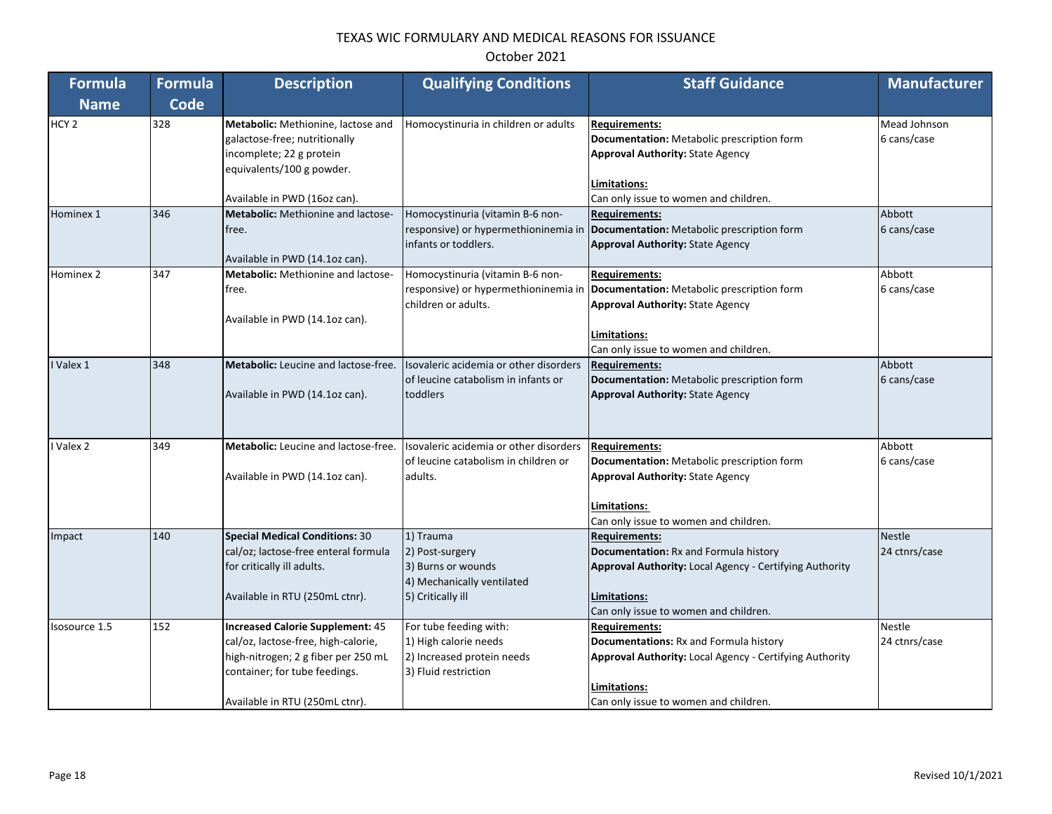# TEXAS WIC FORMULARY AND MEDICAL REASONS FOR ISSUANCE

October 2021

| Formula Name | Formula Code | Description | Qualifying Conditions | Staff Guidance | Manufacturer |
|---|---|---|---|---|---|
| HCY 2 | 328 | **Metabolic:** Methionine, lactose and galactose-free; nutritionally incomplete; 22 g protein equivalents/100 g powder.<br><br>Available in PWD (16oz can). | Homocystinuria in children or adults | **Requirements:**<br>**Documentation:** Metabolic prescription form<br>**Approval Authority:** State Agency<br><br>**Limitations:**<br>Can only issue to women and children. | Mead Johnson<br>6 cans/case |
| Hominex 1 | 346 | **Metabolic:** Methionine and lactose-free.<br><br>Available in PWD (14.1oz can). | Homocystinuria (vitamin B-6 non-responsive) or hypermethioninemia in infants or toddlers. | **Requirements:**<br>**Documentation:** Metabolic prescription form<br>**Approval Authority:** State Agency | Abbott<br>6 cans/case |
| Hominex 2 | 347 | **Metabolic:** Methionine and lactose-free.<br><br>Available in PWD (14.1oz can). | Homocystinuria (vitamin B-6 non-responsive) or hypermethioninemia in children or adults. | **Requirements:**<br>**Documentation:** Metabolic prescription form<br>**Approval Authority:** State Agency<br><br>**Limitations:**<br>Can only issue to women and children. | Abbott<br>6 cans/case |
| I Valex 1 | 348 | **Metabolic:** Leucine and lactose-free.<br><br>Available in PWD (14.1oz can). | Isovaleric acidemia or other disorders of leucine catabolism in infants or toddlers | **Requirements:**<br>**Documentation:** Metabolic prescription form<br>**Approval Authority:** State Agency | Abbott<br>6 cans/case |
| I Valex 2 | 349 | **Metabolic:** Leucine and lactose-free.<br><br>Available in PWD (14.1oz can). | Isovaleric acidemia or other disorders of leucine catabolism in children or adults. | **Requirements:**<br>**Documentation:** Metabolic prescription form<br>**Approval Authority:** State Agency<br><br>**Limitations:**<br>Can only issue to women and children. | Abbott<br>6 cans/case |
| Impact | 140 | **Special Medical Conditions:** 30 cal/oz; lactose-free enteral formula for critically ill adults.<br><br>Available in RTU (250mL ctnr). | 1) Trauma<br>2) Post-surgery<br>3) Burns or wounds<br>4) Mechanically ventilated<br>5) Critically ill | **Requirements:**<br>**Documentation:** Rx and Formula history<br>**Approval Authority:** Local Agency - Certifying Authority<br><br>**Limitations:**<br>Can only issue to women and children. | Nestle<br>24 ctnrs/case |
| Isosource 1.5 | 152 | **Increased Calorie Supplement:** 45 cal/oz, lactose-free, high-calorie, high-nitrogen; 2 g fiber per 250 mL container; for tube feedings.<br><br>Available in RTU (250mL ctnr). | For tube feeding with:<br>1) High calorie needs<br>2) Increased protein needs<br>3) Fluid restriction | **Requirements:**<br>**Documentations:** Rx and Formula history<br>**Approval Authority:** Local Agency - Certifying Authority<br><br>**Limitations:**<br>Can only issue to women and children. | Nestle<br>24 ctnrs/case |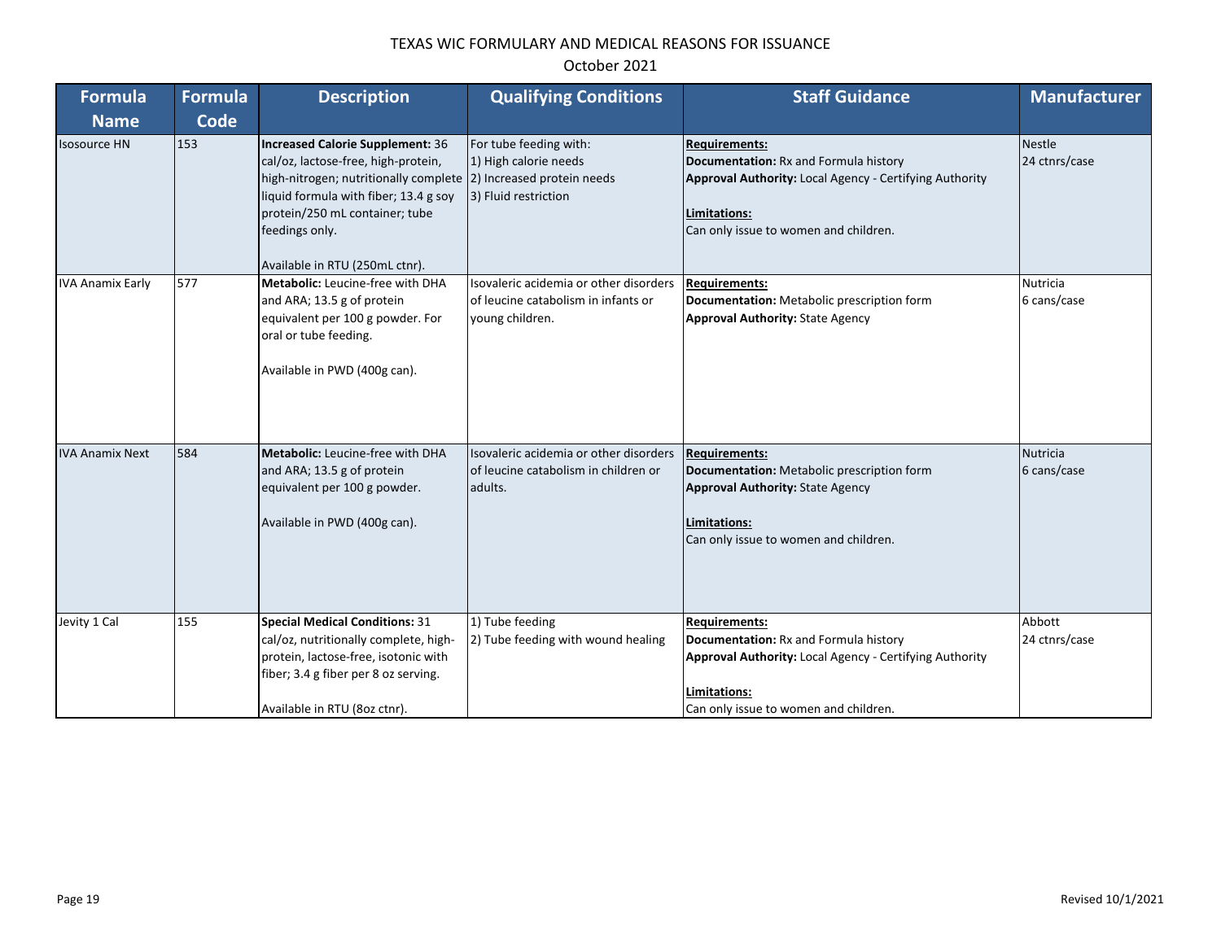# TEXAS WIC FORMULARY AND MEDICAL REASONS FOR ISSUANCE

October 2021

| Formula Name | Formula Code | Description | Qualifying Conditions | Staff Guidance | Manufacturer |
|---|---|---|---|---|---|
| Isosource HN | 153 | **Increased Calorie Supplement:** 36 cal/oz, lactose-free, high-protein, high-nitrogen; nutritionally complete liquid formula with fiber; 13.4 g soy protein/250 mL container; tube feedings only.<br><br>Available in RTU (250mL ctnr). | For tube feeding with:<br>1) High calorie needs<br>2) Increased protein needs<br>3) Fluid restriction | **Requirements:**<br>**Documentation:** Rx and Formula history<br>**Approval Authority:** Local Agency - Certifying Authority<br><br>**Limitations:**<br>Can only issue to women and children. | Nestle<br>24 ctnrs/case |
| IVA Anamix Early | 577 | **Metabolic:** Leucine-free with DHA and ARA; 13.5 g of protein equivalent per 100 g powder. For oral or tube feeding.<br><br>Available in PWD (400g can). | Isovaleric acidemia or other disorders of leucine catabolism in infants or young children. | **Requirements:**<br>**Documentation:** Metabolic prescription form<br>**Approval Authority:** State Agency | Nutricia<br>6 cans/case |
| IVA Anamix Next | 584 | **Metabolic:** Leucine-free with DHA and ARA; 13.5 g of protein equivalent per 100 g powder.<br><br>Available in PWD (400g can). | Isovaleric acidemia or other disorders of leucine catabolism in children or adults. | **Requirements:**<br>**Documentation:** Metabolic prescription form<br>**Approval Authority:** State Agency<br><br>**Limitations:**<br>Can only issue to women and children. | Nutricia<br>6 cans/case |
| Jevity 1 Cal | 155 | **Special Medical Conditions:** 31 cal/oz, nutritionally complete, high-protein, lactose-free, isotonic with fiber; 3.4 g fiber per 8 oz serving.<br><br>Available in RTU (8oz ctnr). | 1) Tube feeding<br>2) Tube feeding with wound healing | **Requirements:**<br>**Documentation:** Rx and Formula history<br>**Approval Authority:** Local Agency - Certifying Authority<br><br>**Limitations:**<br>Can only issue to women and children. | Abbott<br>24 ctnrs/case |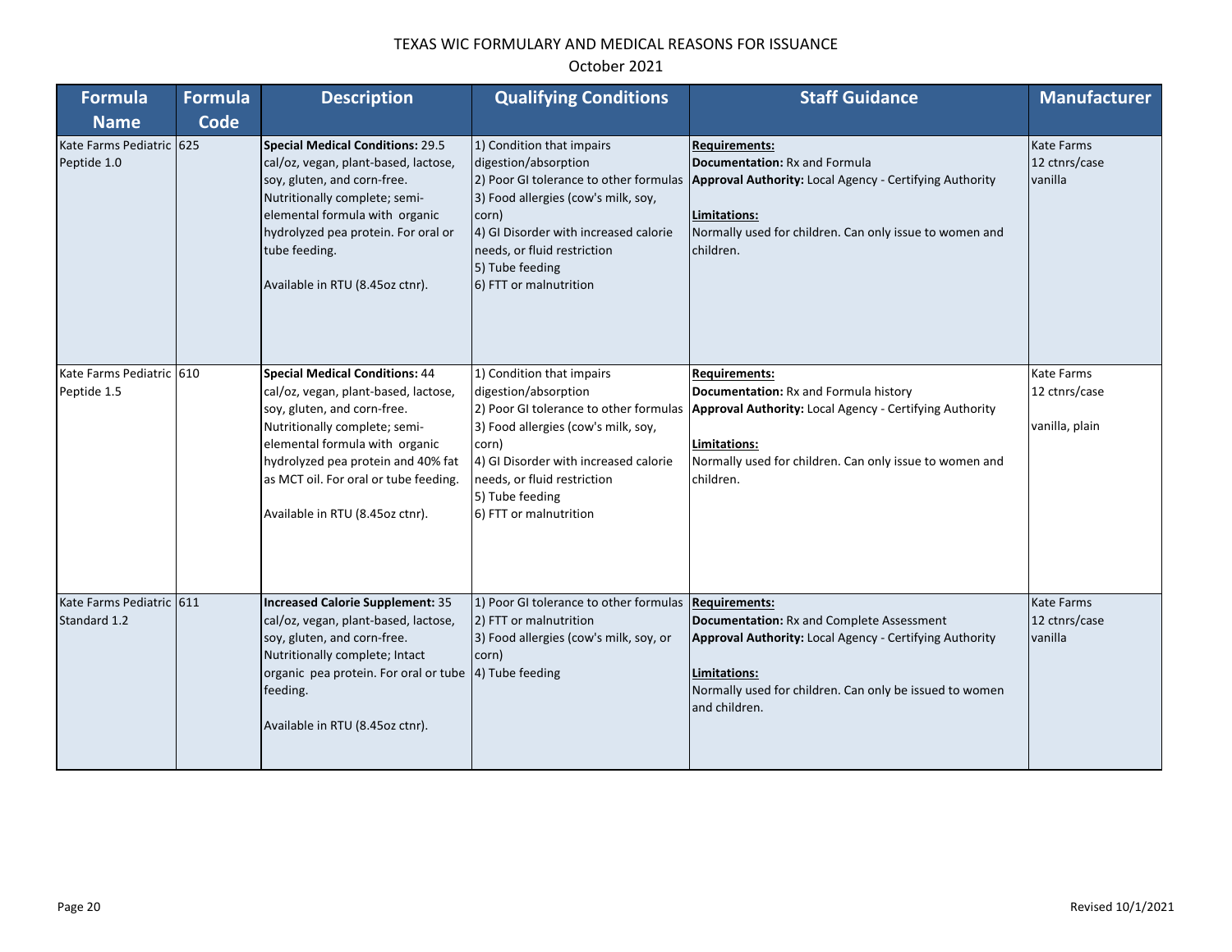# TEXAS WIC FORMULARY AND MEDICAL REASONS FOR ISSUANCE

October 2021

| Formula Name | Formula Code | Description | Qualifying Conditions | Staff Guidance | Manufacturer |
|---|---|---|---|---|---|
| Kate Farms Pediatric Peptide 1.0 | 625 | **Special Medical Conditions:** 29.5 cal/oz, vegan, plant-based, lactose, soy, gluten, and corn-free. Nutritionally complete; semi-elemental formula with organic hydrolyzed pea protein. For oral or tube feeding.<br><br>Available in RTU (8.45oz ctnr). | 1) Condition that impairs digestion/absorption<br>2) Poor GI tolerance to other formulas<br>3) Food allergies (cow's milk, soy, corn)<br>4) GI Disorder with increased calorie needs, or fluid restriction<br>5) Tube feeding<br>6) FTT or malnutrition | **Requirements:**<br>**Documentation:** Rx and Formula<br>**Approval Authority:** Local Agency - Certifying Authority<br><br>**Limitations:**<br>Normally used for children. Can only issue to women and children. | Kate Farms<br>12 ctnrs/case<br>vanilla |
| Kate Farms Pediatric Peptide 1.5 | 610 | **Special Medical Conditions:** 44 cal/oz, vegan, plant-based, lactose, soy, gluten, and corn-free. Nutritionally complete; semi-elemental formula with organic hydrolyzed pea protein and 40% fat as MCT oil. For oral or tube feeding.<br><br>Available in RTU (8.45oz ctnr). | 1) Condition that impairs digestion/absorption<br>2) Poor GI tolerance to other formulas<br>3) Food allergies (cow's milk, soy, corn)<br>4) GI Disorder with increased calorie needs, or fluid restriction<br>5) Tube feeding<br>6) FTT or malnutrition | **Requirements:**<br>**Documentation:** Rx and Formula history<br>**Approval Authority:** Local Agency - Certifying Authority<br><br>**Limitations:**<br>Normally used for children. Can only issue to women and children. | Kate Farms<br>12 ctnrs/case<br><br>vanilla, plain |
| Kate Farms Pediatric Standard 1.2 | 611 | **Increased Calorie Supplement:** 35 cal/oz, vegan, plant-based, lactose, soy, gluten, and corn-free. Nutritionally complete; Intact organic pea protein. For oral or tube feeding.<br><br>Available in RTU (8.45oz ctnr). | 1) Poor GI tolerance to other formulas<br>2) FTT or malnutrition<br>3) Food allergies (cow's milk, soy, or corn)<br>4) Tube feeding | **Requirements:**<br>**Documentation:** Rx and Complete Assessment<br>**Approval Authority:** Local Agency - Certifying Authority<br><br>**Limitations:**<br>Normally used for children. Can only be issued to women and children. | Kate Farms<br>12 ctnrs/case<br>vanilla |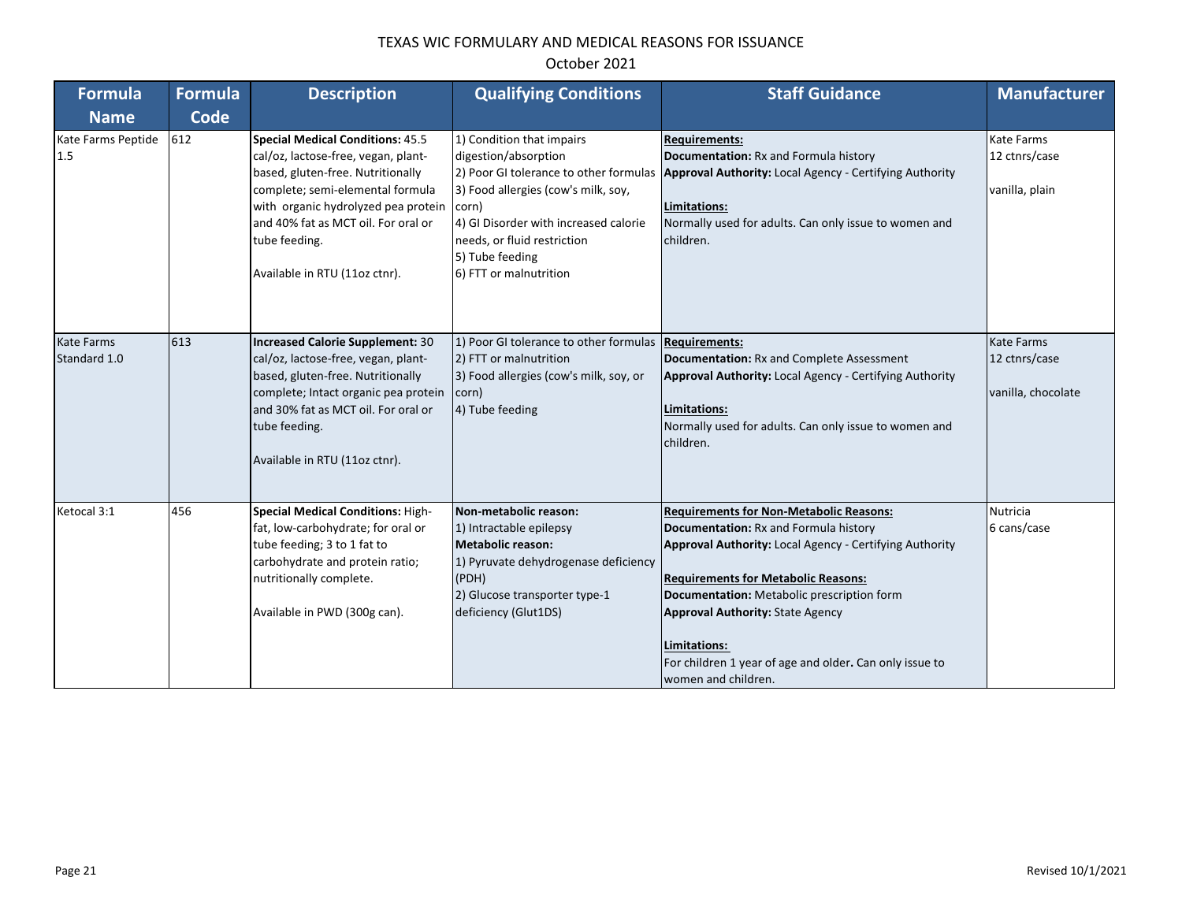# TEXAS WIC FORMULARY AND MEDICAL REASONS FOR ISSUANCE

October 2021

| Formula Name | Formula Code | Description | Qualifying Conditions | Staff Guidance | Manufacturer |
|---|---|---|---|---|---|
| Kate Farms Peptide 1.5 | 612 | **Special Medical Conditions:** 45.5 cal/oz, lactose-free, vegan, plant-based, gluten-free. Nutritionally complete; semi-elemental formula with organic hydrolyzed pea protein and 40% fat as MCT oil. For oral or tube feeding.<br><br>Available in RTU (11oz ctnr). | 1) Condition that impairs digestion/absorption<br>2) Poor GI tolerance to other formulas<br>3) Food allergies (cow's milk, soy, corn)<br>4) GI Disorder with increased calorie needs, or fluid restriction<br>5) Tube feeding<br>6) FTT or malnutrition | **Requirements:**<br>**Documentation:** Rx and Formula history<br>**Approval Authority:** Local Agency - Certifying Authority<br><br>**Limitations:**<br>Normally used for adults. Can only issue to women and children. | Kate Farms<br>12 ctnrs/case<br><br>vanilla, plain |
| Kate Farms Standard 1.0 | 613 | **Increased Calorie Supplement:** 30 cal/oz, lactose-free, vegan, plant-based, gluten-free. Nutritionally complete; Intact organic pea protein and 30% fat as MCT oil. For oral or tube feeding.<br><br>Available in RTU (11oz ctnr). | 1) Poor GI tolerance to other formulas<br>2) FTT or malnutrition<br>3) Food allergies (cow's milk, soy, or corn)<br>4) Tube feeding | **Requirements:**<br>**Documentation:** Rx and Complete Assessment<br>**Approval Authority:** Local Agency - Certifying Authority<br><br>**Limitations:**<br>Normally used for adults. Can only issue to women and children. | Kate Farms<br>12 ctnrs/case<br><br>vanilla, chocolate |
| Ketocal 3:1 | 456 | **Special Medical Conditions:** High-fat, low-carbohydrate; for oral or tube feeding; 3 to 1 fat to carbohydrate and protein ratio; nutritionally complete.<br><br>Available in PWD (300g can). | **Non-metabolic reason:**<br>1) Intractable epilepsy<br>**Metabolic reason:**<br>1) Pyruvate dehydrogenase deficiency (PDH)<br>2) Glucose transporter type-1 deficiency (Glut1DS) | **Requirements for Non-Metabolic Reasons:**<br>**Documentation:** Rx and Formula history<br>**Approval Authority:** Local Agency - Certifying Authority<br><br>**Requirements for Metabolic Reasons:**<br>**Documentation:** Metabolic prescription form<br>**Approval Authority:** State Agency<br><br>**Limitations:**<br>For children 1 year of age and older**.** Can only issue to women and children. | Nutricia<br>6 cans/case |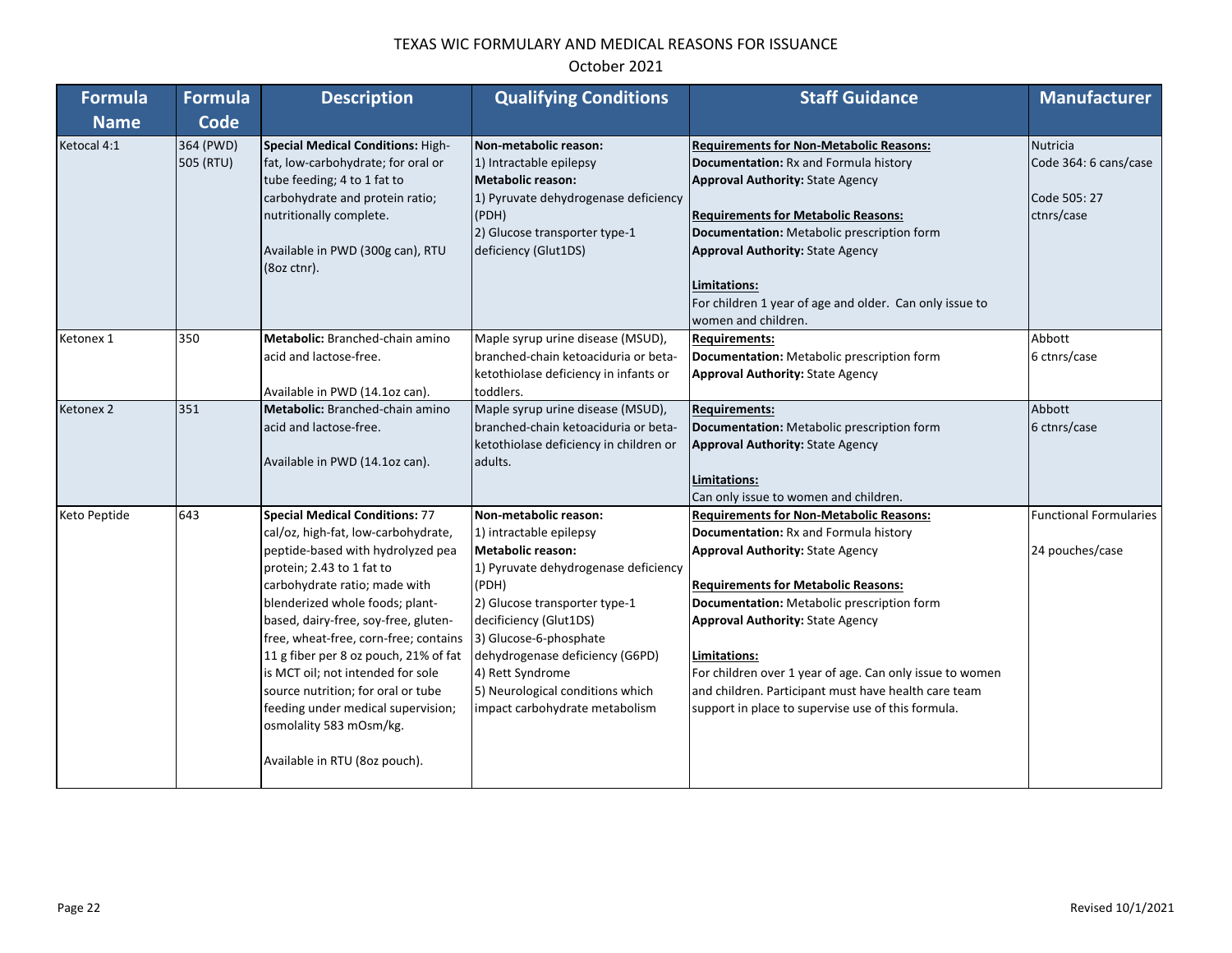# TEXAS WIC FORMULARY AND MEDICAL REASONS FOR ISSUANCE

October 2021

| Formula Name | Formula Code | Description | Qualifying Conditions | Staff Guidance | Manufacturer |
|---|---|---|---|---|---|
| Ketocal 4:1 | 364 (PWD)<br>505 (RTU) | **Special Medical Conditions:** High-fat, low-carbohydrate; for oral or tube feeding; 4 to 1 fat to carbohydrate and protein ratio; nutritionally complete.<br><br>Available in PWD (300g can), RTU (8oz ctnr). | **Non-metabolic reason:**<br>1) Intractable epilepsy<br>**Metabolic reason:**<br>1) Pyruvate dehydrogenase deficiency (PDH)<br>2) Glucose transporter type-1 deficiency (Glut1DS) | **Requirements for Non-Metabolic Reasons:**<br>**Documentation:** Rx and Formula history<br>**Approval Authority:** State Agency<br><br>**Requirements for Metabolic Reasons:**<br>**Documentation:** Metabolic prescription form<br>**Approval Authority:** State Agency<br><br>**Limitations:**<br>For children 1 year of age and older. Can only issue to women and children. | Nutricia<br>Code 364: 6 cans/case<br><br>Code 505: 27 ctnrs/case |
| Ketonex 1 | 350 | **Metabolic:** Branched-chain amino acid and lactose-free.<br><br>Available in PWD (14.1oz can). | Maple syrup urine disease (MSUD), branched-chain ketoaciduria or beta-ketothiolase deficiency in infants or toddlers. | **Requirements:**<br>**Documentation:** Metabolic prescription form<br>**Approval Authority:** State Agency | Abbott<br>6 ctnrs/case |
| Ketonex 2 | 351 | **Metabolic:** Branched-chain amino acid and lactose-free.<br><br>Available in PWD (14.1oz can). | Maple syrup urine disease (MSUD), branched-chain ketoaciduria or beta-ketothiolase deficiency in children or adults. | **Requirements:**<br>**Documentation:** Metabolic prescription form<br>**Approval Authority:** State Agency<br><br>**Limitations:**<br>Can only issue to women and children. | Abbott<br>6 ctnrs/case |
| Keto Peptide | 643 | **Special Medical Conditions:** 77 cal/oz, high-fat, low-carbohydrate, peptide-based with hydrolyzed pea protein; 2.43 to 1 fat to carbohydrate ratio; made with blenderized whole foods; plant-based, dairy-free, soy-free, gluten-free, wheat-free, corn-free; contains 11 g fiber per 8 oz pouch, 21% of fat is MCT oil; not intended for sole source nutrition; for oral or tube feeding under medical supervision; osmolality 583 mOsm/kg.<br><br>Available in RTU (8oz pouch). | **Non-metabolic reason:**<br>1) intractable epilepsy<br>**Metabolic reason:**<br>1) Pyruvate dehydrogenase deficiency (PDH)<br>2) Glucose transporter type-1 decificiency (Glut1DS)<br>3) Glucose-6-phosphate dehydrogenase deficiency (G6PD)<br>4) Rett Syndrome<br>5) Neurological conditions which impact carbohydrate metabolism | **Requirements for Non-Metabolic Reasons:**<br>**Documentation:** Rx and Formula history<br>**Approval Authority:** State Agency<br><br>**Requirements for Metabolic Reasons:**<br>**Documentation:** Metabolic prescription form<br>**Approval Authority:** State Agency<br><br>**Limitations:**<br>For children over 1 year of age. Can only issue to women and children. Participant must have health care team support in place to supervise use of this formula. | Functional Formularies<br><br>24 pouches/case |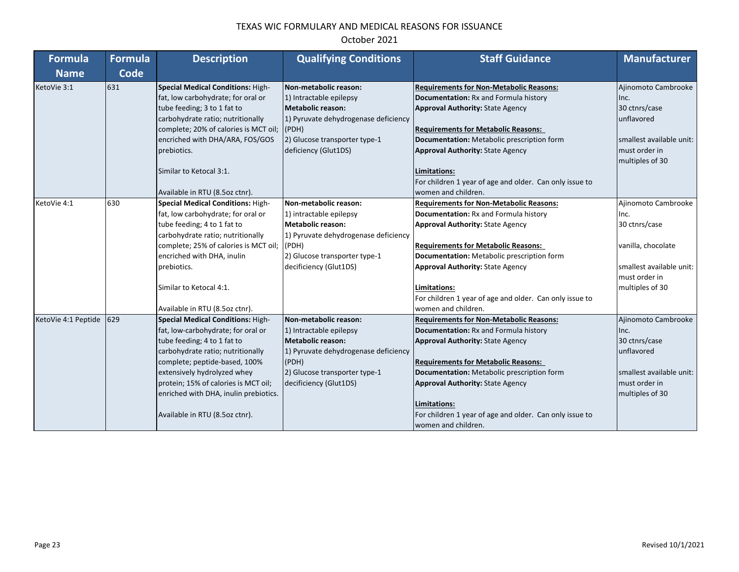# TEXAS WIC FORMULARY AND MEDICAL REASONS FOR ISSUANCE

October 2021

| Formula Name | Formula Code | Description | Qualifying Conditions | Staff Guidance | Manufacturer |
|---|---|---|---|---|---|
| KetoVie 3:1 | 631 | **Special Medical Conditions:** High-fat, low carbohydrate; for oral or tube feeding; 3 to 1 fat to carbohydrate ratio; nutritionally complete; 20% of calories is MCT oil; encriched with DHA/ARA, FOS/GOS prebiotics.<br><br>Similar to Ketocal 3:1.<br><br>Available in RTU (8.5oz ctnr). | **Non-metabolic reason:**<br>1) Intractable epilepsy<br>**Metabolic reason:**<br>1) Pyruvate dehydrogenase deficiency (PDH)<br>2) Glucose transporter type-1 deficiency (Glut1DS) | **<u>Requirements for Non-Metabolic Reasons:</u>**<br>**Documentation:** Rx and Formula history<br>**Approval Authority:** State Agency<br><br>**<u>Requirements for Metabolic Reasons:</u>**<br>**Documentation:** Metabolic prescription form<br>**Approval Authority:** State Agency<br><br>**<u>Limitations:</u>**<br>For children 1 year of age and older. Can only issue to women and children. | Ajinomoto Cambrooke Inc.<br>30 ctnrs/case<br>unflavored<br><br>smallest available unit: must order in multiples of 30 |
| KetoVie 4:1 | 630 | **Special Medical Conditions:** High-fat, low carbohydrate; for oral or tube feeding; 4 to 1 fat to carbohydrate ratio; nutritionally complete; 25% of calories is MCT oil; enriched with DHA, inulin prebiotics.<br><br>Similar to Ketocal 4:1.<br><br>Available in RTU (8.5oz ctnr). | **Non-metabolic reason:**<br>1) intractable epilepsy<br>**Metabolic reason:**<br>1) Pyruvate dehydrogenase deficiency (PDH)<br>2) Glucose transporter type-1 decificiency (Glut1DS) | **<u>Requirements for Non-Metabolic Reasons:</u>**<br>**Documentation:** Rx and Formula history<br>**Approval Authority:** State Agency<br><br>**<u>Requirements for Metabolic Reasons:</u>**<br>**Documentation:** Metabolic prescription form<br>**Approval Authority:** State Agency<br><br>**<u>Limitations:</u>**<br>For children 1 year of age and older. Can only issue to women and children. | Ajinomoto Cambrooke Inc.<br>30 ctnrs/case<br><br>vanilla, chocolate<br><br>smallest available unit: must order in multiples of 30 |
| KetoVie 4:1 Peptide | 629 | **Special Medical Conditions:** High-fat, low-carbohydrate; for oral or tube feeding; 4 to 1 fat to carbohydrate ratio; nutritionally complete; peptide-based, 100% extensively hydrolyzed whey protein; 15% of calories is MCT oil; enriched with DHA, inulin prebiotics.<br><br>Available in RTU (8.5oz ctnr). | **Non-metabolic reason:**<br>1) Intractable epilepsy<br>**Metabolic reason:**<br>1) Pyruvate dehydrogenase deficiency (PDH)<br>2) Glucose transporter type-1 decificiency (Glut1DS) | **<u>Requirements for Non-Metabolic Reasons:</u>**<br>**Documentation:** Rx and Formula history<br>**Approval Authority:** State Agency<br><br>**<u>Requirements for Metabolic Reasons:</u>**<br>**Documentation:** Metabolic prescription form<br>**Approval Authority:** State Agency<br><br>**<u>Limitations:</u>**<br>For children 1 year of age and older. Can only issue to women and children. | Ajinomoto Cambrooke Inc.<br>30 ctnrs/case<br>unflavored<br><br>smallest available unit: must order in multiples of 30 |

Revised 10/1/2021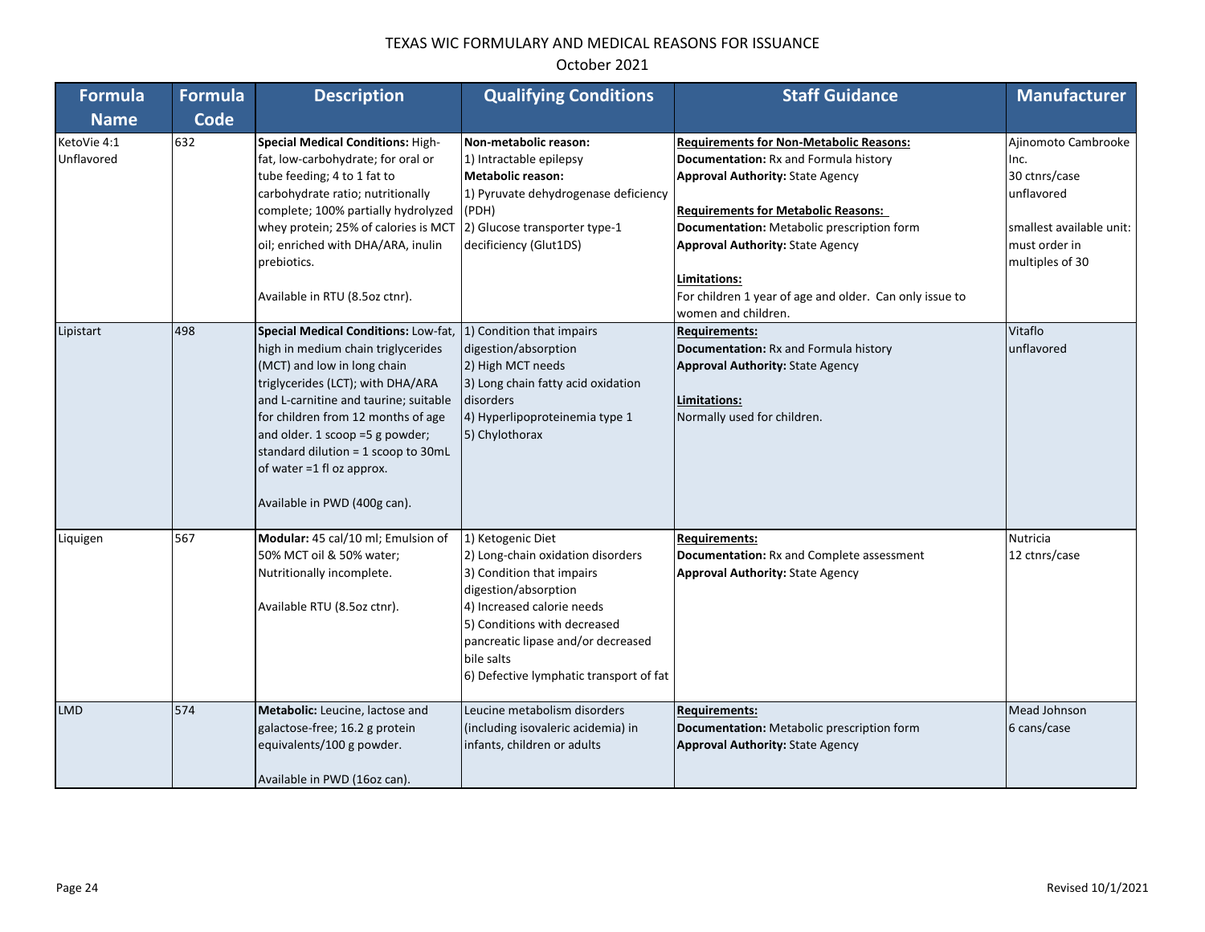# TEXAS WIC FORMULARY AND MEDICAL REASONS FOR ISSUANCE

October 2021

| Formula Name | Formula Code | Description | Qualifying Conditions | Staff Guidance | Manufacturer |
|---|---|---|---|---|---|
| KetoVie 4:1 Unflavored | 632 | **Special Medical Conditions:** High-fat, low-carbohydrate; for oral or tube feeding; 4 to 1 fat to carbohydrate ratio; nutritionally complete; 100% partially hydrolyzed whey protein; 25% of calories is MCT oil; enriched with DHA/ARA, inulin prebiotics.<br><br>Available in RTU (8.5oz ctnr). | **Non-metabolic reason:**<br>1) Intractable epilepsy<br>**Metabolic reason:**<br>1) Pyruvate dehydrogenase deficiency (PDH)<br>2) Glucose transporter type-1 decificiency (Glut1DS) | **Requirements for Non-Metabolic Reasons:**<br>**Documentation:** Rx and Formula history<br>**Approval Authority:** State Agency<br><br>**Requirements for Metabolic Reasons:**<br>**Documentation:** Metabolic prescription form<br>**Approval Authority:** State Agency<br><br>**Limitations:**<br>For children 1 year of age and older. Can only issue to women and children. | Ajinomoto Cambrooke Inc.<br>30 ctnrs/case<br>unflavored<br><br>smallest available unit: must order in multiples of 30 |
| Lipistart | 498 | **Special Medical Conditions:** Low-fat, high in medium chain triglycerides (MCT) and low in long chain triglycerides (LCT); with DHA/ARA and L-carnitine and taurine; suitable for children from 12 months of age and older. 1 scoop =5 g powder; standard dilution = 1 scoop to 30mL of water =1 fl oz approx.<br><br>Available in PWD (400g can). | 1) Condition that impairs digestion/absorption<br>2) High MCT needs<br>3) Long chain fatty acid oxidation disorders<br>4) Hyperlipoproteinemia type 1<br>5) Chylothorax | **Requirements:**<br>**Documentation:** Rx and Formula history<br>**Approval Authority:** State Agency<br><br>**Limitations:**<br>Normally used for children. | Vitaflo<br>unflavored |
| Liquigen | 567 | **Modular:** 45 cal/10 ml; Emulsion of 50% MCT oil & 50% water; Nutritionally incomplete.<br><br>Available RTU (8.5oz ctnr). | 1) Ketogenic Diet<br>2) Long-chain oxidation disorders<br>3) Condition that impairs digestion/absorption<br>4) Increased calorie needs<br>5) Conditions with decreased pancreatic lipase and/or decreased bile salts<br>6) Defective lymphatic transport of fat | **Requirements:**<br>**Documentation:** Rx and Complete assessment<br>**Approval Authority:** State Agency | Nutricia<br>12 ctnrs/case |
| LMD | 574 | **Metabolic:** Leucine, lactose and galactose-free; 16.2 g protein equivalents/100 g powder.<br><br>Available in PWD (16oz can). | Leucine metabolism disorders (including isovaleric acidemia) in infants, children or adults | **Requirements:**<br>**Documentation:** Metabolic prescription form<br>**Approval Authority:** State Agency | Mead Johnson<br>6 cans/case |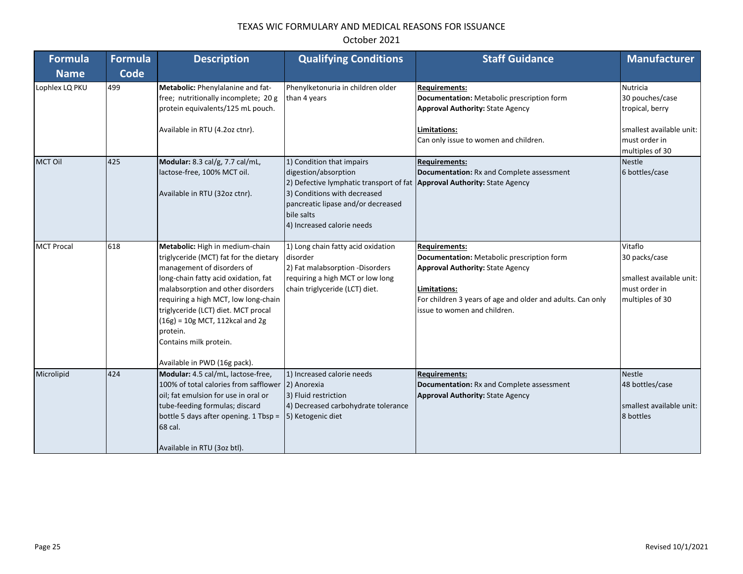TEXAS WIC FORMULARY AND MEDICAL REASONS FOR ISSUANCE

October 2021

| Formula Name | Formula Code | Description | Qualifying Conditions | Staff Guidance | Manufacturer |
|---|---|---|---|---|---|
| Lophlex LQ PKU | 499 | **Metabolic:** Phenylalanine and fat-free; nutritionally incomplete; 20 g protein equivalents/125 mL pouch.<br><br>Available in RTU (4.2oz ctnr). | Phenylketonuria in children older than 4 years | **Requirements:**<br>**Documentation:** Metabolic prescription form<br>**Approval Authority:** State Agency<br><br>**Limitations:**<br>Can only issue to women and children. | Nutricia<br>30 pouches/case<br>tropical, berry<br><br>smallest available unit: must order in multiples of 30 |
| MCT Oil | 425 | **Modular:** 8.3 cal/g, 7.7 cal/mL, lactose-free, 100% MCT oil.<br><br>Available in RTU (32oz ctnr). | 1) Condition that impairs digestion/absorption<br>2) Defective lymphatic transport of fat<br>3) Conditions with decreased pancreatic lipase and/or decreased bile salts<br>4) Increased calorie needs | **Requirements:**<br>**Documentation:** Rx and Complete assessment<br>**Approval Authority:** State Agency | Nestle<br>6 bottles/case |
| MCT Procal | 618 | **Metabolic:** High in medium-chain triglyceride (MCT) fat for the dietary management of disorders of long-chain fatty acid oxidation, fat malabsorption and other disorders requiring a high MCT, low long-chain triglyceride (LCT) diet. MCT procal (16g) = 10g MCT, 112kcal and 2g protein.<br>Contains milk protein.<br><br>Available in PWD (16g pack). | 1) Long chain fatty acid oxidation disorder<br>2) Fat malabsorption -Disorders requiring a high MCT or low long chain triglyceride (LCT) diet. | **Requirements:**<br>**Documentation:** Metabolic prescription form<br>**Approval Authority:** State Agency<br><br>**Limitations:**<br>For children 3 years of age and older and adults. Can only issue to women and children. | Vitaflo<br>30 packs/case<br><br>smallest available unit: must order in multiples of 30 |
| Microlipid | 424 | **Modular:** 4.5 cal/mL, lactose-free, 100% of total calories from safflower oil; fat emulsion for use in oral or tube-feeding formulas; discard bottle 5 days after opening. 1 Tbsp = 68 cal.<br><br>Available in RTU (3oz btl). | 1) Increased calorie needs<br>2) Anorexia<br>3) Fluid restriction<br>4) Decreased carbohydrate tolerance<br>5) Ketogenic diet | **Requirements:**<br>**Documentation:** Rx and Complete assessment<br>**Approval Authority:** State Agency | Nestle<br>48 bottles/case<br><br>smallest available unit: 8 bottles |

Revised 10/1/2021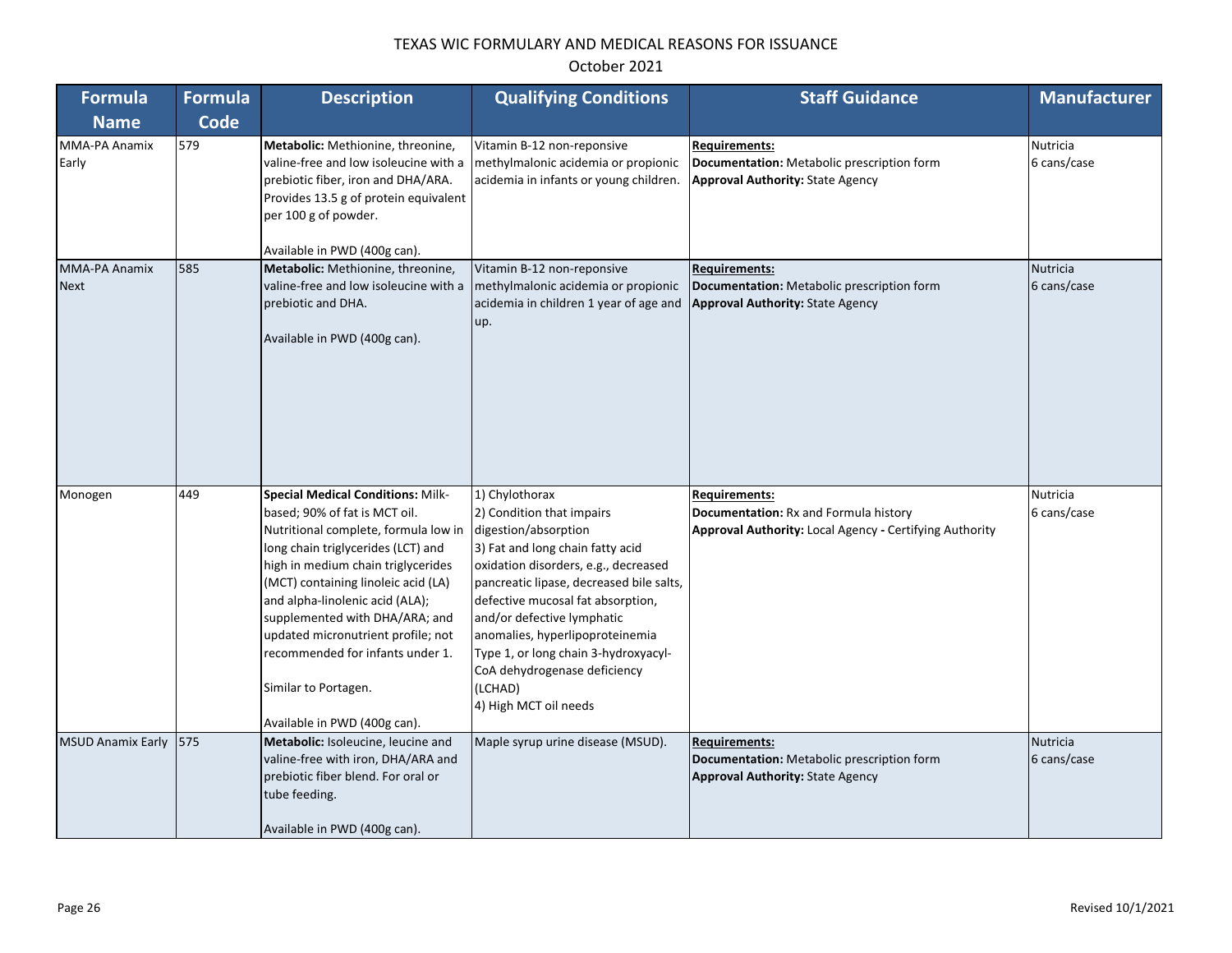| Formula Name | Formula Code | Description | Qualifying Conditions | Staff Guidance | Manufacturer |
|---|---|---|---|---|---|
| MMA-PA Anamix Early | 579 | **Metabolic:** Methionine, threonine, valine-free and low isoleucine with a prebiotic fiber, iron and DHA/ARA. Provides 13.5 g of protein equivalent per 100 g of powder.<br><br>Available in PWD (400g can). | Vitamin B-12 non-reponsive methylmalonic acidemia or propionic acidemia in infants or young children. | **Requirements:**<br>**Documentation:** Metabolic prescription form<br>**Approval Authority:** State Agency | Nutricia<br>6 cans/case |
| MMA-PA Anamix Next | 585 | **Metabolic:** Methionine, threonine, valine-free and low isoleucine with a prebiotic and DHA.<br><br>Available in PWD (400g can). | Vitamin B-12 non-reponsive methylmalonic acidemia or propionic acidemia in children 1 year of age and up. | **Requirements:**<br>**Documentation:** Metabolic prescription form<br>**Approval Authority:** State Agency | Nutricia<br>6 cans/case |
| Monogen | 449 | **Special Medical Conditions:** Milk-based; 90% of fat is MCT oil. Nutritional complete, formula low in long chain triglycerides (LCT) and high in medium chain triglycerides (MCT) containing linoleic acid (LA) and alpha-linolenic acid (ALA); supplemented with DHA/ARA; and updated micronutrient profile; not recommended for infants under 1.<br><br>Similar to Portagen.<br><br>Available in PWD (400g can). | 1) Chylothorax<br>2) Condition that impairs digestion/absorption<br>3) Fat and long chain fatty acid oxidation disorders, e.g., decreased pancreatic lipase, decreased bile salts, defective mucosal fat absorption, and/or defective lymphatic anomalies, hyperlipoproteinemia Type 1, or long chain 3-hydroxyacyl-CoA dehydrogenase deficiency (LCHAD)<br>4) High MCT oil needs | **Requirements:**<br>**Documentation:** Rx and Formula history<br>**Approval Authority:** Local Agency - Certifying Authority | Nutricia<br>6 cans/case |
| MSUD Anamix Early | 575 | **Metabolic:** Isoleucine, leucine and valine-free with iron, DHA/ARA and prebiotic fiber blend. For oral or tube feeding.<br><br>Available in PWD (400g can). | Maple syrup urine disease (MSUD). | **Requirements:**<br>**Documentation:** Metabolic prescription form<br>**Approval Authority:** State Agency | Nutricia<br>6 cans/case |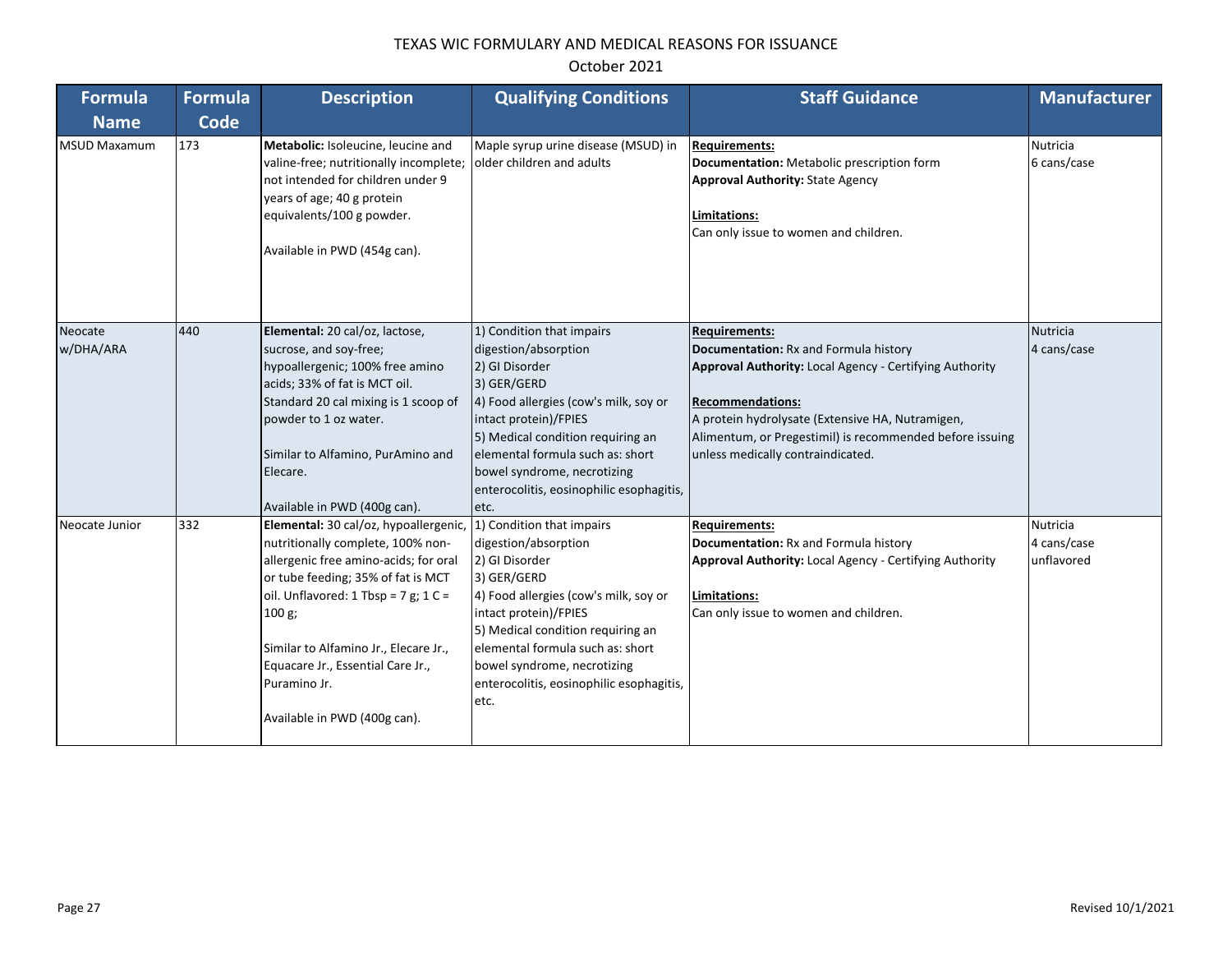# TEXAS WIC FORMULARY AND MEDICAL REASONS FOR ISSUANCE

October 2021

| Formula Name | Formula Code | Description | Qualifying Conditions | Staff Guidance | Manufacturer |
|---|---|---|---|---|---|
| MSUD Maxamum | 173 | **Metabolic:** Isoleucine, leucine and valine-free; nutritionally incomplete; not intended for children under 9 years of age; 40 g protein equivalents/100 g powder.<br><br>Available in PWD (454g can). | Maple syrup urine disease (MSUD) in older children and adults | **Requirements:**<br>**Documentation:** Metabolic prescription form<br>**Approval Authority:** State Agency<br><br>**Limitations:**<br>Can only issue to women and children. | Nutricia<br>6 cans/case |
| Neocate w/DHA/ARA | 440 | **Elemental:** 20 cal/oz, lactose, sucrose, and soy-free; hypoallergenic; 100% free amino acids; 33% of fat is MCT oil. Standard 20 cal mixing is 1 scoop of powder to 1 oz water.<br><br>Similar to Alfamino, PurAmino and Elecare.<br><br>Available in PWD (400g can). | 1) Condition that impairs digestion/absorption<br>2) GI Disorder<br>3) GER/GERD<br>4) Food allergies (cow's milk, soy or intact protein)/FPIES<br>5) Medical condition requiring an elemental formula such as: short bowel syndrome, necrotizing enterocolitis, eosinophilic esophagitis, etc. | **Requirements:**<br>**Documentation:** Rx and Formula history<br>**Approval Authority:** Local Agency - Certifying Authority<br><br>**Recommendations:**<br>A protein hydrolysate (Extensive HA, Nutramigen, Alimentum, or Pregestimil) is recommended before issuing unless medically contraindicated. | Nutricia<br>4 cans/case |
| Neocate Junior | 332 | **Elemental:** 30 cal/oz, hypoallergenic, nutritionally complete, 100% non-allergenic free amino-acids; for oral or tube feeding; 35% of fat is MCT oil. Unflavored: 1 Tbsp = 7 g; 1 C = 100 g;<br><br>Similar to Alfamino Jr., Elecare Jr., Equacare Jr., Essential Care Jr., Puramino Jr.<br><br>Available in PWD (400g can). | 1) Condition that impairs digestion/absorption<br>2) GI Disorder<br>3) GER/GERD<br>4) Food allergies (cow's milk, soy or intact protein)/FPIES<br>5) Medical condition requiring an elemental formula such as: short bowel syndrome, necrotizing enterocolitis, eosinophilic esophagitis, etc. | **Requirements:**<br>**Documentation:** Rx and Formula history<br>**Approval Authority:** Local Agency - Certifying Authority<br><br>**Limitations:**<br>Can only issue to women and children. | Nutricia<br>4 cans/case<br>unflavored |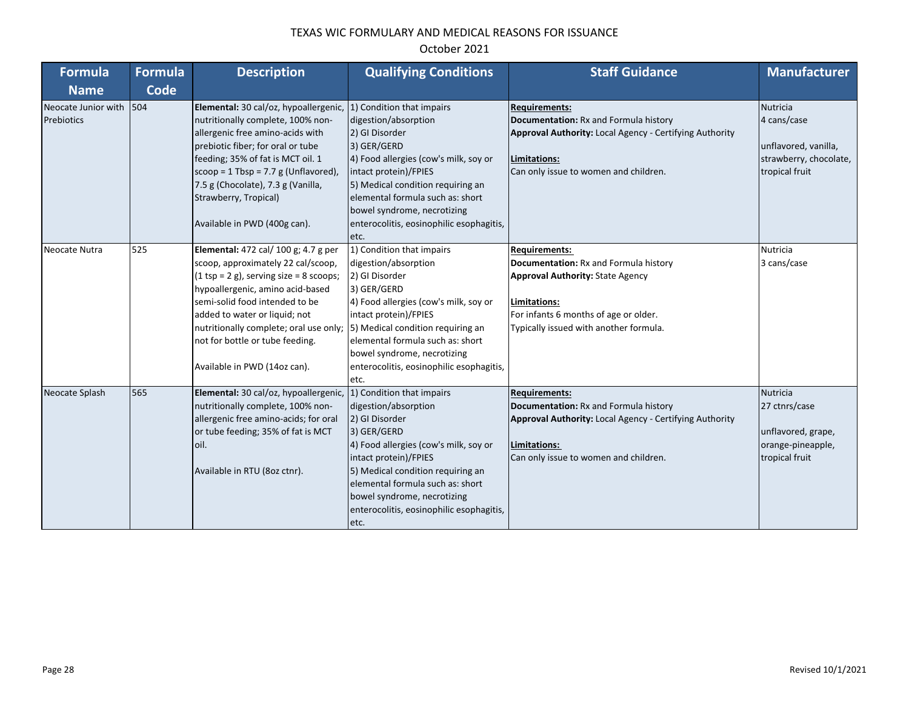# TEXAS WIC FORMULARY AND MEDICAL REASONS FOR ISSUANCE

October 2021

| Formula Name | Formula Code | Description | Qualifying Conditions | Staff Guidance | Manufacturer |
|---|---|---|---|---|---|
| Neocate Junior with Prebiotics | 504 | **Elemental:** 30 cal/oz, hypoallergenic, nutritionally complete, 100% non-allergenic free amino-acids with prebiotic fiber; for oral or tube feeding; 35% of fat is MCT oil. 1 scoop = 1 Tbsp = 7.7 g (Unflavored), 7.5 g (Chocolate), 7.3 g (Vanilla, Strawberry, Tropical)<br><br>Available in PWD (400g can). | 1) Condition that impairs digestion/absorption<br>2) GI Disorder<br>3) GER/GERD<br>4) Food allergies (cow's milk, soy or intact protein)/FPIES<br>5) Medical condition requiring an elemental formula such as: short bowel syndrome, necrotizing enterocolitis, eosinophilic esophagitis, etc. | **Requirements:**<br>**Documentation:** Rx and Formula history<br>**Approval Authority:** Local Agency - Certifying Authority<br><br>**Limitations:**<br>Can only issue to women and children. | Nutricia<br>4 cans/case<br><br>unflavored, vanilla, strawberry, chocolate, tropical fruit |
| Neocate Nutra | 525 | **Elemental:** 472 cal/ 100 g; 4.7 g per scoop, approximately 22 cal/scoop, (1 tsp = 2 g), serving size = 8 scoops; hypoallergenic, amino acid-based semi-solid food intended to be added to water or liquid; not nutritionally complete; oral use only; not for bottle or tube feeding.<br><br>Available in PWD (14oz can). | 1) Condition that impairs digestion/absorption<br>2) GI Disorder<br>3) GER/GERD<br>4) Food allergies (cow's milk, soy or intact protein)/FPIES<br>5) Medical condition requiring an elemental formula such as: short bowel syndrome, necrotizing enterocolitis, eosinophilic esophagitis, etc. | **Requirements:**<br>**Documentation:** Rx and Formula history<br>**Approval Authority:** State Agency<br><br>**Limitations:**<br>For infants 6 months of age or older.<br>Typically issued with another formula. | Nutricia<br>3 cans/case |
| Neocate Splash | 565 | **Elemental:** 30 cal/oz, hypoallergenic, nutritionally complete, 100% non-allergenic free amino-acids; for oral or tube feeding; 35% of fat is MCT oil.<br><br>Available in RTU (8oz ctnr). | 1) Condition that impairs digestion/absorption<br>2) GI Disorder<br>3) GER/GERD<br>4) Food allergies (cow's milk, soy or intact protein)/FPIES<br>5) Medical condition requiring an elemental formula such as: short bowel syndrome, necrotizing enterocolitis, eosinophilic esophagitis, etc. | **Requirements:**<br>**Documentation:** Rx and Formula history<br>**Approval Authority:** Local Agency - Certifying Authority<br><br>**Limitations:**<br>Can only issue to women and children. | Nutricia<br>27 ctnrs/case<br><br>unflavored, grape, orange-pineapple, tropical fruit |

Revised 10/1/2021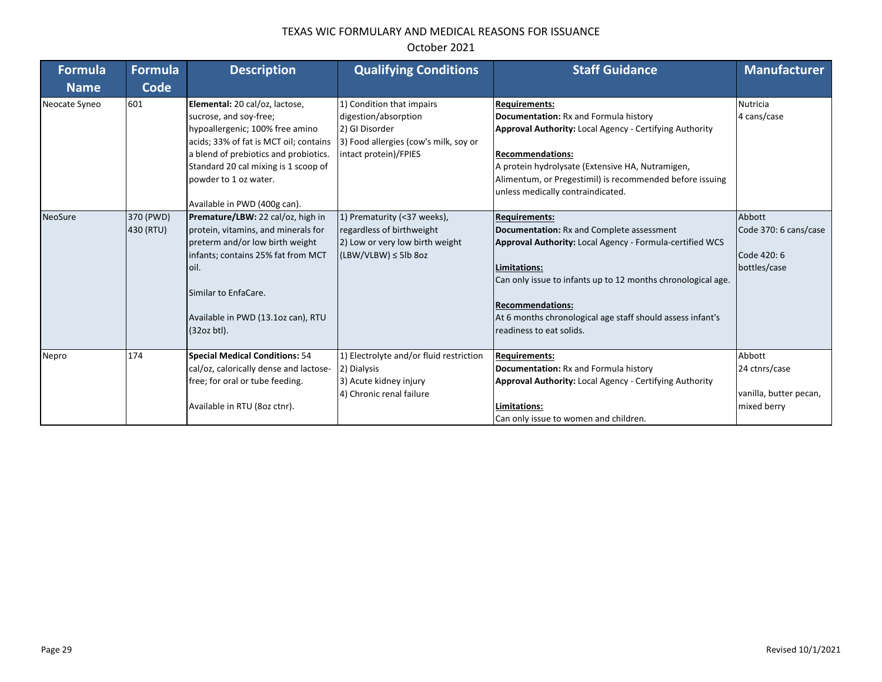# TEXAS WIC FORMULARY AND MEDICAL REASONS FOR ISSUANCE

October 2021

| Formula Name | Formula Code | Description | Qualifying Conditions | Staff Guidance | Manufacturer |
|---|---|---|---|---|---|
| Neocate Syneo | 601 | **Elemental:** 20 cal/oz, lactose, sucrose, and soy-free; hypoallergenic; 100% free amino acids; 33% of fat is MCT oil; contains a blend of prebiotics and probiotics. Standard 20 cal mixing is 1 scoop of powder to 1 oz water.<br><br>Available in PWD (400g can). | 1) Condition that impairs digestion/absorption<br>2) GI Disorder<br>3) Food allergies (cow's milk, soy or intact protein)/FPIES | **Requirements:**<br>**Documentation:** Rx and Formula history<br>**Approval Authority:** Local Agency - Certifying Authority<br><br>**Recommendations:**<br>A protein hydrolysate (Extensive HA, Nutramigen, Alimentum, or Pregestimil) is recommended before issuing unless medically contraindicated. | Nutricia<br>4 cans/case |
| NeoSure | 370 (PWD)<br>430 (RTU) | **Premature/LBW:** 22 cal/oz, high in protein, vitamins, and minerals for preterm and/or low birth weight infants; contains 25% fat from MCT oil.<br><br>Similar to EnfaCare.<br><br>Available in PWD (13.1oz can), RTU (32oz btl). | 1) Prematurity (<37 weeks), regardless of birthweight<br>2) Low or very low birth weight (LBW/VLBW) ≤ 5lb 8oz | **Requirements:**<br>**Documentation:** Rx and Complete assessment<br>**Approval Authority:** Local Agency - Formula-certified WCS<br><br>**Limitations:**<br>Can only issue to infants up to 12 months chronological age.<br><br>**Recommendations:**<br>At 6 months chronological age staff should assess infant's readiness to eat solids. | Abbott<br>Code 370: 6 cans/case<br><br>Code 420: 6 bottles/case |
| Nepro | 174 | **Special Medical Conditions:** 54 cal/oz, calorically dense and lactose-free; for oral or tube feeding.<br><br>Available in RTU (8oz ctnr). | 1) Electrolyte and/or fluid restriction<br>2) Dialysis<br>3) Acute kidney injury<br>4) Chronic renal failure | **Requirements:**<br>**Documentation:** Rx and Formula history<br>**Approval Authority:** Local Agency - Certifying Authority<br><br>**Limitations:**<br>Can only issue to women and children. | Abbott<br>24 ctnrs/case<br><br>vanilla, butter pecan, mixed berry |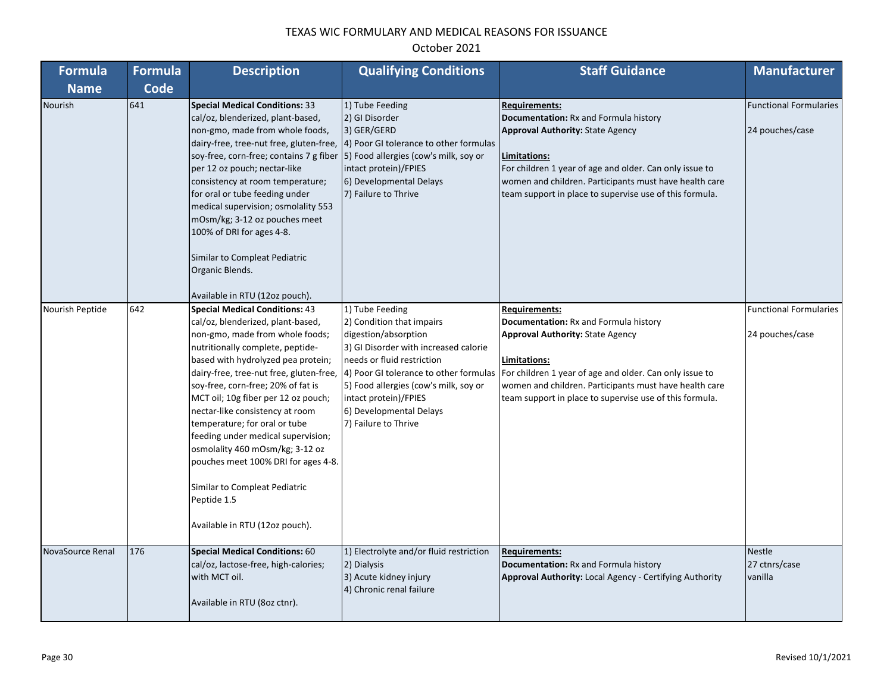# TEXAS WIC FORMULARY AND MEDICAL REASONS FOR ISSUANCE

October 2021

| Formula Name | Formula Code | Description | Qualifying Conditions | Staff Guidance | Manufacturer |
|---|---|---|---|---|---|
| Nourish | 641 | **Special Medical Conditions:** 33 cal/oz, blenderized, plant-based, non-gmo, made from whole foods, dairy-free, tree-nut free, gluten-free, soy-free, corn-free; contains 7 g fiber per 12 oz pouch; nectar-like consistency at room temperature; for oral or tube feeding under medical supervision; osmolality 553 mOsm/kg; 3-12 oz pouches meet 100% of DRI for ages 4-8.<br><br>Similar to Compleat Pediatric Organic Blends.<br><br>Available in RTU (12oz pouch). | 1) Tube Feeding<br>2) GI Disorder<br>3) GER/GERD<br>4) Poor GI tolerance to other formulas<br>5) Food allergies (cow's milk, soy or intact protein)/FPIES<br>6) Developmental Delays<br>7) Failure to Thrive | **Requirements:**<br>**Documentation:** Rx and Formula history<br>**Approval Authority:** State Agency<br><br>**Limitations:**<br>For children 1 year of age and older. Can only issue to women and children. Participants must have health care team support in place to supervise use of this formula. | Functional Formularies<br><br>24 pouches/case |
| Nourish Peptide | 642 | **Special Medical Conditions:** 43 cal/oz, blenderized, plant-based, non-gmo, made from whole foods; nutritionally complete, peptide-based with hydrolyzed pea protein; dairy-free, tree-nut free, gluten-free, soy-free, corn-free; 20% of fat is MCT oil; 10g fiber per 12 oz pouch; nectar-like consistency at room temperature; for oral or tube feeding under medical supervision; osmolality 460 mOsm/kg; 3-12 oz pouches meet 100% DRI for ages 4-8.<br><br>Similar to Compleat Pediatric Peptide 1.5<br><br>Available in RTU (12oz pouch). | 1) Tube Feeding<br>2) Condition that impairs digestion/absorption<br>3) GI Disorder with increased calorie needs or fluid restriction<br>4) Poor GI tolerance to other formulas<br>5) Food allergies (cow's milk, soy or intact protein)/FPIES<br>6) Developmental Delays<br>7) Failure to Thrive | **Requirements:**<br>**Documentation:** Rx and Formula history<br>**Approval Authority:** State Agency<br><br>**Limitations:**<br>For children 1 year of age and older. Can only issue to women and children. Participants must have health care team support in place to supervise use of this formula. | Functional Formularies<br><br>24 pouches/case |
| NovaSource Renal | 176 | **Special Medical Conditions:** 60 cal/oz, lactose-free, high-calories; with MCT oil.<br><br>Available in RTU (8oz ctnr). | 1) Electrolyte and/or fluid restriction<br>2) Dialysis<br>3) Acute kidney injury<br>4) Chronic renal failure | **Requirements:**<br>**Documentation:** Rx and Formula history<br>**Approval Authority:** Local Agency - Certifying Authority | Nestle<br>27 ctnrs/case<br>vanilla |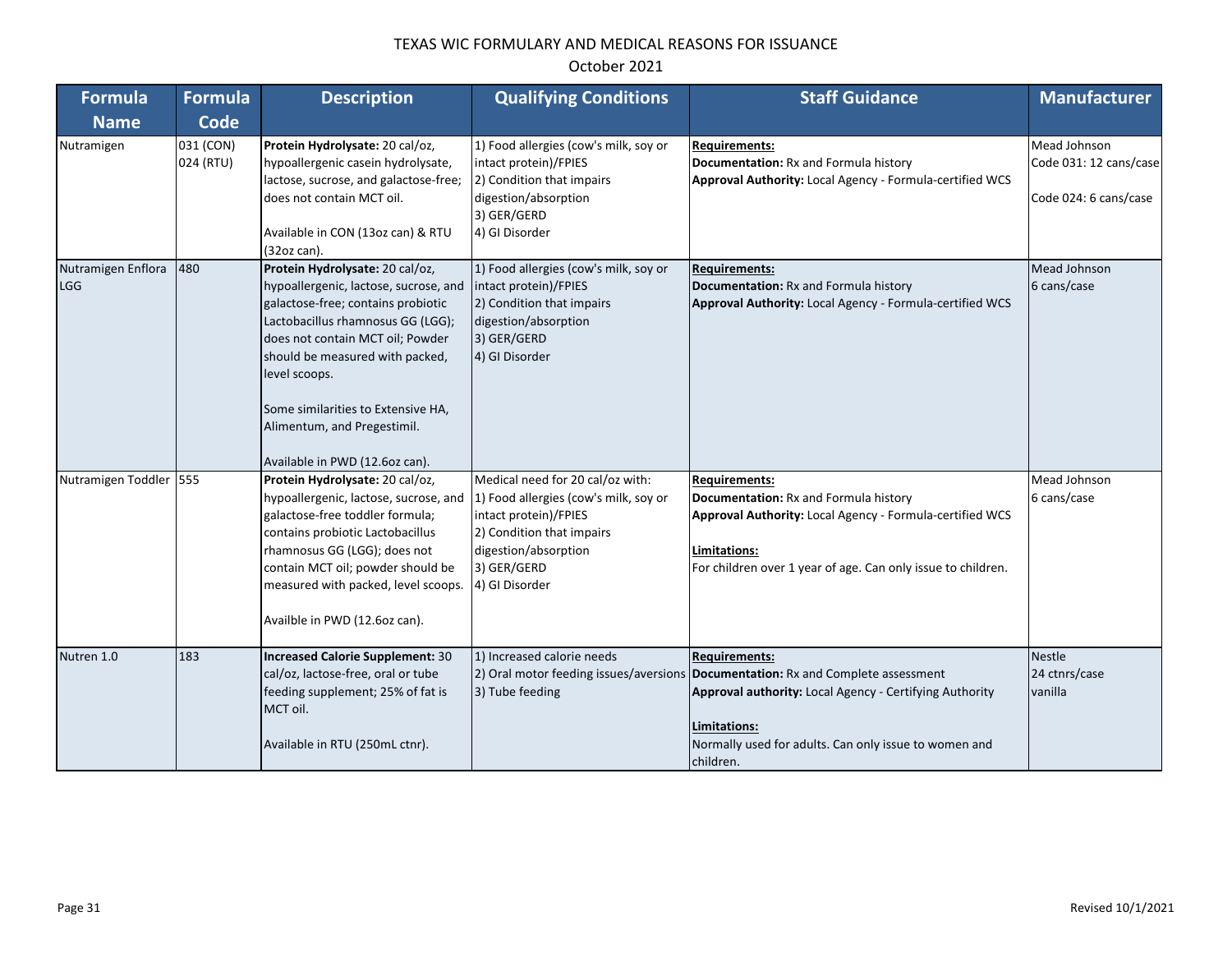# TEXAS WIC FORMULARY AND MEDICAL REASONS FOR ISSUANCE

October 2021

| Formula Name | Formula Code | Description | Qualifying Conditions | Staff Guidance | Manufacturer |
|---|---|---|---|---|---|
| Nutramigen | 031 (CON)<br>024 (RTU) | **Protein Hydrolysate:** 20 cal/oz, hypoallergenic casein hydrolysate, lactose, sucrose, and galactose-free; does not contain MCT oil.<br><br>Available in CON (13oz can) & RTU (32oz can). | 1) Food allergies (cow's milk, soy or intact protein)/FPIES<br>2) Condition that impairs digestion/absorption<br>3) GER/GERD<br>4) GI Disorder | **Requirements:**<br>**Documentation:** Rx and Formula history<br>**Approval Authority:** Local Agency - Formula-certified WCS | Mead Johnson<br>Code 031: 12 cans/case<br><br>Code 024: 6 cans/case |
| Nutramigen Enflora LGG | 480 | **Protein Hydrolysate:** 20 cal/oz, hypoallergenic, lactose, sucrose, and galactose-free; contains probiotic Lactobacillus rhamnosus GG (LGG); does not contain MCT oil; Powder should be measured with packed, level scoops.<br><br>Some similarities to Extensive HA, Alimentum, and Pregestimil.<br><br>Available in PWD (12.6oz can). | 1) Food allergies (cow's milk, soy or intact protein)/FPIES<br>2) Condition that impairs digestion/absorption<br>3) GER/GERD<br>4) GI Disorder | **Requirements:**<br>**Documentation:** Rx and Formula history<br>**Approval Authority:** Local Agency - Formula-certified WCS | Mead Johnson<br>6 cans/case |
| Nutramigen Toddler | 555 | **Protein Hydrolysate:** 20 cal/oz, hypoallergenic, lactose, sucrose, and galactose-free toddler formula; contains probiotic Lactobacillus rhamnosus GG (LGG); does not contain MCT oil; powder should be measured with packed, level scoops.<br><br>Availble in PWD (12.6oz can). | Medical need for 20 cal/oz with:<br>1) Food allergies (cow's milk, soy or intact protein)/FPIES<br>2) Condition that impairs digestion/absorption<br>3) GER/GERD<br>4) GI Disorder | **Requirements:**<br>**Documentation:** Rx and Formula history<br>**Approval Authority:** Local Agency - Formula-certified WCS<br><br>**Limitations:**<br>For children over 1 year of age. Can only issue to children. | Mead Johnson<br>6 cans/case |
| Nutren 1.0 | 183 | **Increased Calorie Supplement:** 30 cal/oz, lactose-free, oral or tube feeding supplement; 25% of fat is MCT oil.<br><br>Available in RTU (250mL ctnr). | 1) Increased calorie needs<br>2) Oral motor feeding issues/aversions<br>3) Tube feeding | **Requirements:**<br>**Documentation:** Rx and Complete assessment<br>**Approval authority:** Local Agency - Certifying Authority<br><br>**Limitations:**<br>Normally used for adults. Can only issue to women and children. | Nestle<br>24 ctnrs/case<br>vanilla |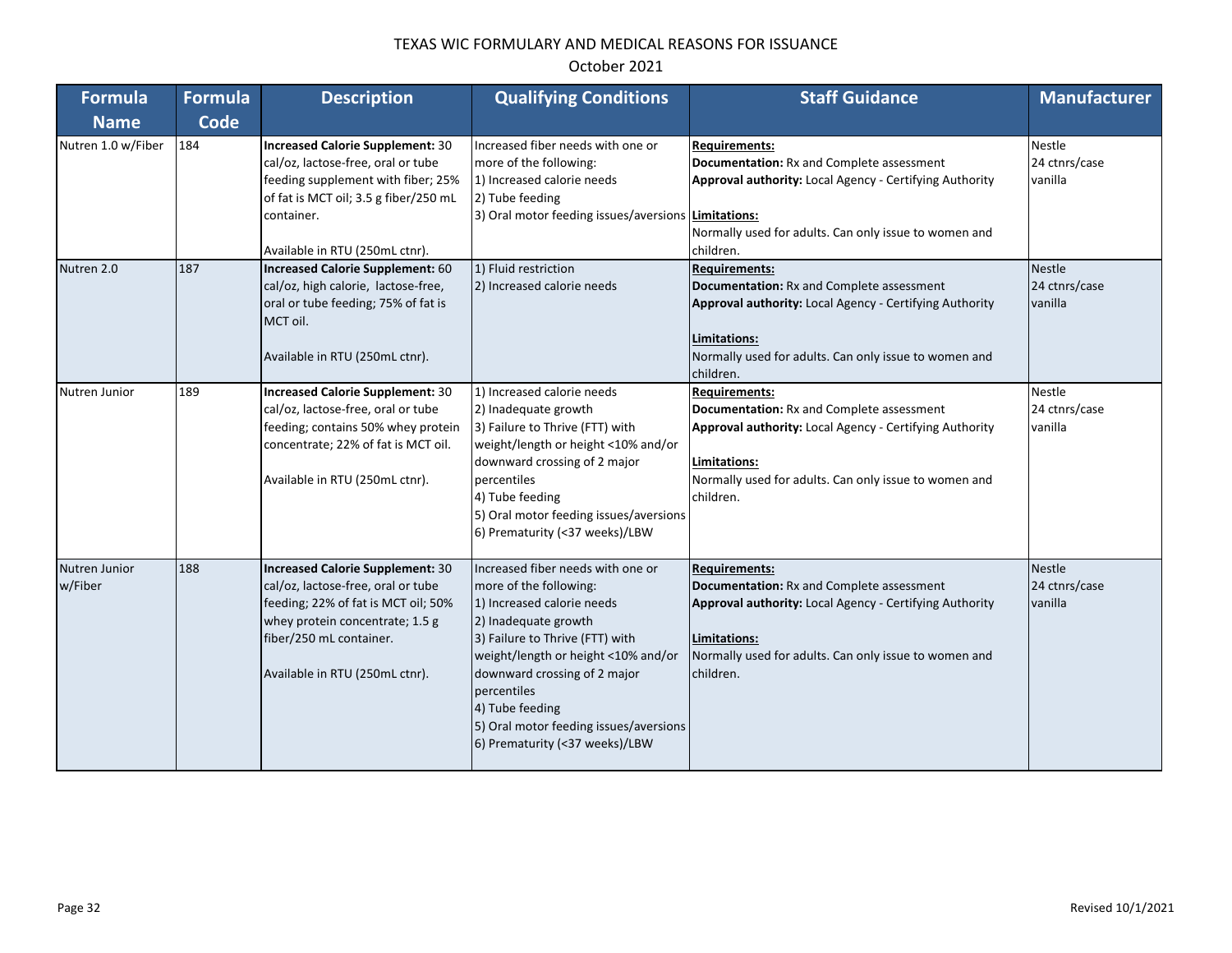# TEXAS WIC FORMULARY AND MEDICAL REASONS FOR ISSUANCE

October 2021

| Formula Name | Formula Code | Description | Qualifying Conditions | Staff Guidance | Manufacturer |
|---|---|---|---|---|---|
| Nutren 1.0 w/Fiber | 184 | **Increased Calorie Supplement:** 30 cal/oz, lactose-free, oral or tube feeding supplement with fiber; 25% of fat is MCT oil; 3.5 g fiber/250 mL container.<br><br>Available in RTU (250mL ctnr). | Increased fiber needs with one or more of the following:<br>1) Increased calorie needs<br>2) Tube feeding<br>3) Oral motor feeding issues/aversions | **Requirements:**<br>**Documentation:** Rx and Complete assessment<br>**Approval authority:** Local Agency - Certifying Authority<br><br>**Limitations:**<br>Normally used for adults. Can only issue to women and children. | Nestle<br>24 ctnrs/case<br>vanilla |
| Nutren 2.0 | 187 | **Increased Calorie Supplement:** 60 cal/oz, high calorie, lactose-free, oral or tube feeding; 75% of fat is MCT oil.<br><br>Available in RTU (250mL ctnr). | 1) Fluid restriction<br>2) Increased calorie needs | **Requirements:**<br>**Documentation:** Rx and Complete assessment<br>**Approval authority:** Local Agency - Certifying Authority<br><br>**Limitations:**<br>Normally used for adults. Can only issue to women and children. | Nestle<br>24 ctnrs/case<br>vanilla |
| Nutren Junior | 189 | **Increased Calorie Supplement:** 30 cal/oz, lactose-free, oral or tube feeding; contains 50% whey protein concentrate; 22% of fat is MCT oil.<br><br>Available in RTU (250mL ctnr). | 1) Increased calorie needs<br>2) Inadequate growth<br>3) Failure to Thrive (FTT) with weight/length or height <10% and/or downward crossing of 2 major percentiles<br>4) Tube feeding<br>5) Oral motor feeding issues/aversions<br>6) Prematurity (<37 weeks)/LBW | **Requirements:**<br>**Documentation:** Rx and Complete assessment<br>**Approval authority:** Local Agency - Certifying Authority<br><br>**Limitations:**<br>Normally used for adults. Can only issue to women and children. | Nestle<br>24 ctnrs/case<br>vanilla |
| Nutren Junior w/Fiber | 188 | **Increased Calorie Supplement:** 30 cal/oz, lactose-free, oral or tube feeding; 22% of fat is MCT oil; 50% whey protein concentrate; 1.5 g fiber/250 mL container.<br><br>Available in RTU (250mL ctnr). | Increased fiber needs with one or more of the following:<br>1) Increased calorie needs<br>2) Inadequate growth<br>3) Failure to Thrive (FTT) with weight/length or height <10% and/or downward crossing of 2 major percentiles<br>4) Tube feeding<br>5) Oral motor feeding issues/aversions<br>6) Prematurity (<37 weeks)/LBW | **Requirements:**<br>**Documentation:** Rx and Complete assessment<br>**Approval authority:** Local Agency - Certifying Authority<br><br>**Limitations:**<br>Normally used for adults. Can only issue to women and children. | Nestle<br>24 ctnrs/case<br>vanilla |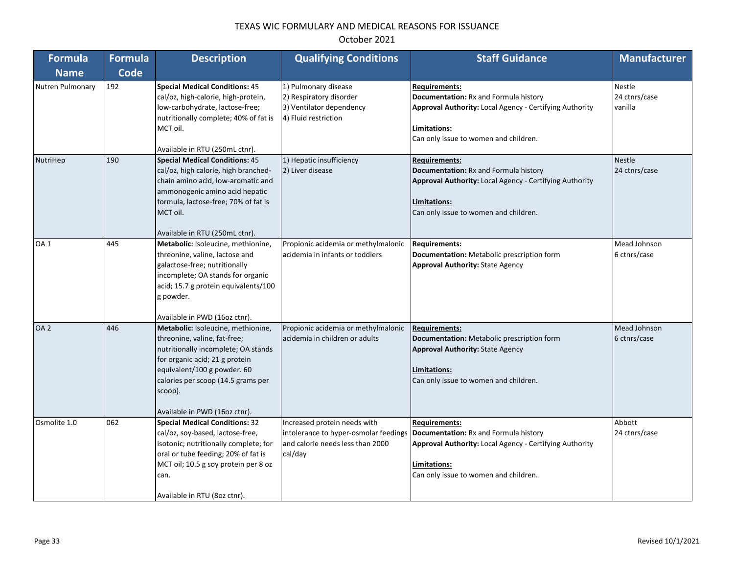# TEXAS WIC FORMULARY AND MEDICAL REASONS FOR ISSUANCE

October 2021

| Formula Name | Formula Code | Description | Qualifying Conditions | Staff Guidance | Manufacturer |
|---|---|---|---|---|---|
| Nutren Pulmonary | 192 | **Special Medical Conditions:** 45 cal/oz, high-calorie, high-protein, low-carbohydrate, lactose-free; nutritionally complete; 40% of fat is MCT oil.<br><br>Available in RTU (250mL ctnr). | 1) Pulmonary disease<br>2) Respiratory disorder<br>3) Ventilator dependency<br>4) Fluid restriction | **Requirements:**<br>**Documentation:** Rx and Formula history<br>**Approval Authority:** Local Agency - Certifying Authority<br><br>**Limitations:**<br>Can only issue to women and children. | Nestle<br>24 ctnrs/case<br>vanilla |
| NutriHep | 190 | **Special Medical Conditions:** 45 cal/oz, high calorie, high branched-chain amino acid, low-aromatic and ammonogenic amino acid hepatic formula, lactose-free; 70% of fat is MCT oil.<br><br>Available in RTU (250mL ctnr). | 1) Hepatic insufficiency<br>2) Liver disease | **Requirements:**<br>**Documentation:** Rx and Formula history<br>**Approval Authority:** Local Agency - Certifying Authority<br><br>**Limitations:**<br>Can only issue to women and children. | Nestle<br>24 ctnrs/case |
| OA 1 | 445 | **Metabolic:** Isoleucine, methionine, threonine, valine, lactose and galactose-free; nutritionally incomplete; OA stands for organic acid; 15.7 g protein equivalents/100 g powder.<br><br>Available in PWD (16oz ctnr). | Propionic acidemia or methylmalonic acidemia in infants or toddlers | **Requirements:**<br>**Documentation:** Metabolic prescription form<br>**Approval Authority:** State Agency | Mead Johnson<br>6 ctnrs/case |
| OA 2 | 446 | **Metabolic:** Isoleucine, methionine, threonine, valine, fat-free; nutritionally incomplete; OA stands for organic acid; 21 g protein equivalent/100 g powder. 60 calories per scoop (14.5 grams per scoop).<br><br>Available in PWD (16oz ctnr). | Propionic acidemia or methylmalonic acidemia in children or adults | **Requirements:**<br>**Documentation:** Metabolic prescription form<br>**Approval Authority:** State Agency<br><br>**Limitations:**<br>Can only issue to women and children. | Mead Johnson<br>6 ctnrs/case |
| Osmolite 1.0 | 062 | **Special Medical Conditions:** 32 cal/oz, soy-based, lactose-free, isotonic; nutritionally complete; for oral or tube feeding; 20% of fat is MCT oil; 10.5 g soy protein per 8 oz can.<br><br>Available in RTU (8oz ctnr). | Increased protein needs with intolerance to hyper-osmolar feedings and calorie needs less than 2000 cal/day | **Requirements:**<br>**Documentation:** Rx and Formula history<br>**Approval Authority:** Local Agency - Certifying Authority<br><br>**Limitations:**<br>Can only issue to women and children. | Abbott<br>24 ctnrs/case |

Revised 10/1/2021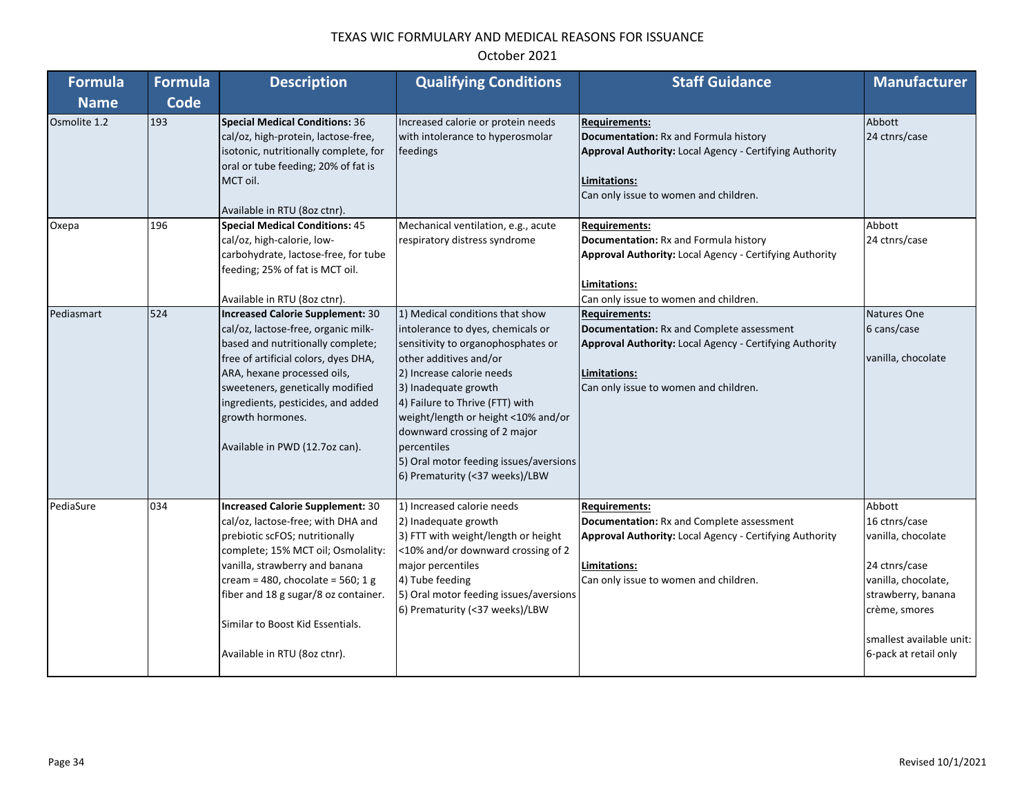# TEXAS WIC FORMULARY AND MEDICAL REASONS FOR ISSUANCE

October 2021

| Formula Name | Formula Code | Description | Qualifying Conditions | Staff Guidance | Manufacturer |
|---|---|---|---|---|---|
| Osmolite 1.2 | 193 | **Special Medical Conditions:** 36 cal/oz, high-protein, lactose-free, isotonic, nutritionally complete, for oral or tube feeding; 20% of fat is MCT oil.<br><br>Available in RTU (8oz ctnr). | Increased calorie or protein needs with intolerance to hyperosmolar feedings | **Requirements:**<br>**Documentation:** Rx and Formula history<br>**Approval Authority:** Local Agency - Certifying Authority<br><br>**Limitations:**<br>Can only issue to women and children. | Abbott<br>24 ctnrs/case |
| Oxepa | 196 | **Special Medical Conditions:** 45 cal/oz, high-calorie, low-carbohydrate, lactose-free, for tube feeding; 25% of fat is MCT oil.<br><br>Available in RTU (8oz ctnr). | Mechanical ventilation, e.g., acute respiratory distress syndrome | **Requirements:**<br>**Documentation:** Rx and Formula history<br>**Approval Authority:** Local Agency - Certifying Authority<br><br>**Limitations:**<br>Can only issue to women and children. | Abbott<br>24 ctnrs/case |
| Pediasmart | 524 | **Increased Calorie Supplement:** 30 cal/oz, lactose-free, organic milk-based and nutritionally complete; free of artificial colors, dyes DHA, ARA, hexane processed oils, sweeteners, genetically modified ingredients, pesticides, and added growth hormones.<br><br>Available in PWD (12.7oz can). | 1) Medical conditions that show intolerance to dyes, chemicals or sensitivity to organophosphates or other additives and/or<br>2) Increase calorie needs<br>3) Inadequate growth<br>4) Failure to Thrive (FTT) with weight/length or height <10% and/or downward crossing of 2 major percentiles<br>5) Oral motor feeding issues/aversions<br>6) Prematurity (<37 weeks)/LBW | **Requirements:**<br>**Documentation:** Rx and Complete assessment<br>**Approval Authority:** Local Agency - Certifying Authority<br><br>**Limitations:**<br>Can only issue to women and children. | Natures One<br>6 cans/case<br><br>vanilla, chocolate |
| PediaSure | 034 | **Increased Calorie Supplement:** 30 cal/oz, lactose-free; with DHA and prebiotic scFOS; nutritionally complete; 15% MCT oil; Osmolality: vanilla, strawberry and banana cream = 480, chocolate = 560; 1 g fiber and 18 g sugar/8 oz container.<br><br>Similar to Boost Kid Essentials.<br><br>Available in RTU (8oz ctnr). | 1) Increased calorie needs<br>2) Inadequate growth<br>3) FTT with weight/length or height <10% and/or downward crossing of 2 major percentiles<br>4) Tube feeding<br>5) Oral motor feeding issues/aversions<br>6) Prematurity (<37 weeks)/LBW | **Requirements:**<br>**Documentation:** Rx and Complete assessment<br>**Approval Authority:** Local Agency - Certifying Authority<br><br>**Limitations:**<br>Can only issue to women and children. | Abbott<br>16 ctnrs/case<br>vanilla, chocolate<br><br>24 ctnrs/case<br>vanilla, chocolate, strawberry, banana crème, smores<br><br>smallest available unit: 6-pack at retail only |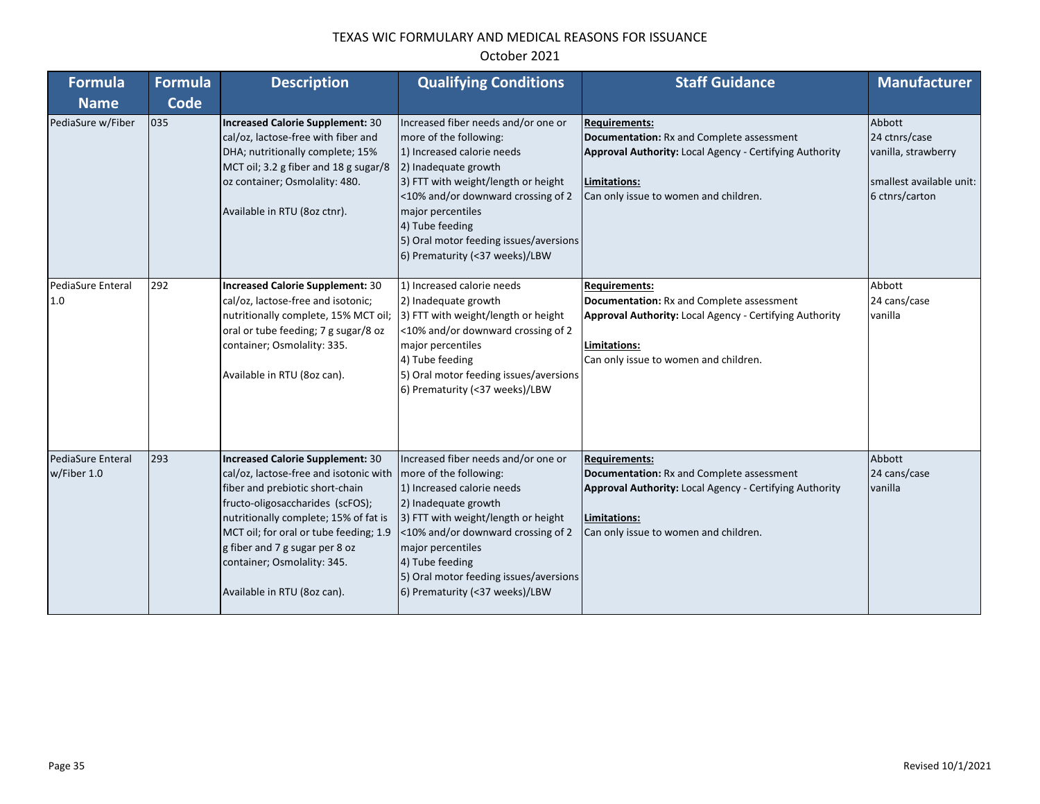TEXAS WIC FORMULARY AND MEDICAL REASONS FOR ISSUANCE

October 2021

| Formula Name | Formula Code | Description | Qualifying Conditions | Staff Guidance | Manufacturer |
|---|---|---|---|---|---|
| PediaSure w/Fiber | 035 | **Increased Calorie Supplement:** 30 cal/oz, lactose-free with fiber and DHA; nutritionally complete; 15% MCT oil; 3.2 g fiber and 18 g sugar/8 oz container; Osmolality: 480.<br><br>Available in RTU (8oz ctnr). | Increased fiber needs and/or one or more of the following:<br>1) Increased calorie needs<br>2) Inadequate growth<br>3) FTT with weight/length or height <10% and/or downward crossing of 2 major percentiles<br>4) Tube feeding<br>5) Oral motor feeding issues/aversions<br>6) Prematurity (<37 weeks)/LBW | **Requirements:**<br>**Documentation:** Rx and Complete assessment<br>**Approval Authority:** Local Agency - Certifying Authority<br><br>**Limitations:**<br>Can only issue to women and children. | Abbott<br>24 ctnrs/case<br>vanilla, strawberry<br><br>smallest available unit: 6 ctnrs/carton |
| PediaSure Enteral 1.0 | 292 | **Increased Calorie Supplement:** 30 cal/oz, lactose-free and isotonic; nutritionally complete, 15% MCT oil; oral or tube feeding; 7 g sugar/8 oz container; Osmolality: 335.<br><br>Available in RTU (8oz can). | 1) Increased calorie needs<br>2) Inadequate growth<br>3) FTT with weight/length or height <10% and/or downward crossing of 2 major percentiles<br>4) Tube feeding<br>5) Oral motor feeding issues/aversions<br>6) Prematurity (<37 weeks)/LBW | **Requirements:**<br>**Documentation:** Rx and Complete assessment<br>**Approval Authority:** Local Agency - Certifying Authority<br><br>**Limitations:**<br>Can only issue to women and children. | Abbott<br>24 cans/case<br>vanilla |
| PediaSure Enteral w/Fiber 1.0 | 293 | **Increased Calorie Supplement:** 30 cal/oz, lactose-free and isotonic with fiber and prebiotic short-chain fructo-oligosaccharides (scFOS); nutritionally complete; 15% of fat is MCT oil; for oral or tube feeding; 1.9 g fiber and 7 g sugar per 8 oz container; Osmolality: 345.<br><br>Available in RTU (8oz can). | Increased fiber needs and/or one or more of the following:<br>1) Increased calorie needs<br>2) Inadequate growth<br>3) FTT with weight/length or height <10% and/or downward crossing of 2 major percentiles<br>4) Tube feeding<br>5) Oral motor feeding issues/aversions<br>6) Prematurity (<37 weeks)/LBW | **Requirements:**<br>**Documentation:** Rx and Complete assessment<br>**Approval Authority:** Local Agency - Certifying Authority<br><br>**Limitations:**<br>Can only issue to women and children. | Abbott<br>24 cans/case<br>vanilla |

Revised 10/1/2021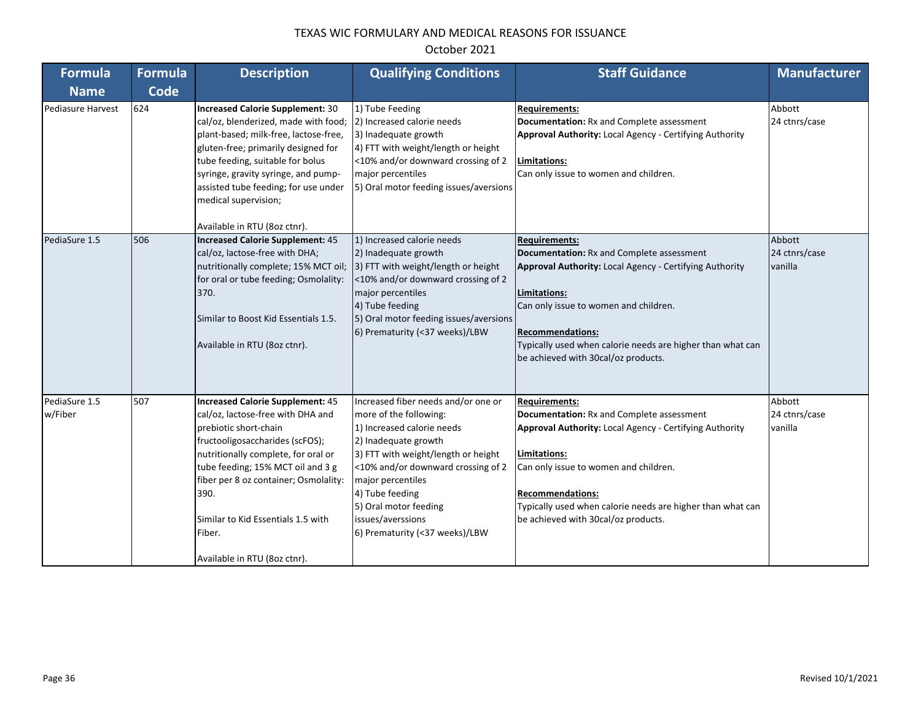# TEXAS WIC FORMULARY AND MEDICAL REASONS FOR ISSUANCE

October 2021

| Formula Name | Formula Code | Description | Qualifying Conditions | Staff Guidance | Manufacturer |
|---|---|---|---|---|---|
| Pediasure Harvest | 624 | **Increased Calorie Supplement:** 30 cal/oz, blenderized, made with food; plant-based; milk-free, lactose-free, gluten-free; primarily designed for tube feeding, suitable for bolus syringe, gravity syringe, and pump-assisted tube feeding; for use under medical supervision;<br><br>Available in RTU (8oz ctnr). | 1) Tube Feeding<br>2) Increased calorie needs<br>3) Inadequate growth<br>4) FTT with weight/length or height <10% and/or downward crossing of 2 major percentiles<br>5) Oral motor feeding issues/aversions | **Requirements:**<br>**Documentation:** Rx and Complete assessment<br>**Approval Authority:** Local Agency - Certifying Authority<br><br>**Limitations:**<br>Can only issue to women and children. | Abbott<br>24 ctnrs/case |
| PediaSure 1.5 | 506 | **Increased Calorie Supplement:** 45 cal/oz, lactose-free with DHA; nutritionally complete; 15% MCT oil; for oral or tube feeding; Osmolality: 370.<br><br>Similar to Boost Kid Essentials 1.5.<br><br>Available in RTU (8oz ctnr). | 1) Increased calorie needs<br>2) Inadequate growth<br>3) FTT with weight/length or height <10% and/or downward crossing of 2 major percentiles<br>4) Tube feeding<br>5) Oral motor feeding issues/aversions<br>6) Prematurity (<37 weeks)/LBW | **Requirements:**<br>**Documentation:** Rx and Complete assessment<br>**Approval Authority:** Local Agency - Certifying Authority<br><br>**Limitations:**<br>Can only issue to women and children.<br><br>**Recommendations:**<br>Typically used when calorie needs are higher than what can be achieved with 30cal/oz products. | Abbott<br>24 ctnrs/case<br>vanilla |
| PediaSure 1.5 w/Fiber | 507 | **Increased Calorie Supplement:** 45 cal/oz, lactose-free with DHA and prebiotic short-chain fructooligosaccharides (scFOS); nutritionally complete, for oral or tube feeding; 15% MCT oil and 3 g fiber per 8 oz container; Osmolality: 390.<br><br>Similar to Kid Essentials 1.5 with Fiber.<br><br>Available in RTU (8oz ctnr). | Increased fiber needs and/or one or more of the following:<br>1) Increased calorie needs<br>2) Inadequate growth<br>3) FTT with weight/length or height <10% and/or downward crossing of 2 major percentiles<br>4) Tube feeding<br>5) Oral motor feeding issues/averssions<br>6) Prematurity (<37 weeks)/LBW | **Requirements:**<br>**Documentation:** Rx and Complete assessment<br>**Approval Authority:** Local Agency - Certifying Authority<br><br>**Limitations:**<br>Can only issue to women and children.<br><br>**Recommendations:**<br>Typically used when calorie needs are higher than what can be achieved with 30cal/oz products. | Abbott<br>24 ctnrs/case<br>vanilla |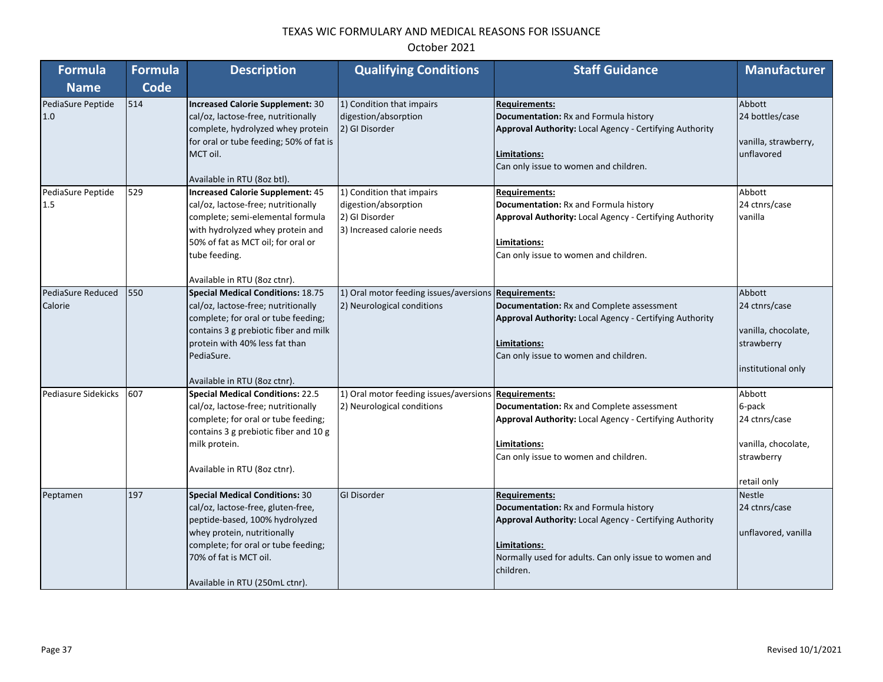# TEXAS WIC FORMULARY AND MEDICAL REASONS FOR ISSUANCE

October 2021

| Formula Name | Formula Code | Description | Qualifying Conditions | Staff Guidance | Manufacturer |
|---|---|---|---|---|---|
| PediaSure Peptide 1.0 | 514 | **Increased Calorie Supplement:** 30 cal/oz, lactose-free, nutritionally complete, hydrolyzed whey protein for oral or tube feeding; 50% of fat is MCT oil.<br><br>Available in RTU (8oz btl). | 1) Condition that impairs digestion/absorption<br>2) GI Disorder | **Requirements:**<br>**Documentation:** Rx and Formula history<br>**Approval Authority:** Local Agency - Certifying Authority<br><br>**Limitations:**<br>Can only issue to women and children. | Abbott<br>24 bottles/case<br><br>vanilla, strawberry, unflavored |
| PediaSure Peptide 1.5 | 529 | **Increased Calorie Supplement:** 45 cal/oz, lactose-free; nutritionally complete; semi-elemental formula with hydrolyzed whey protein and 50% of fat as MCT oil; for oral or tube feeding.<br><br>Available in RTU (8oz ctnr). | 1) Condition that impairs digestion/absorption<br>2) GI Disorder<br>3) Increased calorie needs | **Requirements:**<br>**Documentation:** Rx and Formula history<br>**Approval Authority:** Local Agency - Certifying Authority<br><br>**Limitations:**<br>Can only issue to women and children. | Abbott<br>24 ctnrs/case<br>vanilla |
| PediaSure Reduced Calorie | 550 | **Special Medical Conditions:** 18.75 cal/oz, lactose-free; nutritionally complete; for oral or tube feeding; contains 3 g prebiotic fiber and milk protein with 40% less fat than PediaSure.<br><br>Available in RTU (8oz ctnr). | 1) Oral motor feeding issues/aversions<br>2) Neurological conditions | **Requirements:**<br>**Documentation:** Rx and Complete assessment<br>**Approval Authority:** Local Agency - Certifying Authority<br><br>**Limitations:**<br>Can only issue to women and children. | Abbott<br>24 ctnrs/case<br><br>vanilla, chocolate, strawberry<br><br>institutional only |
| Pediasure Sidekicks | 607 | **Special Medical Conditions:** 22.5 cal/oz, lactose-free; nutritionally complete; for oral or tube feeding; contains 3 g prebiotic fiber and 10 g milk protein.<br><br>Available in RTU (8oz ctnr). | 1) Oral motor feeding issues/aversions<br>2) Neurological conditions | **Requirements:**<br>**Documentation:** Rx and Complete assessment<br>**Approval Authority:** Local Agency - Certifying Authority<br><br>**Limitations:**<br>Can only issue to women and children. | Abbott<br>6-pack<br>24 ctnrs/case<br><br>vanilla, chocolate, strawberry<br><br>retail only |
| Peptamen | 197 | **Special Medical Conditions:** 30 cal/oz, lactose-free, gluten-free, peptide-based, 100% hydrolyzed whey protein, nutritionally complete; for oral or tube feeding; 70% of fat is MCT oil.<br><br>Available in RTU (250mL ctnr). | GI Disorder | **Requirements:**<br>**Documentation:** Rx and Formula history<br>**Approval Authority:** Local Agency - Certifying Authority<br><br>**Limitations:**<br>Normally used for adults. Can only issue to women and children. | Nestle<br>24 ctnrs/case<br><br>unflavored, vanilla |

Revised 10/1/2021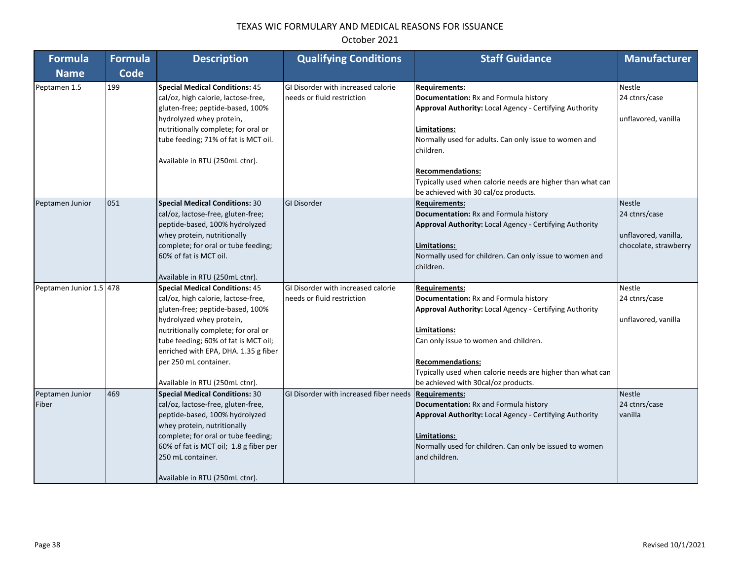# TEXAS WIC FORMULARY AND MEDICAL REASONS FOR ISSUANCE

October 2021

| Formula Name | Formula Code | Description | Qualifying Conditions | Staff Guidance | Manufacturer |
|---|---|---|---|---|---|
| Peptamen 1.5 | 199 | **Special Medical Conditions:** 45 cal/oz, high calorie, lactose-free, gluten-free; peptide-based, 100% hydrolyzed whey protein, nutritionally complete; for oral or tube feeding; 71% of fat is MCT oil.<br><br>Available in RTU (250mL ctnr). | GI Disorder with increased calorie needs or fluid restriction | **Requirements:**<br>**Documentation:** Rx and Formula history<br>**Approval Authority:** Local Agency - Certifying Authority<br><br>**Limitations:**<br>Normally used for adults. Can only issue to women and children.<br><br>**Recommendations:**<br>Typically used when calorie needs are higher than what can be achieved with 30 cal/oz products. | Nestle<br>24 ctnrs/case<br><br>unflavored, vanilla |
| Peptamen Junior | 051 | **Special Medical Conditions:** 30 cal/oz, lactose-free, gluten-free; peptide-based, 100% hydrolyzed whey protein, nutritionally complete; for oral or tube feeding; 60% of fat is MCT oil.<br><br>Available in RTU (250mL ctnr). | GI Disorder | **Requirements:**<br>**Documentation:** Rx and Formula history<br>**Approval Authority:** Local Agency - Certifying Authority<br><br>**Limitations:**<br>Normally used for children. Can only issue to women and children. | Nestle<br>24 ctnrs/case<br><br>unflavored, vanilla, chocolate, strawberry |
| Peptamen Junior 1.5 | 478 | **Special Medical Conditions:** 45 cal/oz, high calorie, lactose-free, gluten-free; peptide-based, 100% hydrolyzed whey protein, nutritionally complete; for oral or tube feeding; 60% of fat is MCT oil; enriched with EPA, DHA. 1.35 g fiber per 250 mL container.<br><br>Available in RTU (250mL ctnr). | GI Disorder with increased calorie needs or fluid restriction | **Requirements:**<br>**Documentation:** Rx and Formula history<br>**Approval Authority:** Local Agency - Certifying Authority<br><br>**Limitations:**<br>Can only issue to women and children.<br><br>**Recommendations:**<br>Typically used when calorie needs are higher than what can be achieved with 30cal/oz products. | Nestle<br>24 ctnrs/case<br><br>unflavored, vanilla |
| Peptamen Junior Fiber | 469 | **Special Medical Conditions:** 30 cal/oz, lactose-free, gluten-free, peptide-based, 100% hydrolyzed whey protein, nutritionally complete; for oral or tube feeding; 60% of fat is MCT oil; 1.8 g fiber per 250 mL container.<br><br>Available in RTU (250mL ctnr). | GI Disorder with increased fiber needs | **Requirements:**<br>**Documentation:** Rx and Formula history<br>**Approval Authority:** Local Agency - Certifying Authority<br><br>**Limitations:**<br>Normally used for children. Can only be issued to women and children. | Nestle<br>24 ctnrs/case<br>vanilla |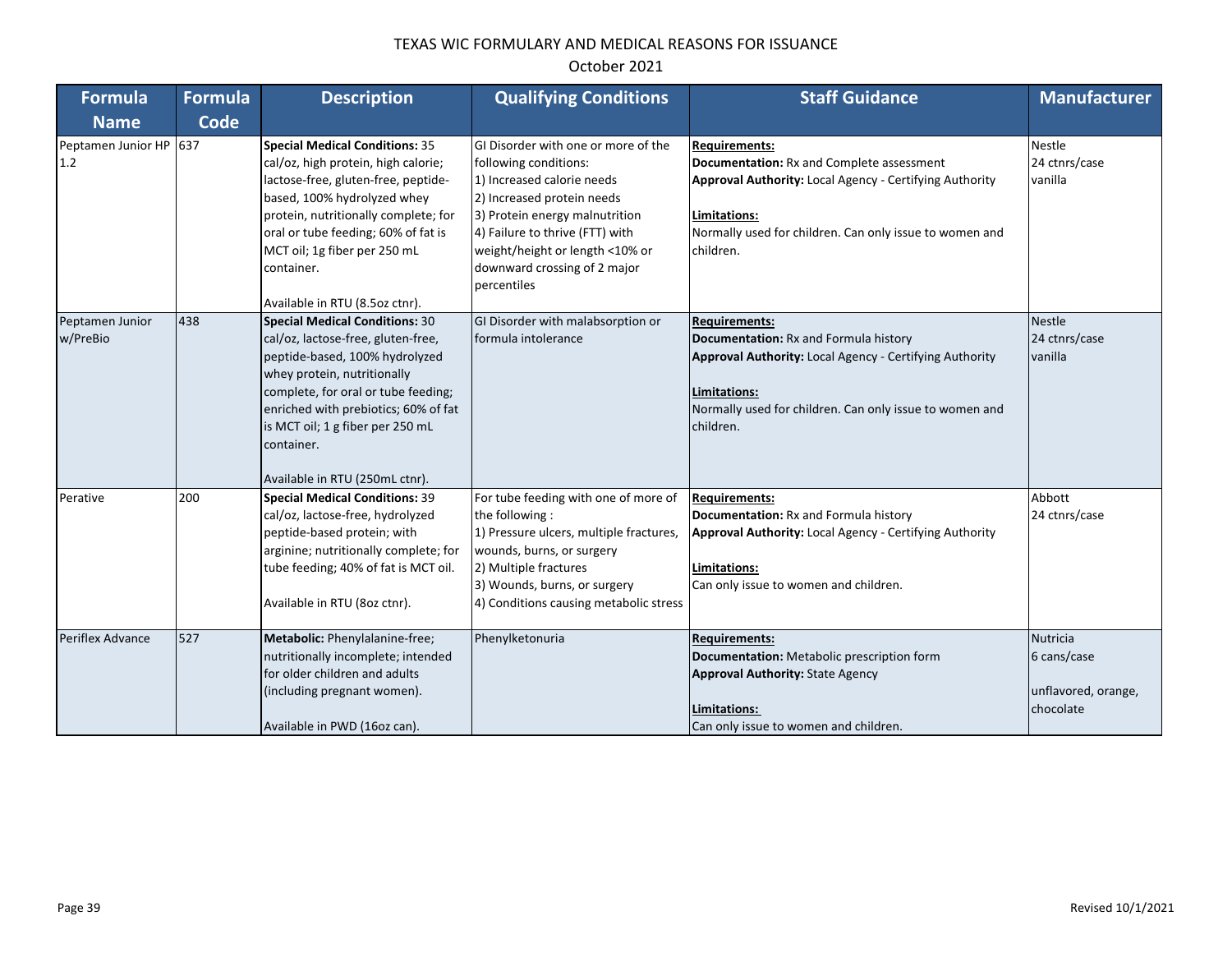# TEXAS WIC FORMULARY AND MEDICAL REASONS FOR ISSUANCE

October 2021

| Formula Name | Formula Code | Description | Qualifying Conditions | Staff Guidance | Manufacturer |
|---|---|---|---|---|---|
| Peptamen Junior HP 1.2 | 637 | **Special Medical Conditions:** 35 cal/oz, high protein, high calorie; lactose-free, gluten-free, peptide-based, 100% hydrolyzed whey protein, nutritionally complete; for oral or tube feeding; 60% of fat is MCT oil; 1g fiber per 250 mL container.<br><br>Available in RTU (8.5oz ctnr). | GI Disorder with one or more of the following conditions:<br>1) Increased calorie needs<br>2) Increased protein needs<br>3) Protein energy malnutrition<br>4) Failure to thrive (FTT) with weight/height or length <10% or downward crossing of 2 major percentiles | **Requirements:**<br>**Documentation:** Rx and Complete assessment<br>**Approval Authority:** Local Agency - Certifying Authority<br><br>**Limitations:**<br>Normally used for children. Can only issue to women and children. | Nestle<br>24 ctnrs/case<br>vanilla |
| Peptamen Junior w/PreBio | 438 | **Special Medical Conditions:** 30 cal/oz, lactose-free, gluten-free, peptide-based, 100% hydrolyzed whey protein, nutritionally complete, for oral or tube feeding; enriched with prebiotics; 60% of fat is MCT oil; 1 g fiber per 250 mL container.<br><br>Available in RTU (250mL ctnr). | GI Disorder with malabsorption or formula intolerance | **Requirements:**<br>**Documentation:** Rx and Formula history<br>**Approval Authority:** Local Agency - Certifying Authority<br><br>**Limitations:**<br>Normally used for children. Can only issue to women and children. | Nestle<br>24 ctnrs/case<br>vanilla |
| Perative | 200 | **Special Medical Conditions:** 39 cal/oz, lactose-free, hydrolyzed peptide-based protein; with arginine; nutritionally complete; for tube feeding; 40% of fat is MCT oil.<br><br>Available in RTU (8oz ctnr). | For tube feeding with one of more of the following :<br>1) Pressure ulcers, multiple fractures, wounds, burns, or surgery<br>2) Multiple fractures<br>3) Wounds, burns, or surgery<br>4) Conditions causing metabolic stress | **Requirements:**<br>**Documentation:** Rx and Formula history<br>**Approval Authority:** Local Agency - Certifying Authority<br><br>**Limitations:**<br>Can only issue to women and children. | Abbott<br>24 ctnrs/case |
| Periflex Advance | 527 | **Metabolic:** Phenylalanine-free; nutritionally incomplete; intended for older children and adults (including pregnant women).<br><br>Available in PWD (16oz can). | Phenylketonuria | **Requirements:**<br>**Documentation:** Metabolic prescription form<br>**Approval Authority:** State Agency<br><br>**Limitations:**<br>Can only issue to women and children. | Nutricia<br>6 cans/case<br><br>unflavored, orange, chocolate |

Revised 10/1/2021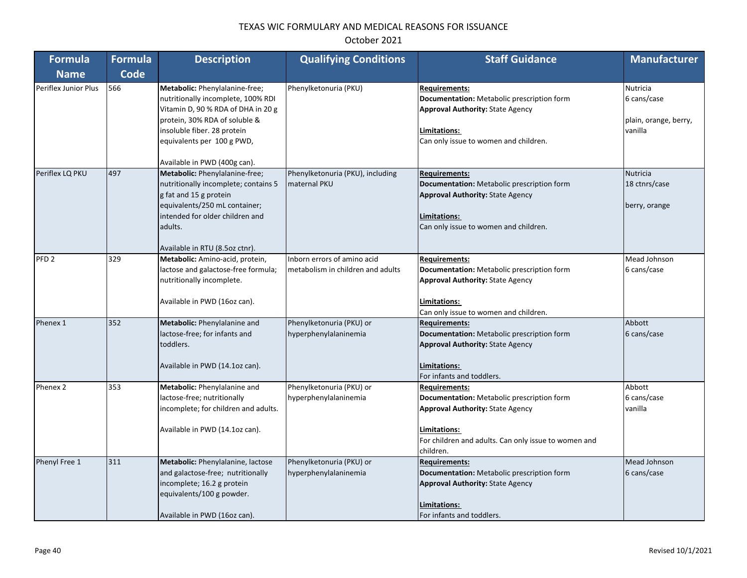TEXAS WIC FORMULARY AND MEDICAL REASONS FOR ISSUANCE

October 2021

| Formula Name | Formula Code | Description | Qualifying Conditions | Staff Guidance | Manufacturer |
|---|---|---|---|---|---|
| Periflex Junior Plus | 566 | **Metabolic:** Phenylalanine-free; nutritionally incomplete, 100% RDI Vitamin D, 90 % RDA of DHA in 20 g protein, 30% RDA of soluble & insoluble fiber. 28 protein equivalents per 100 g PWD,<br><br>Available in PWD (400g can). | Phenylketonuria (PKU) | **Requirements:**<br>**Documentation:** Metabolic prescription form<br>**Approval Authority:** State Agency<br><br>**Limitations:**<br>Can only issue to women and children. | Nutricia<br>6 cans/case<br><br>plain, orange, berry, vanilla |
| Periflex LQ PKU | 497 | **Metabolic:** Phenylalanine-free; nutritionally incomplete; contains 5 g fat and 15 g protein equivalents/250 mL container; intended for older children and adults.<br><br>Available in RTU (8.5oz ctnr). | Phenylketonuria (PKU), including maternal PKU | **Requirements:**<br>**Documentation:** Metabolic prescription form<br>**Approval Authority:** State Agency<br><br>**Limitations:**<br>Can only issue to women and children. | Nutricia<br>18 ctnrs/case<br><br>berry, orange |
| PFD 2 | 329 | **Metabolic:** Amino-acid, protein, lactose and galactose-free formula; nutritionally incomplete.<br><br>Available in PWD (16oz can). | Inborn errors of amino acid metabolism in children and adults | **Requirements:**<br>**Documentation:** Metabolic prescription form<br>**Approval Authority:** State Agency<br><br>**Limitations:**<br>Can only issue to women and children. | Mead Johnson<br>6 cans/case |
| Phenex 1 | 352 | **Metabolic:** Phenylalanine and lactose-free; for infants and toddlers.<br><br>Available in PWD (14.1oz can). | Phenylketonuria (PKU) or hyperphenylalaninemia | **Requirements:**<br>**Documentation:** Metabolic prescription form<br>**Approval Authority:** State Agency<br><br>**Limitations:**<br>For infants and toddlers. | Abbott<br>6 cans/case |
| Phenex 2 | 353 | **Metabolic:** Phenylalanine and lactose-free; nutritionally incomplete; for children and adults.<br><br>Available in PWD (14.1oz can). | Phenylketonuria (PKU) or hyperphenylalaninemia | **Requirements:**<br>**Documentation:** Metabolic prescription form<br>**Approval Authority:** State Agency<br><br>**Limitations:**<br>For children and adults. Can only issue to women and children. | Abbott<br>6 cans/case<br>vanilla |
| Phenyl Free 1 | 311 | **Metabolic:** Phenylalanine, lactose and galactose-free; nutritionally incomplete; 16.2 g protein equivalents/100 g powder.<br><br>Available in PWD (16oz can). | Phenylketonuria (PKU) or hyperphenylalaninemia | **Requirements:**<br>**Documentation:** Metabolic prescription form<br>**Approval Authority:** State Agency<br><br>**Limitations:**<br>For infants and toddlers. | Mead Johnson<br>6 cans/case |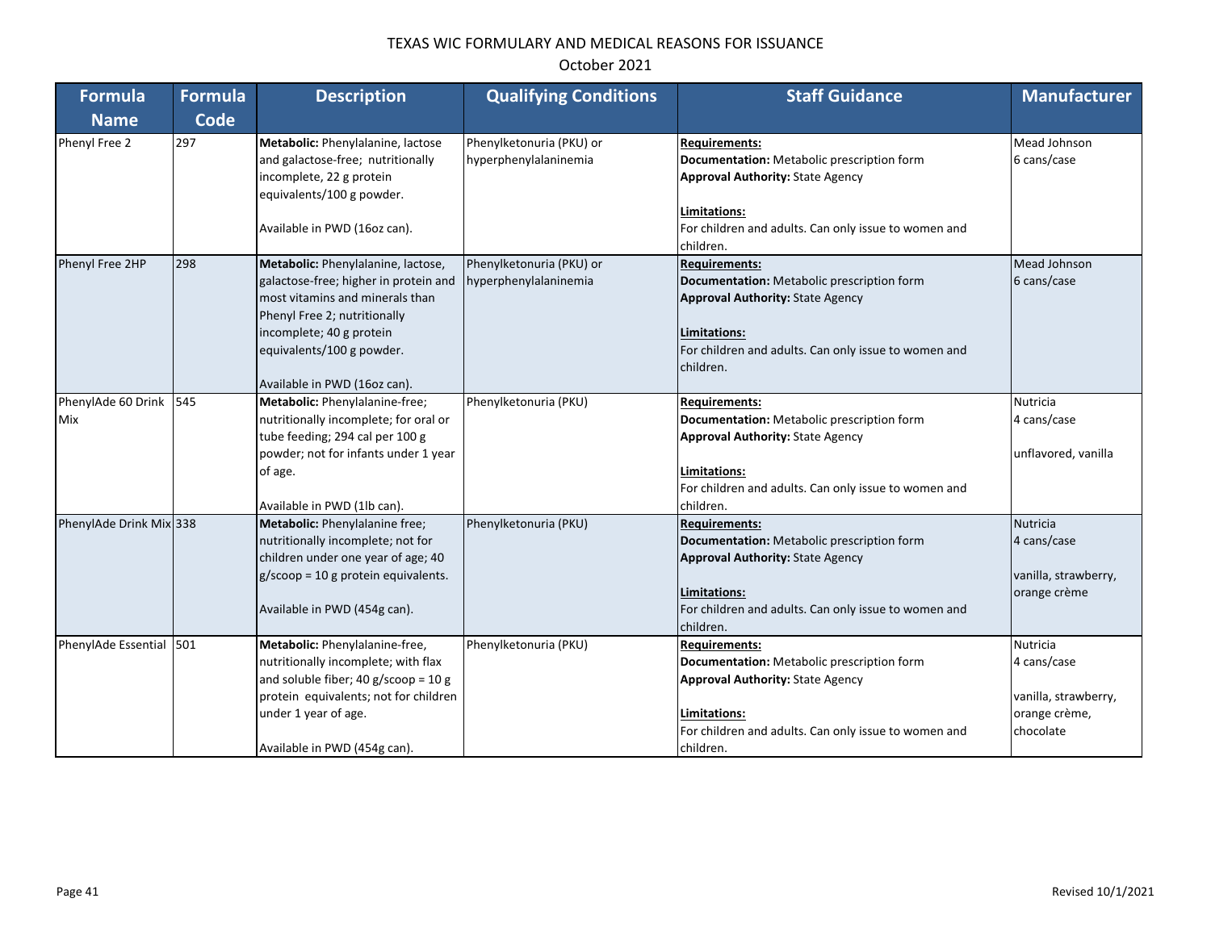# TEXAS WIC FORMULARY AND MEDICAL REASONS FOR ISSUANCE

October 2021

| Formula Name | Formula Code | Description | Qualifying Conditions | Staff Guidance | Manufacturer |
|---|---|---|---|---|---|
| Phenyl Free 2 | 297 | **Metabolic:** Phenylalanine, lactose and galactose-free; nutritionally incomplete, 22 g protein equivalents/100 g powder.<br><br>Available in PWD (16oz can). | Phenylketonuria (PKU) or hyperphenylalaninemia | **Requirements:**<br>**Documentation:** Metabolic prescription form<br>**Approval Authority:** State Agency<br><br>**Limitations:**<br>For children and adults. Can only issue to women and children. | Mead Johnson<br>6 cans/case |
| Phenyl Free 2HP | 298 | **Metabolic:** Phenylalanine, lactose, galactose-free; higher in protein and most vitamins and minerals than Phenyl Free 2; nutritionally incomplete; 40 g protein equivalents/100 g powder.<br><br>Available in PWD (16oz can). | Phenylketonuria (PKU) or hyperphenylalaninemia | **Requirements:**<br>**Documentation:** Metabolic prescription form<br>**Approval Authority:** State Agency<br><br>**Limitations:**<br>For children and adults. Can only issue to women and children. | Mead Johnson<br>6 cans/case |
| PhenylAde 60 Drink Mix | 545 | **Metabolic:** Phenylalanine-free; nutritionally incomplete; for oral or tube feeding; 294 cal per 100 g powder; not for infants under 1 year of age.<br><br>Available in PWD (1lb can). | Phenylketonuria (PKU) | **Requirements:**<br>**Documentation:** Metabolic prescription form<br>**Approval Authority:** State Agency<br><br>**Limitations:**<br>For children and adults. Can only issue to women and children. | Nutricia<br>4 cans/case<br><br>unflavored, vanilla |
| PhenylAde Drink Mix | 338 | **Metabolic:** Phenylalanine free; nutritionally incomplete; not for children under one year of age; 40 g/scoop = 10 g protein equivalents.<br><br>Available in PWD (454g can). | Phenylketonuria (PKU) | **Requirements:**<br>**Documentation:** Metabolic prescription form<br>**Approval Authority:** State Agency<br><br>**Limitations:**<br>For children and adults. Can only issue to women and children. | Nutricia<br>4 cans/case<br><br>vanilla, strawberry, orange crème |
| PhenylAde Essential | 501 | **Metabolic:** Phenylalanine-free, nutritionally incomplete; with flax and soluble fiber; 40 g/scoop = 10 g protein equivalents; not for children under 1 year of age.<br><br>Available in PWD (454g can). | Phenylketonuria (PKU) | **Requirements:**<br>**Documentation:** Metabolic prescription form<br>**Approval Authority:** State Agency<br><br>**Limitations:**<br>For children and adults. Can only issue to women and children. | Nutricia<br>4 cans/case<br><br>vanilla, strawberry, orange crème, chocolate |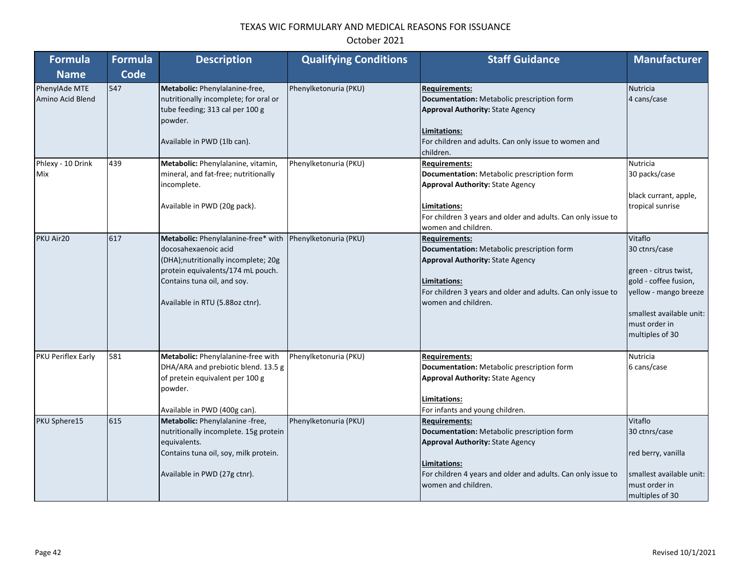# TEXAS WIC FORMULARY AND MEDICAL REASONS FOR ISSUANCE

October 2021

| Formula Name | Formula Code | Description | Qualifying Conditions | Staff Guidance | Manufacturer |
|---|---|---|---|---|---|
| PhenylAde MTE Amino Acid Blend | 547 | **Metabolic:** Phenylalanine-free, nutritionally incomplete; for oral or tube feeding; 313 cal per 100 g powder.<br><br>Available in PWD (1lb can). | Phenylketonuria (PKU) | **Requirements:**<br>**Documentation:** Metabolic prescription form<br>**Approval Authority:** State Agency<br><br>**Limitations:**<br>For children and adults. Can only issue to women and children. | Nutricia<br>4 cans/case |
| Phlexy - 10 Drink Mix | 439 | **Metabolic:** Phenylalanine, vitamin, mineral, and fat-free; nutritionally incomplete.<br><br>Available in PWD (20g pack). | Phenylketonuria (PKU) | **Requirements:**<br>**Documentation:** Metabolic prescription form<br>**Approval Authority:** State Agency<br><br>**Limitations:**<br>For children 3 years and older and adults. Can only issue to women and children. | Nutricia<br>30 packs/case<br><br>black currant, apple, tropical sunrise |
| PKU Air20 | 617 | **Metabolic:** Phenylalanine-free* with docosahexaenoic acid (DHA);nutritionally incomplete; 20g protein equivalents/174 mL pouch. Contains tuna oil, and soy.<br><br>Available in RTU (5.88oz ctnr). | Phenylketonuria (PKU) | **Requirements:**<br>**Documentation:** Metabolic prescription form<br>**Approval Authority:** State Agency<br><br>**Limitations:**<br>For children 3 years and older and adults. Can only issue to women and children. | Vitaflo<br>30 ctnrs/case<br><br>green - citrus twist, gold - coffee fusion, yellow - mango breeze<br><br>smallest available unit: must order in multiples of 30 |
| PKU Periflex Early | 581 | **Metabolic:** Phenylalanine-free with DHA/ARA and prebiotic blend. 13.5 g of pretein equivalent per 100 g powder.<br><br>Available in PWD (400g can). | Phenylketonuria (PKU) | **Requirements:**<br>**Documentation:** Metabolic prescription form<br>**Approval Authority:** State Agency<br><br>**Limitations:**<br>For infants and young children. | Nutricia<br>6 cans/case |
| PKU Sphere15 | 615 | **Metabolic:** Phenylalanine -free, nutritionally incomplete. 15g protein equivalents.<br>Contains tuna oil, soy, milk protein.<br><br>Available in PWD (27g ctnr). | Phenylketonuria (PKU) | **Requirements:**<br>**Documentation:** Metabolic prescription form<br>**Approval Authority:** State Agency<br><br>**Limitations:**<br>For children 4 years and older and adults. Can only issue to women and children. | Vitaflo<br>30 ctnrs/case<br><br>red berry, vanilla<br><br>smallest available unit: must order in multiples of 30 |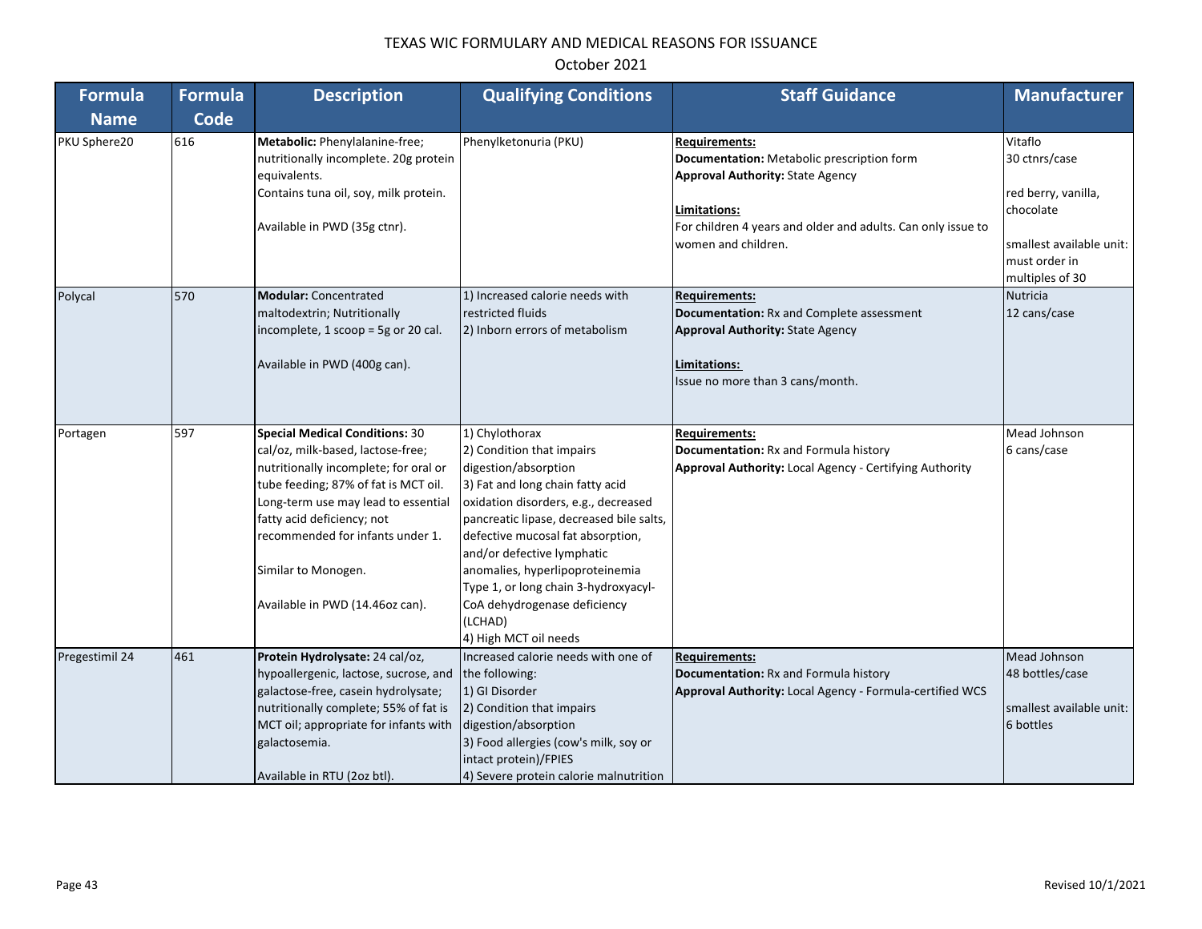# TEXAS WIC FORMULARY AND MEDICAL REASONS FOR ISSUANCE

October 2021

| Formula Name | Formula Code | Description | Qualifying Conditions | Staff Guidance | Manufacturer |
|---|---|---|---|---|---|
| PKU Sphere20 | 616 | **Metabolic:** Phenylalanine-free; nutritionally incomplete. 20g protein equivalents.<br>Contains tuna oil, soy, milk protein.<br><br>Available in PWD (35g ctnr). | Phenylketonuria (PKU) | **Requirements:**<br>**Documentation:** Metabolic prescription form<br>**Approval Authority:** State Agency<br><br>**Limitations:**<br>For children 4 years and older and adults. Can only issue to women and children. | Vitaflo<br>30 ctnrs/case<br><br>red berry, vanilla, chocolate<br><br>smallest available unit: must order in multiples of 30 |
| Polycal | 570 | **Modular:** Concentrated maltodextrin; Nutritionally incomplete, 1 scoop = 5g or 20 cal.<br><br>Available in PWD (400g can). | 1) Increased calorie needs with restricted fluids<br>2) Inborn errors of metabolism | **Requirements:**<br>**Documentation:** Rx and Complete assessment<br>**Approval Authority:** State Agency<br><br>**Limitations:**<br>Issue no more than 3 cans/month. | Nutricia<br>12 cans/case |
| Portagen | 597 | **Special Medical Conditions:** 30 cal/oz, milk-based, lactose-free; nutritionally incomplete; for oral or tube feeding; 87% of fat is MCT oil. Long-term use may lead to essential fatty acid deficiency; not recommended for infants under 1.<br><br>Similar to Monogen.<br><br>Available in PWD (14.46oz can). | 1) Chylothorax<br>2) Condition that impairs digestion/absorption<br>3) Fat and long chain fatty acid oxidation disorders, e.g., decreased pancreatic lipase, decreased bile salts, defective mucosal fat absorption, and/or defective lymphatic anomalies, hyperlipoproteinemia Type 1, or long chain 3-hydroxyacyl-CoA dehydrogenase deficiency (LCHAD)<br>4) High MCT oil needs | **Requirements:**<br>**Documentation:** Rx and Formula history<br>**Approval Authority:** Local Agency - Certifying Authority | Mead Johnson<br>6 cans/case |
| Pregestimil 24 | 461 | **Protein Hydrolysate:** 24 cal/oz, hypoallergenic, lactose, sucrose, and galactose-free, casein hydrolysate; nutritionally complete; 55% of fat is MCT oil; appropriate for infants with galactosemia.<br><br>Available in RTU (2oz btl). | Increased calorie needs with one of the following:<br>1) GI Disorder<br>2) Condition that impairs digestion/absorption<br>3) Food allergies (cow's milk, soy or intact protein)/FPIES<br>4) Severe protein calorie malnutrition | **Requirements:**<br>**Documentation:** Rx and Formula history<br>**Approval Authority:** Local Agency - Formula-certified WCS | Mead Johnson<br>48 bottles/case<br><br>smallest available unit: 6 bottles |

Revised 10/1/2021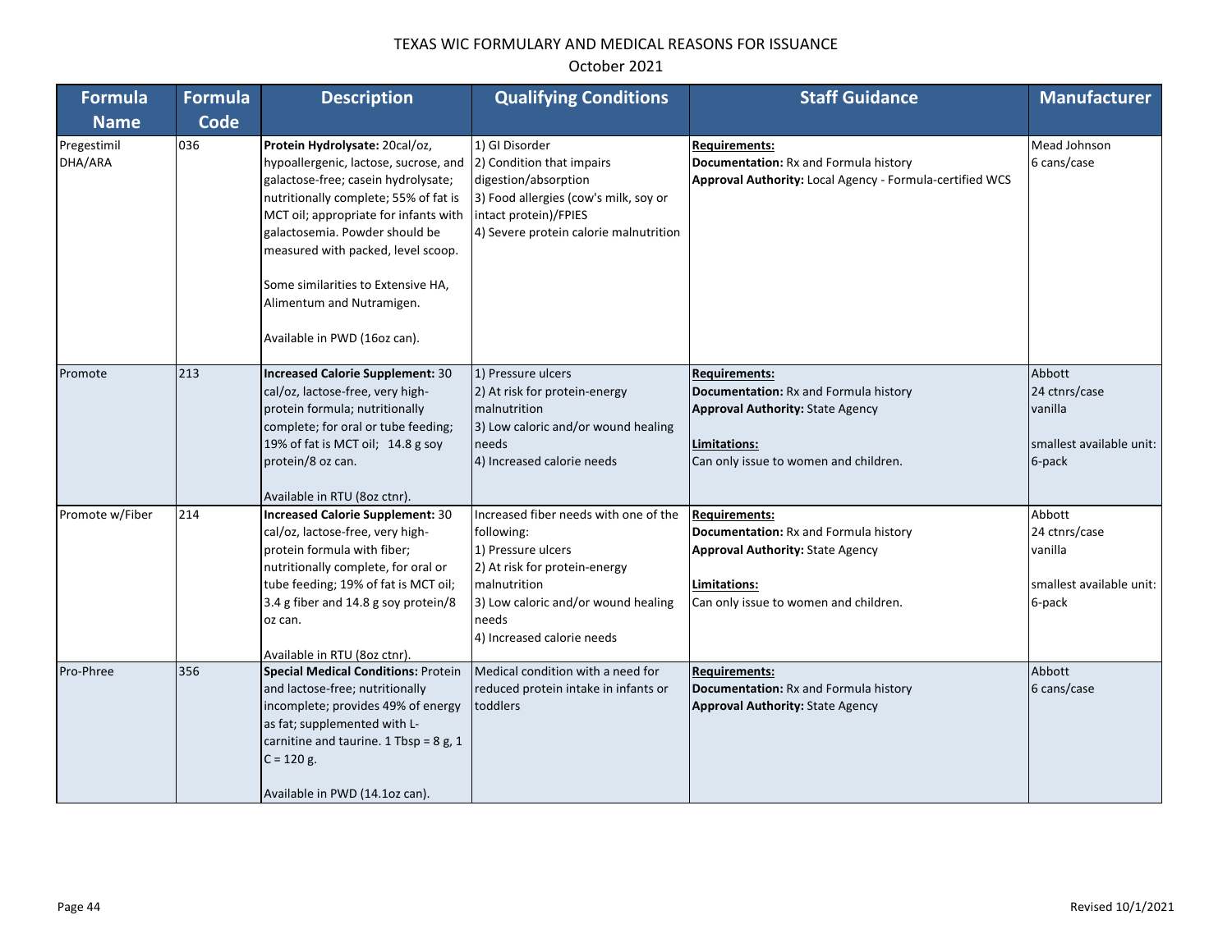# TEXAS WIC FORMULARY AND MEDICAL REASONS FOR ISSUANCE

October 2021

| Formula Name | Formula Code | Description | Qualifying Conditions | Staff Guidance | Manufacturer |
|---|---|---|---|---|---|
| Pregestimil DHA/ARA | 036 | **Protein Hydrolysate:** 20cal/oz, hypoallergenic, lactose, sucrose, and galactose-free; casein hydrolysate; nutritionally complete; 55% of fat is MCT oil; appropriate for infants with galactosemia. Powder should be measured with packed, level scoop.<br><br>Some similarities to Extensive HA, Alimentum and Nutramigen.<br><br>Available in PWD (16oz can). | 1) GI Disorder<br>2) Condition that impairs digestion/absorption<br>3) Food allergies (cow's milk, soy or intact protein)/FPIES<br>4) Severe protein calorie malnutrition | **Requirements:**<br>**Documentation:** Rx and Formula history<br>**Approval Authority:** Local Agency - Formula-certified WCS | Mead Johnson<br>6 cans/case |
| Promote | 213 | **Increased Calorie Supplement:** 30 cal/oz, lactose-free, very high-protein formula; nutritionally complete; for oral or tube feeding; 19% of fat is MCT oil; 14.8 g soy protein/8 oz can.<br><br>Available in RTU (8oz ctnr). | 1) Pressure ulcers<br>2) At risk for protein-energy malnutrition<br>3) Low caloric and/or wound healing needs<br>4) Increased calorie needs | **Requirements:**<br>**Documentation:** Rx and Formula history<br>**Approval Authority:** State Agency<br><br>**Limitations:**<br>Can only issue to women and children. | Abbott<br>24 ctnrs/case<br>vanilla<br><br>smallest available unit: 6-pack |
| Promote w/Fiber | 214 | **Increased Calorie Supplement:** 30 cal/oz, lactose-free, very high-protein formula with fiber; nutritionally complete, for oral or tube feeding; 19% of fat is MCT oil; 3.4 g fiber and 14.8 g soy protein/8 oz can.<br><br>Available in RTU (8oz ctnr). | Increased fiber needs with one of the following:<br>1) Pressure ulcers<br>2) At risk for protein-energy malnutrition<br>3) Low caloric and/or wound healing needs<br>4) Increased calorie needs | **Requirements:**<br>**Documentation:** Rx and Formula history<br>**Approval Authority:** State Agency<br><br>**Limitations:**<br>Can only issue to women and children. | Abbott<br>24 ctnrs/case<br>vanilla<br><br>smallest available unit: 6-pack |
| Pro-Phree | 356 | **Special Medical Conditions:** Protein and lactose-free; nutritionally incomplete; provides 49% of energy as fat; supplemented with L-carnitine and taurine. 1 Tbsp = 8 g, 1 C = 120 g.<br><br>Available in PWD (14.1oz can). | Medical condition with a need for reduced protein intake in infants or toddlers | **Requirements:**<br>**Documentation:** Rx and Formula history<br>**Approval Authority:** State Agency | Abbott<br>6 cans/case |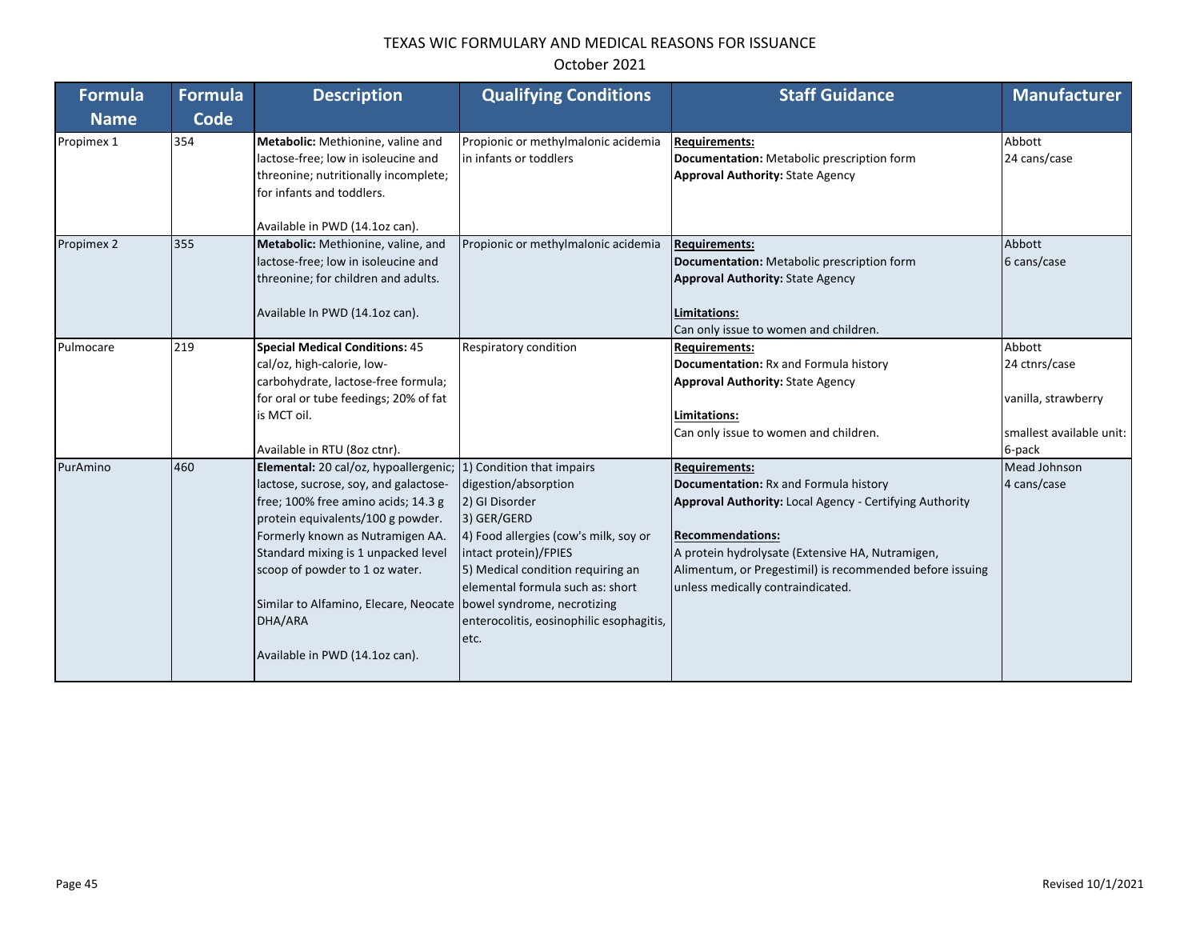# TEXAS WIC FORMULARY AND MEDICAL REASONS FOR ISSUANCE

October 2021

| Formula Name | Formula Code | Description | Qualifying Conditions | Staff Guidance | Manufacturer |
|---|---|---|---|---|---|
| Propimex 1 | 354 | **Metabolic:** Methionine, valine and lactose-free; low in isoleucine and threonine; nutritionally incomplete; for infants and toddlers.<br><br>Available in PWD (14.1oz can). | Propionic or methylmalonic acidemia in infants or toddlers | **Requirements:**<br>**Documentation:** Metabolic prescription form<br>**Approval Authority:** State Agency | Abbott<br>24 cans/case |
| Propimex 2 | 355 | **Metabolic:** Methionine, valine, and lactose-free; low in isoleucine and threonine; for children and adults.<br><br>Available In PWD (14.1oz can). | Propionic or methylmalonic acidemia | **Requirements:**<br>**Documentation:** Metabolic prescription form<br>**Approval Authority:** State Agency<br><br>**Limitations:**<br>Can only issue to women and children. | Abbott<br>6 cans/case |
| Pulmocare | 219 | **Special Medical Conditions:** 45 cal/oz, high-calorie, low-carbohydrate, lactose-free formula; for oral or tube feedings; 20% of fat is MCT oil.<br><br>Available in RTU (8oz ctnr). | Respiratory condition | **Requirements:**<br>**Documentation:** Rx and Formula history<br>**Approval Authority:** State Agency<br><br>**Limitations:**<br>Can only issue to women and children. | Abbott<br>24 ctnrs/case<br><br>vanilla, strawberry<br><br>smallest available unit: 6-pack |
| PurAmino | 460 | **Elemental:** 20 cal/oz, hypoallergenic; lactose, sucrose, soy, and galactose-free; 100% free amino acids; 14.3 g protein equivalents/100 g powder. Formerly known as Nutramigen AA. Standard mixing is 1 unpacked level scoop of powder to 1 oz water.<br><br>Similar to Alfamino, Elecare, Neocate DHA/ARA<br><br>Available in PWD (14.1oz can). | 1) Condition that impairs digestion/absorption<br>2) GI Disorder<br>3) GER/GERD<br>4) Food allergies (cow's milk, soy or intact protein)/FPIES<br>5) Medical condition requiring an elemental formula such as: short bowel syndrome, necrotizing enterocolitis, eosinophilic esophagitis, etc. | **Requirements:**<br>**Documentation:** Rx and Formula history<br>**Approval Authority:** Local Agency - Certifying Authority<br><br>**Recommendations:**<br>A protein hydrolysate (Extensive HA, Nutramigen, Alimentum, or Pregestimil) is recommended before issuing unless medically contraindicated. | Mead Johnson<br>4 cans/case |

Revised 10/1/2021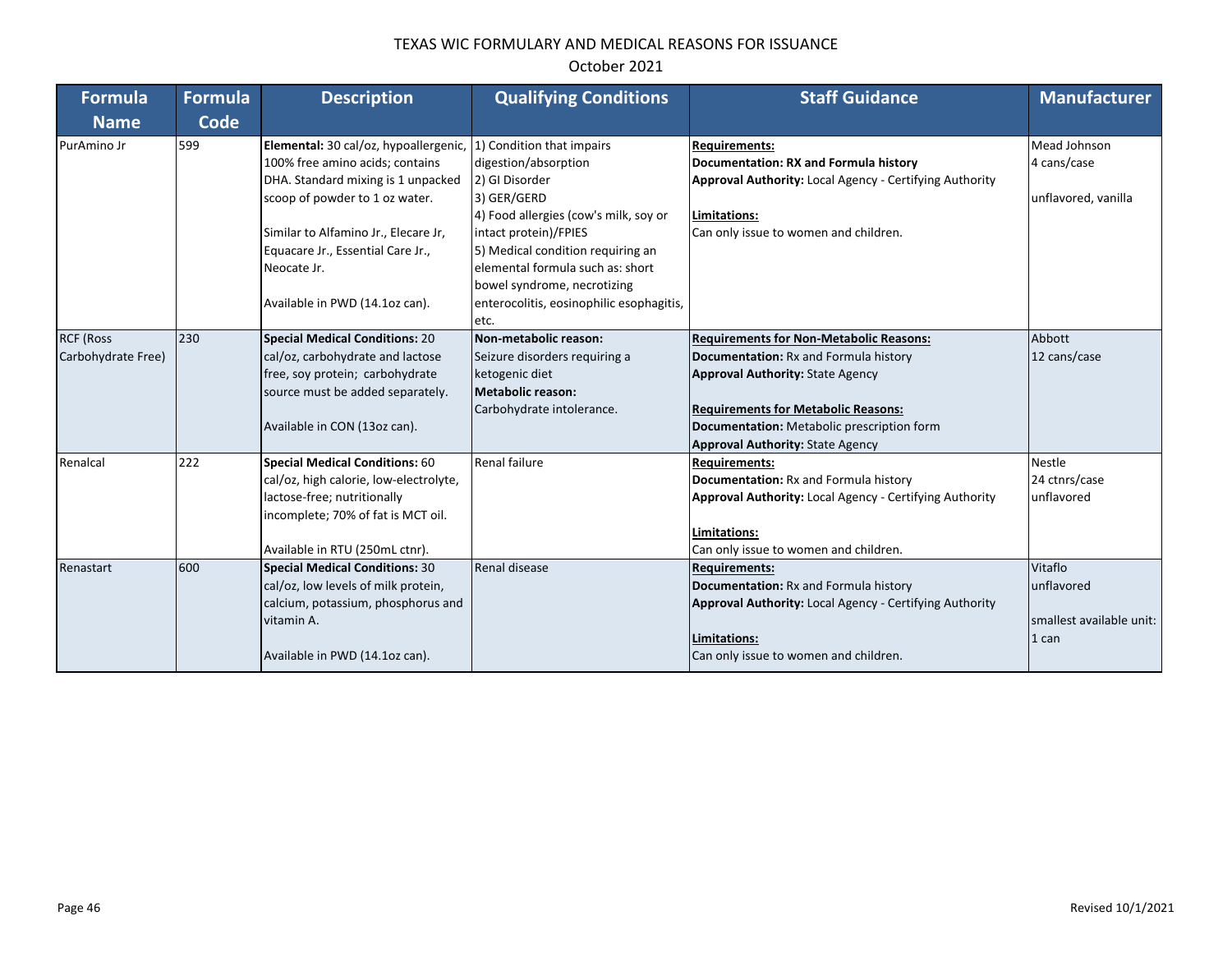# TEXAS WIC FORMULARY AND MEDICAL REASONS FOR ISSUANCE

October 2021

| Formula Name | Formula Code | Description | Qualifying Conditions | Staff Guidance | Manufacturer |
|---|---|---|---|---|---|
| PurAmino Jr | 599 | **Elemental:** 30 cal/oz, hypoallergenic, 100% free amino acids; contains DHA. Standard mixing is 1 unpacked scoop of powder to 1 oz water.<br><br>Similar to Alfamino Jr., Elecare Jr, Equacare Jr., Essential Care Jr., Neocate Jr.<br><br>Available in PWD (14.1oz can). | 1) Condition that impairs digestion/absorption<br>2) GI Disorder<br>3) GER/GERD<br>4) Food allergies (cow's milk, soy or intact protein)/FPIES<br>5) Medical condition requiring an elemental formula such as: short bowel syndrome, necrotizing enterocolitis, eosinophilic esophagitis, etc. | **Requirements:**<br>**Documentation: RX and Formula history**<br>**Approval Authority:** Local Agency - Certifying Authority<br><br>**Limitations:**<br>Can only issue to women and children. | Mead Johnson<br>4 cans/case<br><br>unflavored, vanilla |
| RCF (Ross Carbohydrate Free) | 230 | **Special Medical Conditions:** 20 cal/oz, carbohydrate and lactose free, soy protein; carbohydrate source must be added separately.<br><br>Available in CON (13oz can). | **Non-metabolic reason:**<br>Seizure disorders requiring a ketogenic diet<br>**Metabolic reason:**<br>Carbohydrate intolerance. | **Requirements for Non-Metabolic Reasons:**<br>**Documentation:** Rx and Formula history<br>**Approval Authority:** State Agency<br><br>**Requirements for Metabolic Reasons:**<br>**Documentation:** Metabolic prescription form<br>**Approval Authority:** State Agency | Abbott<br>12 cans/case |
| Renalcal | 222 | **Special Medical Conditions:** 60 cal/oz, high calorie, low-electrolyte, lactose-free; nutritionally incomplete; 70% of fat is MCT oil.<br><br>Available in RTU (250mL ctnr). | Renal failure | **Requirements:**<br>**Documentation:** Rx and Formula history<br>**Approval Authority:** Local Agency - Certifying Authority<br><br>**Limitations:**<br>Can only issue to women and children. | Nestle<br>24 ctnrs/case<br>unflavored |
| Renastart | 600 | **Special Medical Conditions:** 30 cal/oz, low levels of milk protein, calcium, potassium, phosphorus and vitamin A.<br><br>Available in PWD (14.1oz can). | Renal disease | **Requirements:**<br>**Documentation:** Rx and Formula history<br>**Approval Authority:** Local Agency - Certifying Authority<br><br>**Limitations:**<br>Can only issue to women and children. | Vitaflo<br>unflavored<br><br>smallest available unit: 1 can |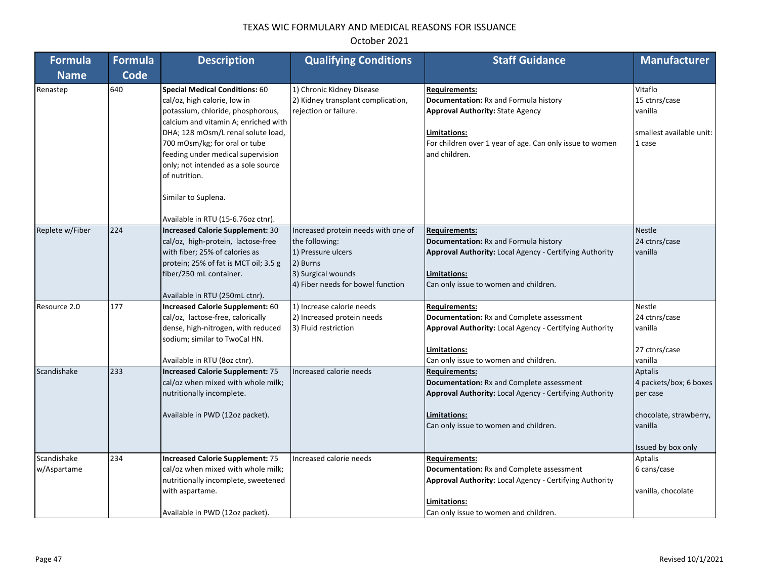# TEXAS WIC FORMULARY AND MEDICAL REASONS FOR ISSUANCE

October 2021

| Formula Name | Formula Code | Description | Qualifying Conditions | Staff Guidance | Manufacturer |
|---|---|---|---|---|---|
| Renastep | 640 | **Special Medical Conditions:** 60 cal/oz, high calorie, low in potassium, chloride, phosphorous, calcium and vitamin A; enriched with DHA; 128 mOsm/L renal solute load, 700 mOsm/kg; for oral or tube feeding under medical supervision only; not intended as a sole source of nutrition.<br><br>Similar to Suplena.<br><br>Available in RTU (15-6.76oz ctnr). | 1) Chronic Kidney Disease<br>2) Kidney transplant complication, rejection or failure. | **Requirements:**<br>**Documentation:** Rx and Formula history<br>**Approval Authority:** State Agency<br><br>**Limitations:**<br>For children over 1 year of age. Can only issue to women and children. | Vitaflo<br>15 ctnrs/case<br>vanilla<br><br>smallest available unit: 1 case |
| Replete w/Fiber | 224 | **Increased Calorie Supplement:** 30 cal/oz, high-protein, lactose-free with fiber; 25% of calories as protein; 25% of fat is MCT oil; 3.5 g fiber/250 mL container.<br><br>Available in RTU (250mL ctnr). | Increased protein needs with one of the following:<br>1) Pressure ulcers<br>2) Burns<br>3) Surgical wounds<br>4) Fiber needs for bowel function | **Requirements:**<br>**Documentation:** Rx and Formula history<br>**Approval Authority:** Local Agency - Certifying Authority<br><br>**Limitations:**<br>Can only issue to women and children. | Nestle<br>24 ctnrs/case<br>vanilla |
| Resource 2.0 | 177 | **Increased Calorie Supplement:** 60 cal/oz, lactose-free, calorically dense, high-nitrogen, with reduced sodium; similar to TwoCal HN.<br><br>Available in RTU (8oz ctnr). | 1) Increase calorie needs<br>2) Increased protein needs<br>3) Fluid restriction | **Requirements:**<br>**Documentation:** Rx and Complete assessment<br>**Approval Authority:** Local Agency - Certifying Authority<br><br>**Limitations:**<br>Can only issue to women and children. | Nestle<br>24 ctnrs/case<br>vanilla<br><br>27 ctnrs/case<br>vanilla |
| Scandishake | 233 | **Increased Calorie Supplement:** 75 cal/oz when mixed with whole milk; nutritionally incomplete.<br><br>Available in PWD (12oz packet). | Increased calorie needs | **Requirements:**<br>**Documentation:** Rx and Complete assessment<br>**Approval Authority:** Local Agency - Certifying Authority<br><br>**Limitations:**<br>Can only issue to women and children. | Aptalis<br>4 packets/box; 6 boxes per case<br><br>chocolate, strawberry, vanilla<br><br>Issued by box only |
| Scandishake w/Aspartame | 234 | **Increased Calorie Supplement:** 75 cal/oz when mixed with whole milk; nutritionally incomplete, sweetened with aspartame.<br><br>Available in PWD (12oz packet). | Increased calorie needs | **Requirements:**<br>**Documentation:** Rx and Complete assessment<br>**Approval Authority:** Local Agency - Certifying Authority<br><br>**Limitations:**<br>Can only issue to women and children. | Aptalis<br>6 cans/case<br><br>vanilla, chocolate |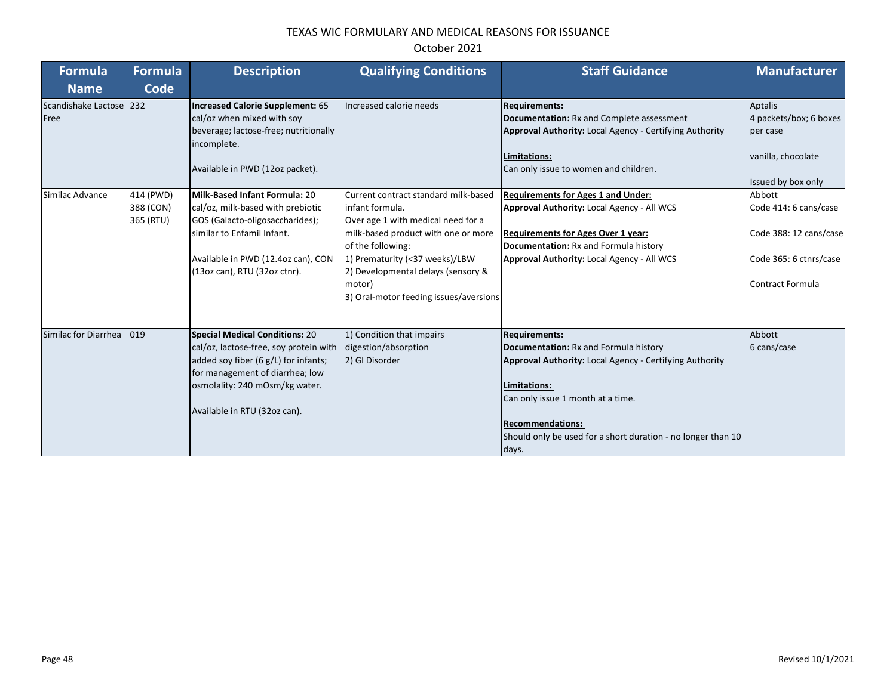# TEXAS WIC FORMULARY AND MEDICAL REASONS FOR ISSUANCE

October 2021

| Formula Name | Formula Code | Description | Qualifying Conditions | Staff Guidance | Manufacturer |
|---|---|---|---|---|---|
| Scandishake Lactose Free | 232 | **Increased Calorie Supplement:** 65 cal/oz when mixed with soy beverage; lactose-free; nutritionally incomplete.<br><br>Available in PWD (12oz packet). | Increased calorie needs | **Requirements:**<br>**Documentation:** Rx and Complete assessment<br>**Approval Authority:** Local Agency - Certifying Authority<br><br>**Limitations:**<br>Can only issue to women and children. | Aptalis<br>4 packets/box; 6 boxes per case<br><br>vanilla, chocolate<br><br>Issued by box only |
| Similac Advance | 414 (PWD)<br>388 (CON)<br>365 (RTU) | **Milk-Based Infant Formula:** 20 cal/oz, milk-based with prebiotic GOS (Galacto-oligosaccharides); similar to Enfamil Infant.<br><br>Available in PWD (12.4oz can), CON (13oz can), RTU (32oz ctnr). | Current contract standard milk-based infant formula.<br>Over age 1 with medical need for a milk-based product with one or more of the following:<br>1) Prematurity (<37 weeks)/LBW<br>2) Developmental delays (sensory & motor)<br>3) Oral-motor feeding issues/aversions | **Requirements for Ages 1 and Under:**<br>**Approval Authority:** Local Agency - All WCS<br><br>**Requirements for Ages Over 1 year:**<br>**Documentation:** Rx and Formula history<br>**Approval Authority:** Local Agency - All WCS | Abbott<br>Code 414: 6 cans/case<br><br>Code 388: 12 cans/case<br><br>Code 365: 6 ctnrs/case<br><br>Contract Formula |
| Similac for Diarrhea | 019 | **Special Medical Conditions:** 20 cal/oz, lactose-free, soy protein with added soy fiber (6 g/L) for infants; for management of diarrhea; low osmolality: 240 mOsm/kg water.<br><br>Available in RTU (32oz can). | 1) Condition that impairs digestion/absorption<br>2) GI Disorder | **Requirements:**<br>**Documentation:** Rx and Formula history<br>**Approval Authority:** Local Agency - Certifying Authority<br><br>**Limitations:**<br>Can only issue 1 month at a time.<br><br>**Recommendations:**<br>Should only be used for a short duration - no longer than 10 days. | Abbott<br>6 cans/case |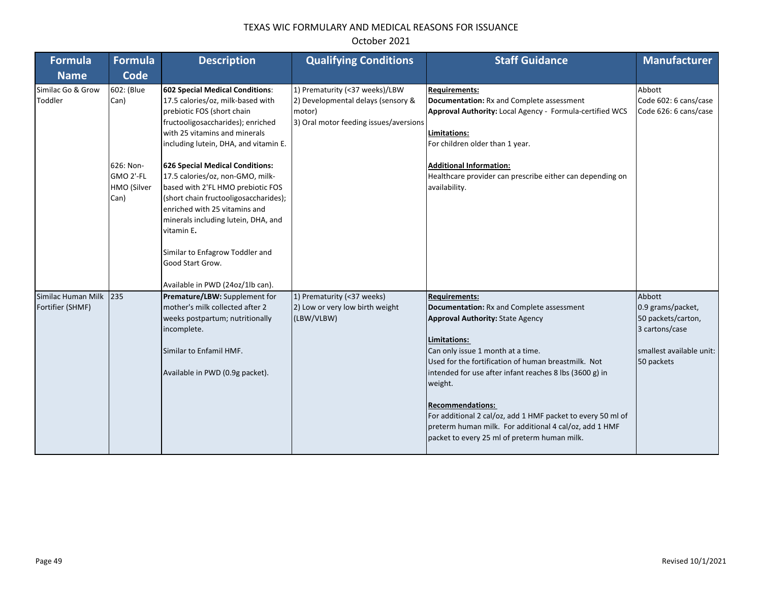TEXAS WIC FORMULARY AND MEDICAL REASONS FOR ISSUANCE

October 2021

| Formula Name | Formula Code | Description | Qualifying Conditions | Staff Guidance | Manufacturer |
|---|---|---|---|---|---|
| Similac Go & Grow Toddler | 602: (Blue Can)<br><br>626: Non-GMO 2'-FL HMO (Silver Can) | **602 Special Medical Conditions**: 17.5 calories/oz, milk-based with prebiotic FOS (short chain fructooligosaccharides); enriched with 25 vitamins and minerals including lutein, DHA, and vitamin E.<br><br>**626 Special Medical Conditions:** 17.5 calories/oz, non-GMO, milk-based with 2'FL HMO prebiotic FOS (short chain fructooligosaccharides); enriched with 25 vitamins and minerals including lutein, DHA, and vitamin E**.**<br><br>Similar to Enfagrow Toddler and Good Start Grow.<br><br>Available in PWD (24oz/1lb can). | 1) Prematurity (<37 weeks)/LBW<br>2) Developmental delays (sensory & motor)<br>3) Oral motor feeding issues/aversions | **Requirements:**<br>**Documentation:** Rx and Complete assessment<br>**Approval Authority:** Local Agency - Formula-certified WCS<br><br>**Limitations:**<br>For children older than 1 year.<br><br>**Additional Information:**<br>Healthcare provider can prescribe either can depending on availability. | Abbott<br>Code 602: 6 cans/case<br>Code 626: 6 cans/case |
| Similac Human Milk Fortifier (SHMF) | 235 | **Premature/LBW:** Supplement for mother's milk collected after 2 weeks postpartum; nutritionally incomplete.<br><br>Similar to Enfamil HMF.<br><br>Available in PWD (0.9g packet). | 1) Prematurity (<37 weeks)<br>2) Low or very low birth weight (LBW/VLBW) | **Requirements:**<br>**Documentation:** Rx and Complete assessment<br>**Approval Authority:** State Agency<br><br>**Limitations:**<br>Can only issue 1 month at a time.<br>Used for the fortification of human breastmilk. Not intended for use after infant reaches 8 lbs (3600 g) in weight.<br><br>**Recommendations:**<br>For additional 2 cal/oz, add 1 HMF packet to every 50 ml of preterm human milk. For additional 4 cal/oz, add 1 HMF packet to every 25 ml of preterm human milk. | Abbott<br>0.9 grams/packet,<br>50 packets/carton,<br>3 cartons/case<br><br>smallest available unit: 50 packets |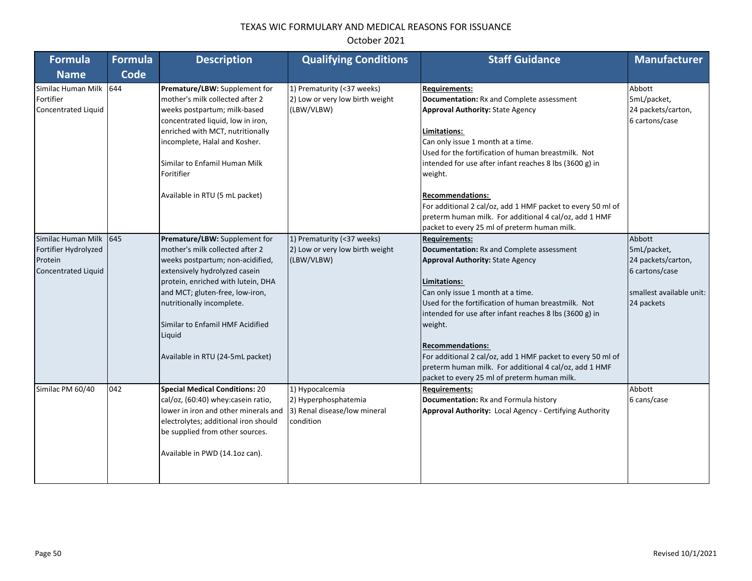# TEXAS WIC FORMULARY AND MEDICAL REASONS FOR ISSUANCE

October 2021

| Formula Name | Formula Code | Description | Qualifying Conditions | Staff Guidance | Manufacturer |
|---|---|---|---|---|---|
| Similac Human Milk Fortifier Concentrated Liquid | 644 | **Premature/LBW:** Supplement for mother's milk collected after 2 weeks postpartum; milk-based concentrated liquid, low in iron, enriched with MCT, nutritionally incomplete, Halal and Kosher.<br><br>Similar to Enfamil Human Milk Foritifier<br><br>Available in RTU (5 mL packet) | 1) Prematurity (<37 weeks)<br>2) Low or very low birth weight (LBW/VLBW) | **Requirements:**<br>**Documentation:** Rx and Complete assessment<br>**Approval Authority:** State Agency<br><br>**Limitations:**<br>Can only issue 1 month at a time.<br>Used for the fortification of human breastmilk. Not intended for use after infant reaches 8 lbs (3600 g) in weight.<br><br>**Recommendations:**<br>For additional 2 cal/oz, add 1 HMF packet to every 50 ml of preterm human milk. For additional 4 cal/oz, add 1 HMF packet to every 25 ml of preterm human milk. | Abbott<br>5mL/packet,<br>24 packets/carton,<br>6 cartons/case |
| Similac Human Milk Fortifier Hydrolyzed Protein Concentrated Liquid | 645 | **Premature/LBW:** Supplement for mother's milk collected after 2 weeks postpartum; non-acidified, extensively hydrolyzed casein protein, enriched with lutein, DHA and MCT; gluten-free, low-iron, nutritionally incomplete.<br><br>Similar to Enfamil HMF Acidified Liquid<br><br>Available in RTU (24-5mL packet) | 1) Prematurity (<37 weeks)<br>2) Low or very low birth weight (LBW/VLBW) | **Requirements:**<br>**Documentation:** Rx and Complete assessment<br>**Approval Authority:** State Agency<br><br>**Limitations:**<br>Can only issue 1 month at a time.<br>Used for the fortification of human breastmilk. Not intended for use after infant reaches 8 lbs (3600 g) in weight.<br><br>**Recommendations:**<br>For additional 2 cal/oz, add 1 HMF packet to every 50 ml of preterm human milk. For additional 4 cal/oz, add 1 HMF packet to every 25 ml of preterm human milk. | Abbott<br>5mL/packet,<br>24 packets/carton,<br>6 cartons/case<br><br>smallest available unit: 24 packets |
| Similac PM 60/40 | 042 | **Special Medical Conditions:** 20 cal/oz, (60:40) whey:casein ratio, lower in iron and other minerals and electrolytes; additional iron should be supplied from other sources.<br><br>Available in PWD (14.1oz can). | 1) Hypocalcemia<br>2) Hyperphosphatemia<br>3) Renal disease/low mineral condition | **Requirements:**<br>**Documentation:** Rx and Formula history<br>**Approval Authority:** Local Agency - Certifying Authority | Abbott<br>6 cans/case |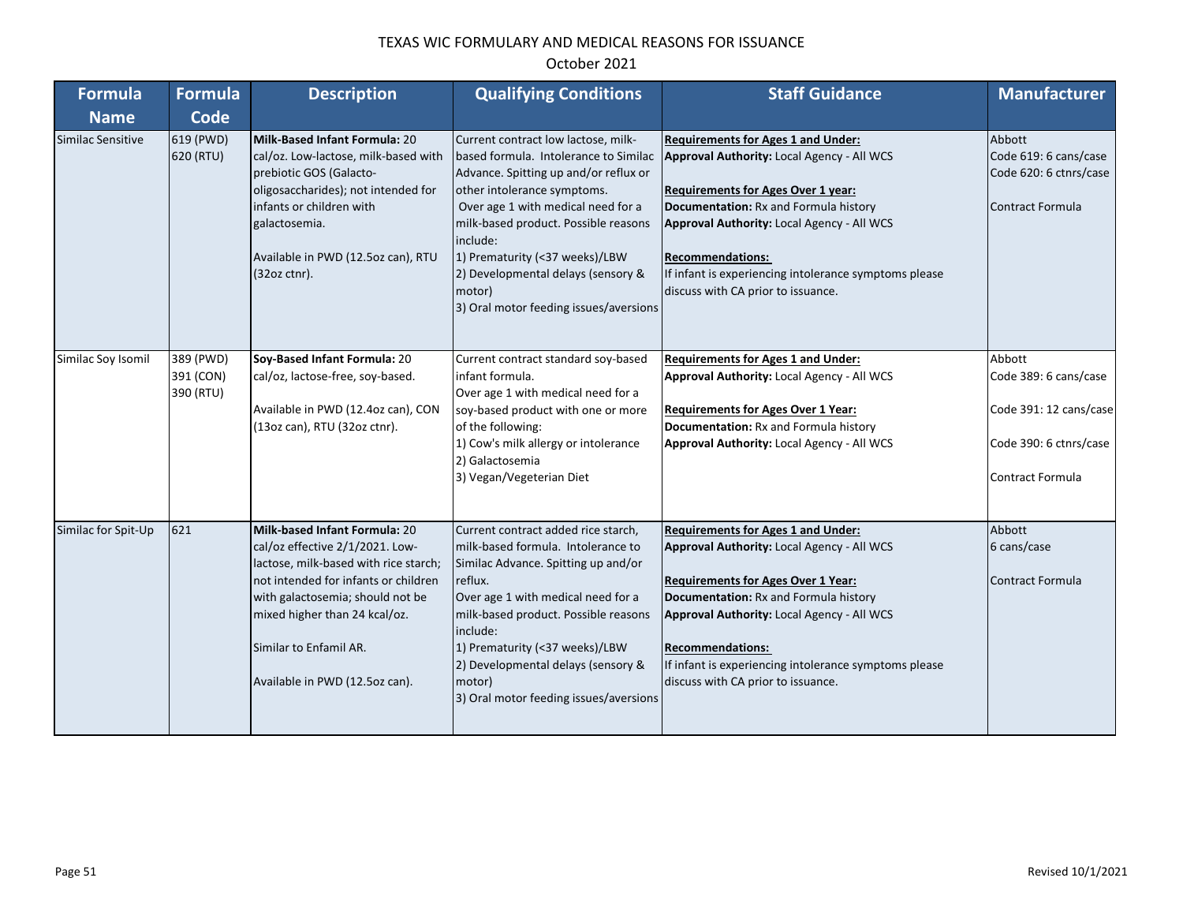TEXAS WIC FORMULARY AND MEDICAL REASONS FOR ISSUANCE

October 2021

| Formula Name | Formula Code | Description | Qualifying Conditions | Staff Guidance | Manufacturer |
|---|---|---|---|---|---|
| Similac Sensitive | 619 (PWD)<br>620 (RTU) | **Milk-Based Infant Formula:** 20 cal/oz. Low-lactose, milk-based with prebiotic GOS (Galacto-oligosaccharides); not intended for infants or children with galactosemia.<br><br>Available in PWD (12.5oz can), RTU (32oz ctnr). | Current contract low lactose, milk-based formula. Intolerance to Similac Advance. Spitting up and/or reflux or other intolerance symptoms.<br>Over age 1 with medical need for a milk-based product. Possible reasons include:<br>1) Prematurity (<37 weeks)/LBW<br>2) Developmental delays (sensory & motor)<br>3) Oral motor feeding issues/aversions | **Requirements for Ages 1 and Under:**<br>**Approval Authority:** Local Agency - All WCS<br><br>**Requirements for Ages Over 1 year:**<br>**Documentation:** Rx and Formula history<br>**Approval Authority:** Local Agency - All WCS<br><br>**Recommendations:**<br>If infant is experiencing intolerance symptoms please discuss with CA prior to issuance. | Abbott<br>Code 619: 6 cans/case<br>Code 620: 6 ctnrs/case<br><br>Contract Formula |
| Similac Soy Isomil | 389 (PWD)<br>391 (CON)<br>390 (RTU) | **Soy-Based Infant Formula:** 20 cal/oz, lactose-free, soy-based.<br><br>Available in PWD (12.4oz can), CON (13oz can), RTU (32oz ctnr). | Current contract standard soy-based infant formula.<br>Over age 1 with medical need for a soy-based product with one or more of the following:<br>1) Cow's milk allergy or intolerance<br>2) Galactosemia<br>3) Vegan/Vegeterian Diet | **Requirements for Ages 1 and Under:**<br>**Approval Authority:** Local Agency - All WCS<br><br>**Requirements for Ages Over 1 Year:**<br>**Documentation:** Rx and Formula history<br>**Approval Authority:** Local Agency - All WCS | Abbott<br>Code 389: 6 cans/case<br><br>Code 391: 12 cans/case<br><br>Code 390: 6 ctnrs/case<br><br>Contract Formula |
| Similac for Spit-Up | 621 | **Milk-based Infant Formula:** 20 cal/oz effective 2/1/2021. Low-lactose, milk-based with rice starch; not intended for infants or children with galactosemia; should not be mixed higher than 24 kcal/oz.<br><br>Similar to Enfamil AR.<br><br>Available in PWD (12.5oz can). | Current contract added rice starch, milk-based formula. Intolerance to Similac Advance. Spitting up and/or reflux.<br>Over age 1 with medical need for a milk-based product. Possible reasons include:<br>1) Prematurity (<37 weeks)/LBW<br>2) Developmental delays (sensory & motor)<br>3) Oral motor feeding issues/aversions | **Requirements for Ages 1 and Under:**<br>**Approval Authority:** Local Agency - All WCS<br><br>**Requirements for Ages Over 1 Year:**<br>**Documentation:** Rx and Formula history<br>**Approval Authority:** Local Agency - All WCS<br><br>**Recommendations:**<br>If infant is experiencing intolerance symptoms please discuss with CA prior to issuance. | Abbott<br>6 cans/case<br><br>Contract Formula |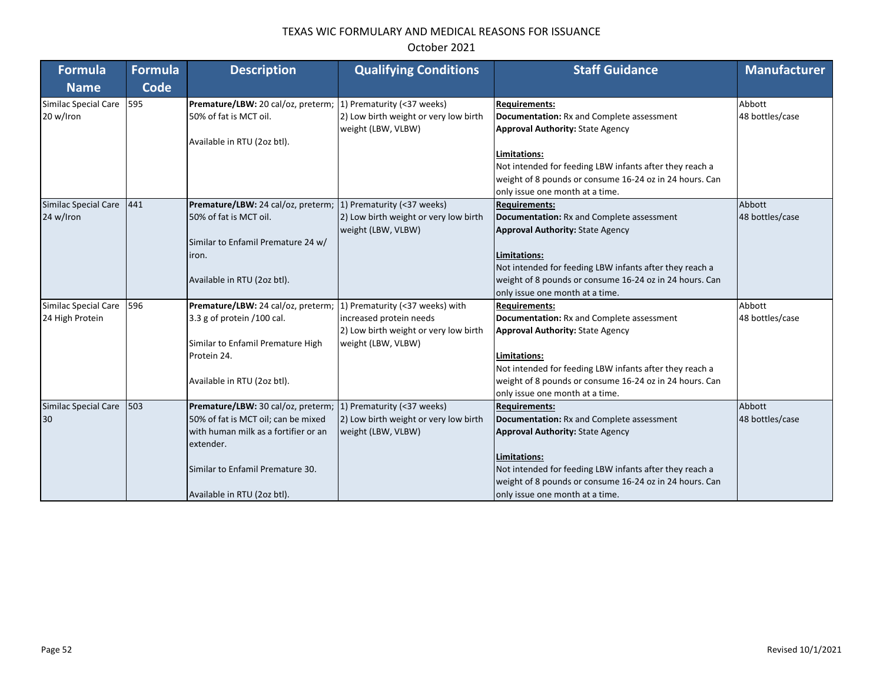| Formula Name | Formula Code | Description | Qualifying Conditions | Staff Guidance | Manufacturer |
|---|---|---|---|---|---|
| Similac Special Care 20 w/Iron | 595 | **Premature/LBW:** 20 cal/oz, preterm; 50% of fat is MCT oil.<br><br>Available in RTU (2oz btl). | 1) Prematurity (<37 weeks)<br>2) Low birth weight or very low birth weight (LBW, VLBW) | **Requirements:**<br>**Documentation:** Rx and Complete assessment<br>**Approval Authority:** State Agency<br><br>**Limitations:**<br>Not intended for feeding LBW infants after they reach a weight of 8 pounds or consume 16-24 oz in 24 hours. Can only issue one month at a time. | Abbott<br>48 bottles/case |
| Similac Special Care 24 w/Iron | 441 | **Premature/LBW:** 24 cal/oz, preterm; 50% of fat is MCT oil.<br><br>Similar to Enfamil Premature 24 w/ iron.<br><br>Available in RTU (2oz btl). | 1) Prematurity (<37 weeks)<br>2) Low birth weight or very low birth weight (LBW, VLBW) | **Requirements:**<br>**Documentation:** Rx and Complete assessment<br>**Approval Authority:** State Agency<br><br>**Limitations:**<br>Not intended for feeding LBW infants after they reach a weight of 8 pounds or consume 16-24 oz in 24 hours. Can only issue one month at a time. | Abbott<br>48 bottles/case |
| Similac Special Care 24 High Protein | 596 | **Premature/LBW:** 24 cal/oz, preterm; 3.3 g of protein /100 cal.<br><br>Similar to Enfamil Premature High Protein 24.<br><br>Available in RTU (2oz btl). | 1) Prematurity (<37 weeks) with increased protein needs<br>2) Low birth weight or very low birth weight (LBW, VLBW) | **Requirements:**<br>**Documentation:** Rx and Complete assessment<br>**Approval Authority:** State Agency<br><br>**Limitations:**<br>Not intended for feeding LBW infants after they reach a weight of 8 pounds or consume 16-24 oz in 24 hours. Can only issue one month at a time. | Abbott<br>48 bottles/case |
| Similac Special Care 30 | 503 | **Premature/LBW:** 30 cal/oz, preterm; 50% of fat is MCT oil; can be mixed with human milk as a fortifier or an extender.<br><br>Similar to Enfamil Premature 30.<br><br>Available in RTU (2oz btl). | 1) Prematurity (<37 weeks)<br>2) Low birth weight or very low birth weight (LBW, VLBW) | **Requirements:**<br>**Documentation:** Rx and Complete assessment<br>**Approval Authority:** State Agency<br><br>**Limitations:**<br>Not intended for feeding LBW infants after they reach a weight of 8 pounds or consume 16-24 oz in 24 hours. Can only issue one month at a time. | Abbott<br>48 bottles/case |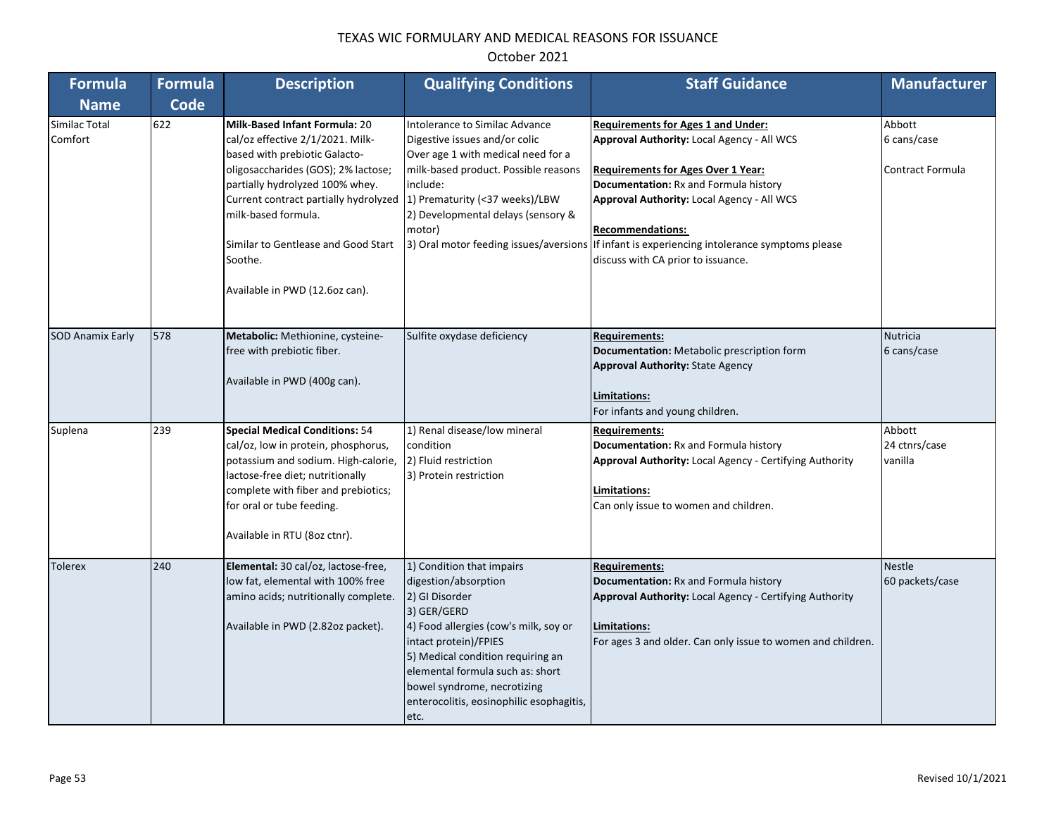# TEXAS WIC FORMULARY AND MEDICAL REASONS FOR ISSUANCE

October 2021

| Formula Name | Formula Code | Description | Qualifying Conditions | Staff Guidance | Manufacturer |
|---|---|---|---|---|---|
| Similac Total Comfort | 622 | **Milk-Based Infant Formula:** 20 cal/oz effective 2/1/2021. Milk-based with prebiotic Galacto-oligosaccharides (GOS); 2% lactose; partially hydrolyzed 100% whey. Current contract partially hydrolyzed milk-based formula.<br><br>Similar to Gentlease and Good Start Soothe.<br><br>Available in PWD (12.6oz can). | Intolerance to Similac Advance<br>Digestive issues and/or colic<br>Over age 1 with medical need for a milk-based product. Possible reasons include:<br>1) Prematurity (<37 weeks)/LBW<br>2) Developmental delays (sensory & motor)<br>3) Oral motor feeding issues/aversions | **Requirements for Ages 1 and Under:**<br>**Approval Authority:** Local Agency - All WCS<br><br>**Requirements for Ages Over 1 Year:**<br>**Documentation:** Rx and Formula history<br>**Approval Authority:** Local Agency - All WCS<br><br>**Recommendations:**<br>If infant is experiencing intolerance symptoms please discuss with CA prior to issuance. | Abbott<br>6 cans/case<br><br>Contract Formula |
| SOD Anamix Early | 578 | **Metabolic:** Methionine, cysteine-free with prebiotic fiber.<br><br>Available in PWD (400g can). | Sulfite oxydase deficiency | **Requirements:**<br>**Documentation:** Metabolic prescription form<br>**Approval Authority:** State Agency<br><br>**Limitations:**<br>For infants and young children. | Nutricia<br>6 cans/case |
| Suplena | 239 | **Special Medical Conditions:** 54 cal/oz, low in protein, phosphorus, potassium and sodium. High-calorie, lactose-free diet; nutritionally complete with fiber and prebiotics; for oral or tube feeding.<br><br>Available in RTU (8oz ctnr). | 1) Renal disease/low mineral condition<br>2) Fluid restriction<br>3) Protein restriction | **Requirements:**<br>**Documentation:** Rx and Formula history<br>**Approval Authority:** Local Agency - Certifying Authority<br><br>**Limitations:**<br>Can only issue to women and children. | Abbott<br>24 ctnrs/case<br>vanilla |
| Tolerex | 240 | **Elemental:** 30 cal/oz, lactose-free, low fat, elemental with 100% free amino acids; nutritionally complete.<br><br>Available in PWD (2.82oz packet). | 1) Condition that impairs digestion/absorption<br>2) GI Disorder<br>3) GER/GERD<br>4) Food allergies (cow's milk, soy or intact protein)/FPIES<br>5) Medical condition requiring an elemental formula such as: short bowel syndrome, necrotizing enterocolitis, eosinophilic esophagitis, etc. | **Requirements:**<br>**Documentation:** Rx and Formula history<br>**Approval Authority:** Local Agency - Certifying Authority<br><br>**Limitations:**<br>For ages 3 and older. Can only issue to women and children. | Nestle<br>60 packets/case |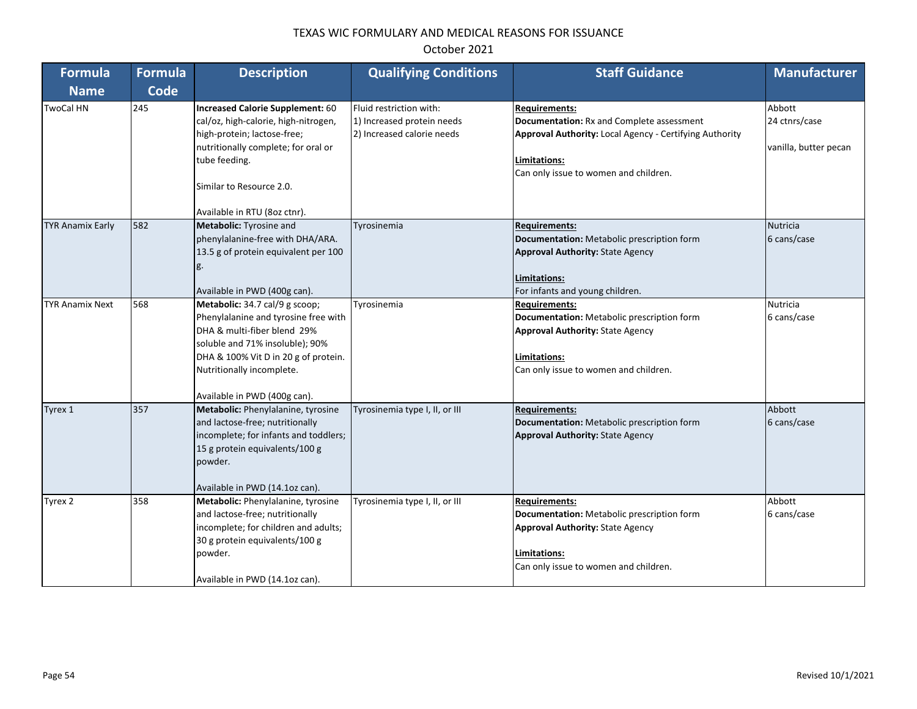# TEXAS WIC FORMULARY AND MEDICAL REASONS FOR ISSUANCE

October 2021

| Formula Name | Formula Code | Description | Qualifying Conditions | Staff Guidance | Manufacturer |
|---|---|---|---|---|---|
| TwoCal HN | 245 | **Increased Calorie Supplement:** 60 cal/oz, high-calorie, high-nitrogen, high-protein; lactose-free; nutritionally complete; for oral or tube feeding.<br><br>Similar to Resource 2.0.<br><br>Available in RTU (8oz ctnr). | Fluid restriction with:<br>1) Increased protein needs<br>2) Increased calorie needs | **Requirements:**<br>**Documentation:** Rx and Complete assessment<br>**Approval Authority:** Local Agency - Certifying Authority<br><br>**Limitations:**<br>Can only issue to women and children. | Abbott<br>24 ctnrs/case<br><br>vanilla, butter pecan |
| TYR Anamix Early | 582 | **Metabolic:** Tyrosine and phenylalanine-free with DHA/ARA. 13.5 g of protein equivalent per 100 g.<br><br>Available in PWD (400g can). | Tyrosinemia | **Requirements:**<br>**Documentation:** Metabolic prescription form<br>**Approval Authority:** State Agency<br><br>**Limitations:**<br>For infants and young children. | Nutricia<br>6 cans/case |
| TYR Anamix Next | 568 | **Metabolic:** 34.7 cal/9 g scoop; Phenylalanine and tyrosine free with DHA & multi-fiber blend 29% soluble and 71% insoluble); 90% DHA & 100% Vit D in 20 g of protein. Nutritionally incomplete.<br><br>Available in PWD (400g can). | Tyrosinemia | **Requirements:**<br>**Documentation:** Metabolic prescription form<br>**Approval Authority:** State Agency<br><br>**Limitations:**<br>Can only issue to women and children. | Nutricia<br>6 cans/case |
| Tyrex 1 | 357 | **Metabolic:** Phenylalanine, tyrosine and lactose-free; nutritionally incomplete; for infants and toddlers; 15 g protein equivalents/100 g powder.<br><br>Available in PWD (14.1oz can). | Tyrosinemia type I, II, or III | **Requirements:**<br>**Documentation:** Metabolic prescription form<br>**Approval Authority:** State Agency | Abbott<br>6 cans/case |
| Tyrex 2 | 358 | **Metabolic:** Phenylalanine, tyrosine and lactose-free; nutritionally incomplete; for children and adults; 30 g protein equivalents/100 g powder.<br><br>Available in PWD (14.1oz can). | Tyrosinemia type I, II, or III | **Requirements:**<br>**Documentation:** Metabolic prescription form<br>**Approval Authority:** State Agency<br><br>**Limitations:**<br>Can only issue to women and children. | Abbott<br>6 cans/case |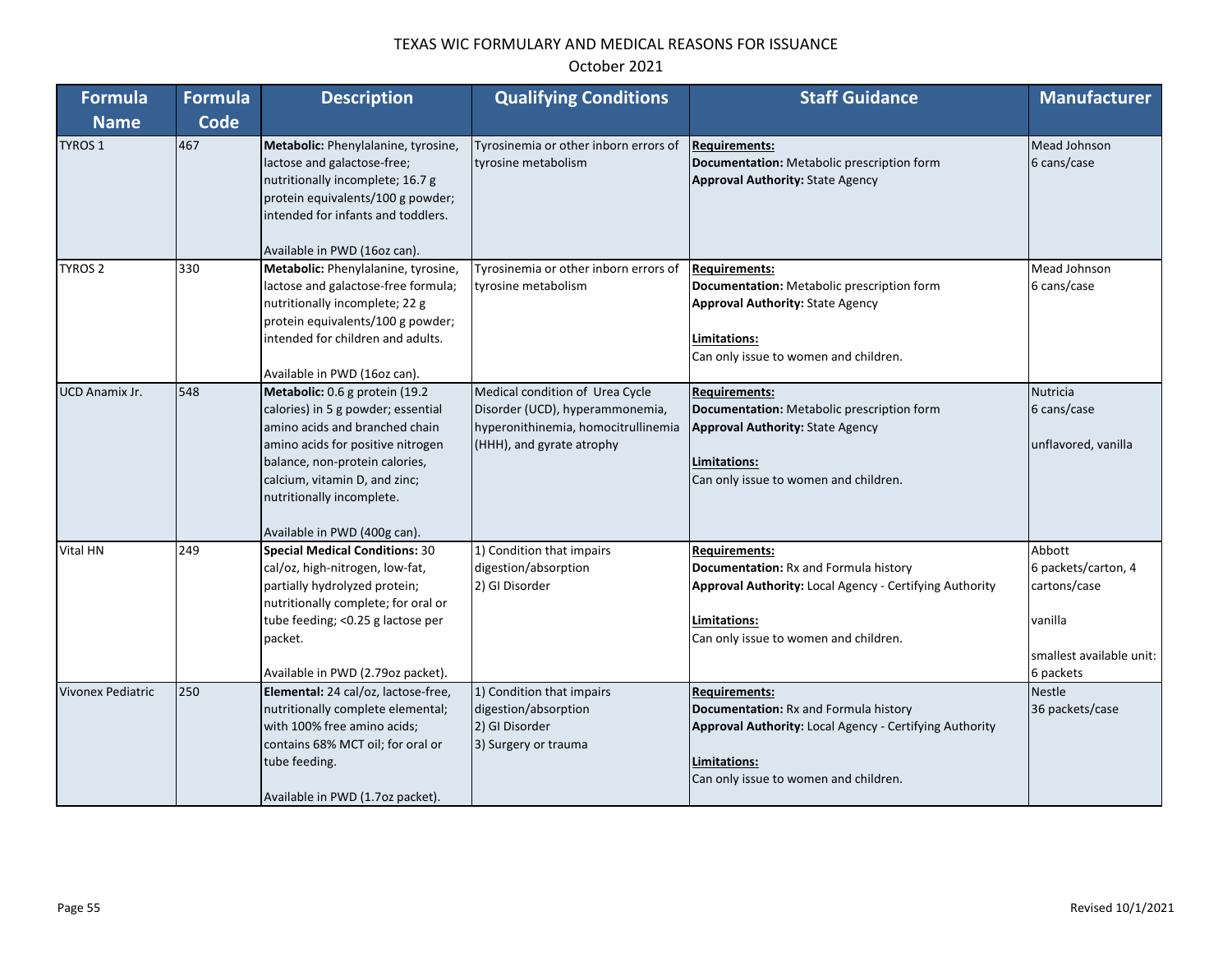# TEXAS WIC FORMULARY AND MEDICAL REASONS FOR ISSUANCE

October 2021

| Formula Name | Formula Code | Description | Qualifying Conditions | Staff Guidance | Manufacturer |
|---|---|---|---|---|---|
| TYROS 1 | 467 | **Metabolic:** Phenylalanine, tyrosine, lactose and galactose-free; nutritionally incomplete; 16.7 g protein equivalents/100 g powder; intended for infants and toddlers.<br><br>Available in PWD (16oz can). | Tyrosinemia or other inborn errors of tyrosine metabolism | **Requirements:**<br>**Documentation:** Metabolic prescription form<br>**Approval Authority:** State Agency | Mead Johnson<br>6 cans/case |
| TYROS 2 | 330 | **Metabolic:** Phenylalanine, tyrosine, lactose and galactose-free formula; nutritionally incomplete; 22 g protein equivalents/100 g powder; intended for children and adults.<br><br>Available in PWD (16oz can). | Tyrosinemia or other inborn errors of tyrosine metabolism | **Requirements:**<br>**Documentation:** Metabolic prescription form<br>**Approval Authority:** State Agency<br><br>**Limitations:**<br>Can only issue to women and children. | Mead Johnson<br>6 cans/case |
| UCD Anamix Jr. | 548 | **Metabolic:** 0.6 g protein (19.2 calories) in 5 g powder; essential amino acids and branched chain amino acids for positive nitrogen balance, non-protein calories, calcium, vitamin D, and zinc; nutritionally incomplete.<br><br>Available in PWD (400g can). | Medical condition of Urea Cycle Disorder (UCD), hyperammonemia, hyperonithinemia, homocitrullinemia (HHH), and gyrate atrophy | **Requirements:**<br>**Documentation:** Metabolic prescription form<br>**Approval Authority:** State Agency<br><br>**Limitations:**<br>Can only issue to women and children. | Nutricia<br>6 cans/case<br><br>unflavored, vanilla |
| Vital HN | 249 | **Special Medical Conditions:** 30 cal/oz, high-nitrogen, low-fat, partially hydrolyzed protein; nutritionally complete; for oral or tube feeding; <0.25 g lactose per packet.<br><br>Available in PWD (2.79oz packet). | 1) Condition that impairs digestion/absorption<br>2) GI Disorder | **Requirements:**<br>**Documentation:** Rx and Formula history<br>**Approval Authority:** Local Agency - Certifying Authority<br><br>**Limitations:**<br>Can only issue to women and children. | Abbott<br>6 packets/carton, 4 cartons/case<br><br>vanilla<br><br>smallest available unit: 6 packets |
| Vivonex Pediatric | 250 | **Elemental:** 24 cal/oz, lactose-free, nutritionally complete elemental; with 100% free amino acids; contains 68% MCT oil; for oral or tube feeding.<br><br>Available in PWD (1.7oz packet). | 1) Condition that impairs digestion/absorption<br>2) GI Disorder<br>3) Surgery or trauma | **Requirements:**<br>**Documentation:** Rx and Formula history<br>**Approval Authority:** Local Agency - Certifying Authority<br><br>**Limitations:**<br>Can only issue to women and children. | Nestle<br>36 packets/case |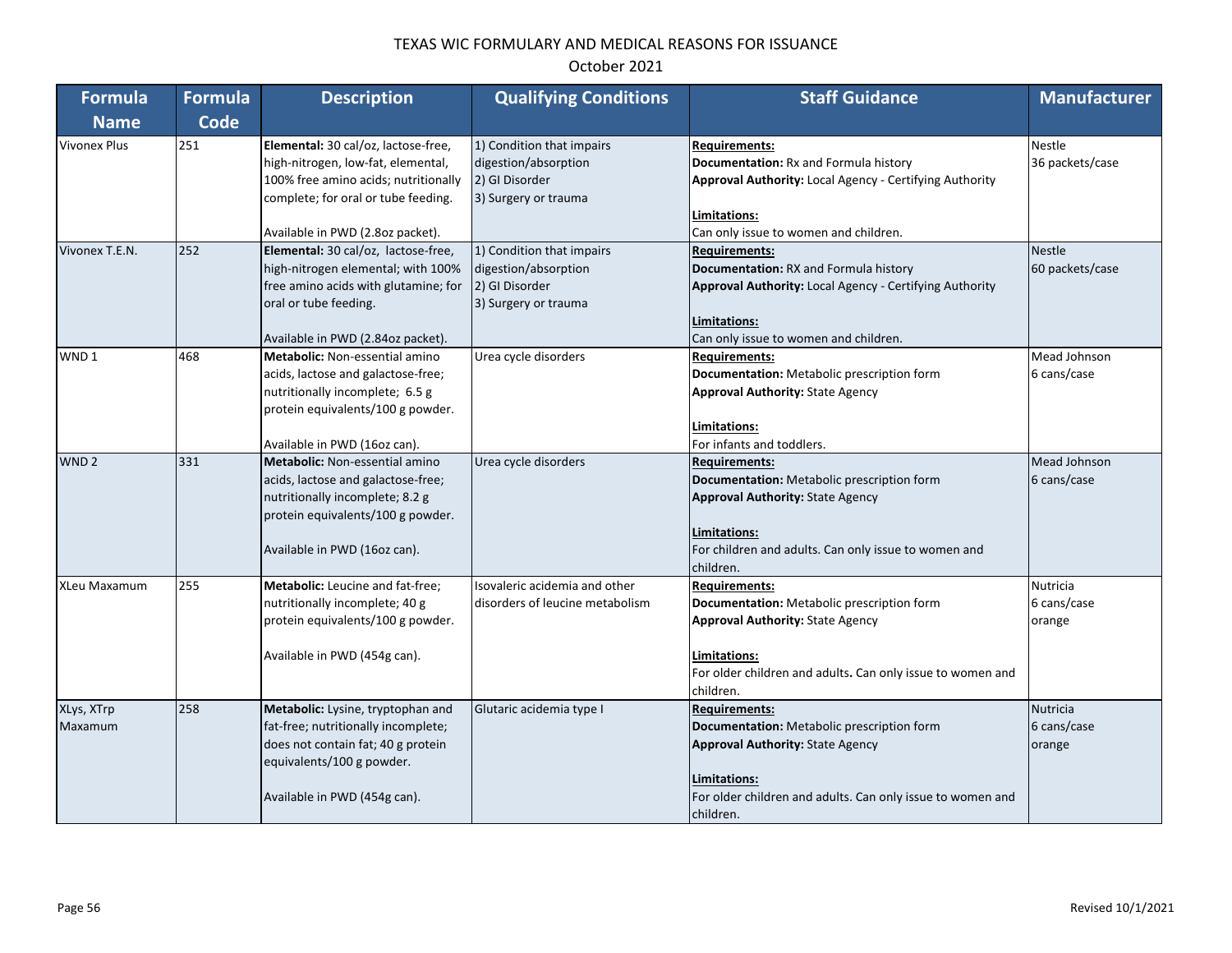# TEXAS WIC FORMULARY AND MEDICAL REASONS FOR ISSUANCE

October 2021

| Formula Name | Formula Code | Description | Qualifying Conditions | Staff Guidance | Manufacturer |
|---|---|---|---|---|---|
| Vivonex Plus | 251 | **Elemental:** 30 cal/oz, lactose-free, high-nitrogen, low-fat, elemental, 100% free amino acids; nutritionally complete; for oral or tube feeding.<br><br>Available in PWD (2.8oz packet). | 1) Condition that impairs digestion/absorption<br>2) GI Disorder<br>3) Surgery or trauma | **Requirements:**<br>**Documentation:** Rx and Formula history<br>**Approval Authority:** Local Agency - Certifying Authority<br><br>**Limitations:**<br>Can only issue to women and children. | Nestle<br>36 packets/case |
| Vivonex T.E.N. | 252 | **Elemental:** 30 cal/oz, lactose-free, high-nitrogen elemental; with 100% free amino acids with glutamine; for oral or tube feeding.<br><br>Available in PWD (2.84oz packet). | 1) Condition that impairs digestion/absorption<br>2) GI Disorder<br>3) Surgery or trauma | **Requirements:**<br>**Documentation:** RX and Formula history<br>**Approval Authority:** Local Agency - Certifying Authority<br><br>**Limitations:**<br>Can only issue to women and children. | Nestle<br>60 packets/case |
| WND 1 | 468 | **Metabolic:** Non-essential amino acids, lactose and galactose-free; nutritionally incomplete; 6.5 g protein equivalents/100 g powder.<br><br>Available in PWD (16oz can). | Urea cycle disorders | **Requirements:**<br>**Documentation:** Metabolic prescription form<br>**Approval Authority:** State Agency<br><br>**Limitations:**<br>For infants and toddlers. | Mead Johnson<br>6 cans/case |
| WND 2 | 331 | **Metabolic:** Non-essential amino acids, lactose and galactose-free; nutritionally incomplete; 8.2 g protein equivalents/100 g powder.<br><br>Available in PWD (16oz can). | Urea cycle disorders | **Requirements:**<br>**Documentation:** Metabolic prescription form<br>**Approval Authority:** State Agency<br><br>**Limitations:**<br>For children and adults. Can only issue to women and children. | Mead Johnson<br>6 cans/case |
| XLeu Maxamum | 255 | **Metabolic:** Leucine and fat-free; nutritionally incomplete; 40 g protein equivalents/100 g powder.<br><br>Available in PWD (454g can). | Isovaleric acidemia and other disorders of leucine metabolism | **Requirements:**<br>**Documentation:** Metabolic prescription form<br>**Approval Authority:** State Agency<br><br>**Limitations:**<br>For older children and adults**.** Can only issue to women and children. | Nutricia<br>6 cans/case<br>orange |
| XLys, XTrp Maxamum | 258 | **Metabolic:** Lysine, tryptophan and fat-free; nutritionally incomplete; does not contain fat; 40 g protein equivalents/100 g powder.<br><br>Available in PWD (454g can). | Glutaric acidemia type I | **Requirements:**<br>**Documentation:** Metabolic prescription form<br>**Approval Authority:** State Agency<br><br>**Limitations:**<br>For older children and adults. Can only issue to women and children. | Nutricia<br>6 cans/case<br>orange |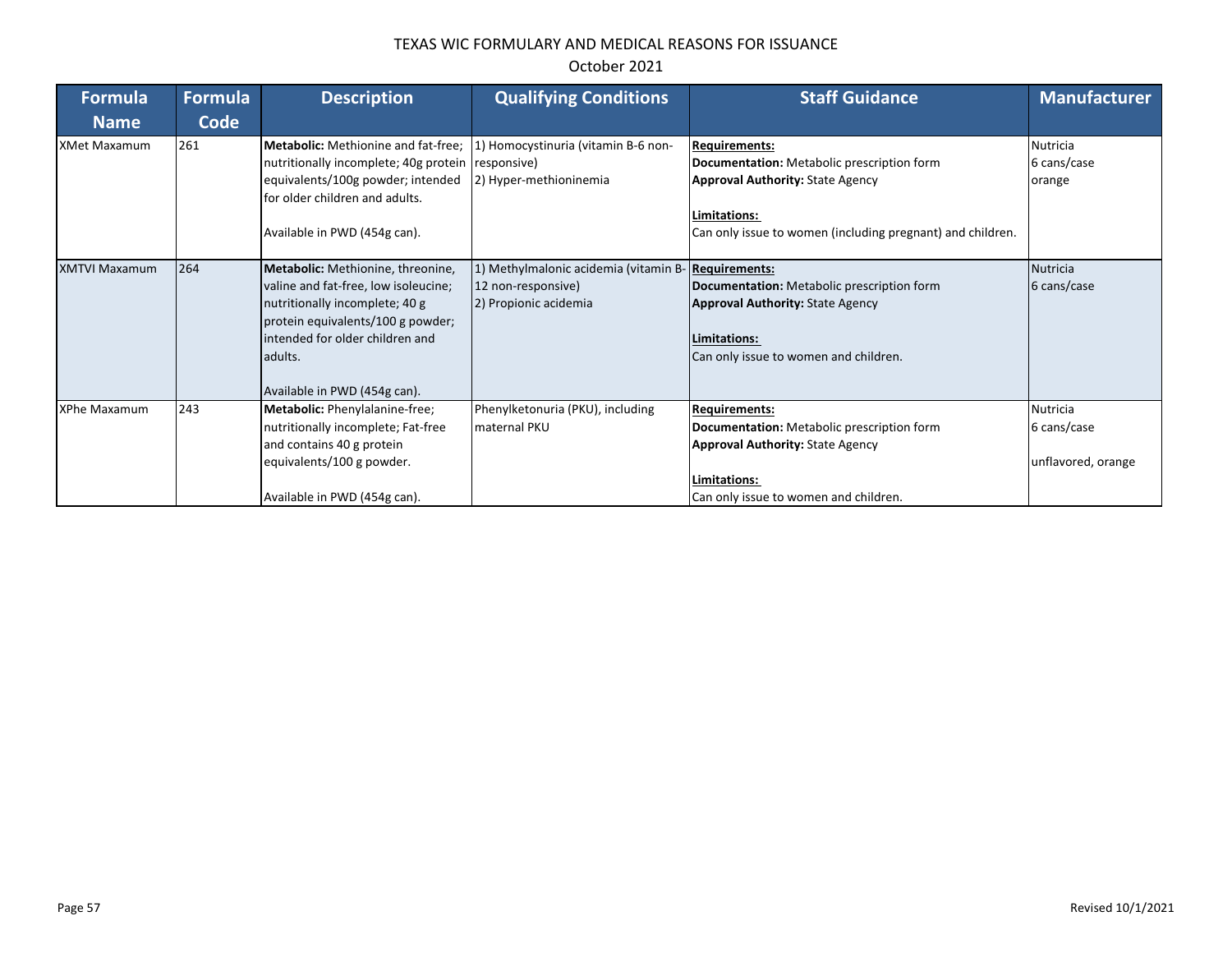TEXAS WIC FORMULARY AND MEDICAL REASONS FOR ISSUANCE

October 2021

| Formula Name | Formula Code | Description | Qualifying Conditions | Staff Guidance | Manufacturer |
|---|---|---|---|---|---|
| XMet Maxamum | 261 | **Metabolic:** Methionine and fat-free; nutritionally incomplete; 40g protein equivalents/100g powder; intended for older children and adults.<br><br>Available in PWD (454g can). | 1) Homocystinuria (vitamin B-6 non-responsive)<br>2) Hyper-methioninemia | **Requirements:**<br>**Documentation:** Metabolic prescription form<br>**Approval Authority:** State Agency<br><br>**Limitations:**<br>Can only issue to women (including pregnant) and children. | Nutricia<br>6 cans/case<br>orange |
| XMTVI Maxamum | 264 | **Metabolic:** Methionine, threonine, valine and fat-free, low isoleucine; nutritionally incomplete; 40 g protein equivalents/100 g powder; intended for older children and adults.<br><br>Available in PWD (454g can). | 1) Methylmalonic acidemia (vitamin B-12 non-responsive)<br>2) Propionic acidemia | **Requirements:**<br>**Documentation:** Metabolic prescription form<br>**Approval Authority:** State Agency<br><br>**Limitations:**<br>Can only issue to women and children. | Nutricia<br>6 cans/case |
| XPhe Maxamum | 243 | **Metabolic:** Phenylalanine-free; nutritionally incomplete; Fat-free and contains 40 g protein equivalents/100 g powder.<br><br>Available in PWD (454g can). | Phenylketonuria (PKU), including maternal PKU | **Requirements:**<br>**Documentation:** Metabolic prescription form<br>**Approval Authority:** State Agency<br><br>**Limitations:**<br>Can only issue to women and children. | Nutricia<br>6 cans/case<br><br>unflavored, orange |

Revised 10/1/2021